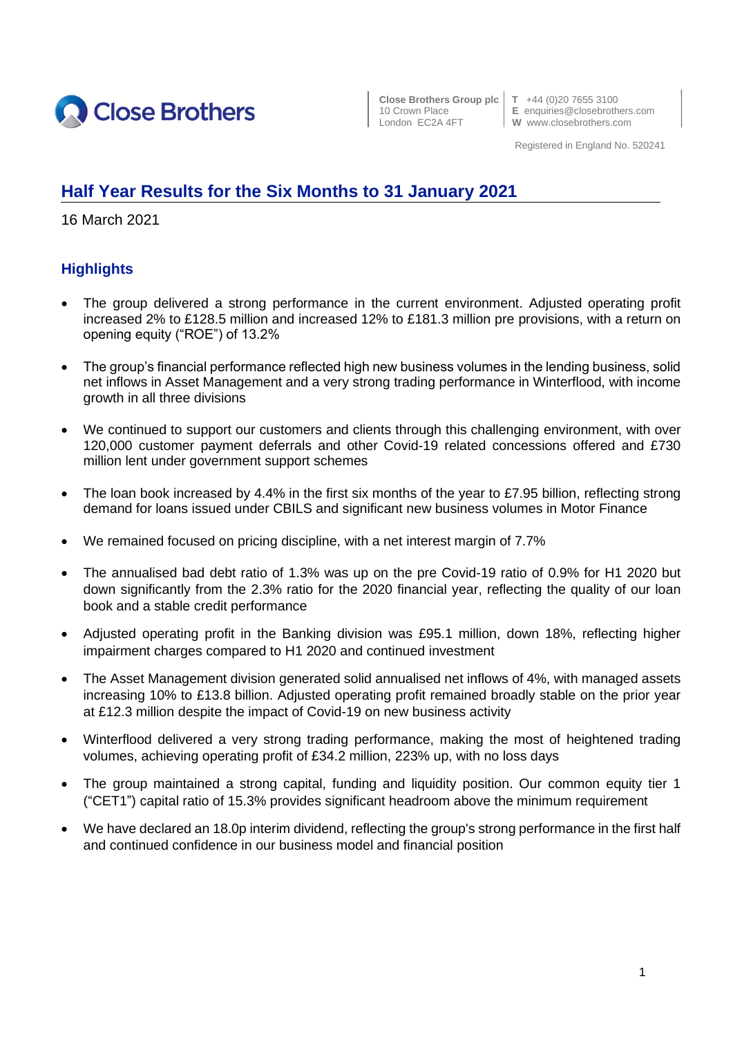Close Brothers

**Close Brothers Group plc**
10 Crown Place
London EC2A 4FT

**T** +44 (0)20 7655 3100
**E** enquiries@closebrothers.com
**W** www.closebrothers.com

Registered in England No. 520241

# Half Year Results for the Six Months to 31 January 2021

16 March 2021

## Highlights

- The group delivered a strong performance in the current environment. Adjusted operating profit increased 2% to £128.5 million and increased 12% to £181.3 million pre provisions, with a return on opening equity ("ROE") of 13.2%
- The group's financial performance reflected high new business volumes in the lending business, solid net inflows in Asset Management and a very strong trading performance in Winterflood, with income growth in all three divisions
- We continued to support our customers and clients through this challenging environment, with over 120,000 customer payment deferrals and other Covid-19 related concessions offered and £730 million lent under government support schemes
- The loan book increased by 4.4% in the first six months of the year to £7.95 billion, reflecting strong demand for loans issued under CBILS and significant new business volumes in Motor Finance
- We remained focused on pricing discipline, with a net interest margin of 7.7%
- The annualised bad debt ratio of 1.3% was up on the pre Covid-19 ratio of 0.9% for H1 2020 but down significantly from the 2.3% ratio for the 2020 financial year, reflecting the quality of our loan book and a stable credit performance
- Adjusted operating profit in the Banking division was £95.1 million, down 18%, reflecting higher impairment charges compared to H1 2020 and continued investment
- The Asset Management division generated solid annualised net inflows of 4%, with managed assets increasing 10% to £13.8 billion. Adjusted operating profit remained broadly stable on the prior year at £12.3 million despite the impact of Covid-19 on new business activity
- Winterflood delivered a very strong trading performance, making the most of heightened trading volumes, achieving operating profit of £34.2 million, 223% up, with no loss days
- The group maintained a strong capital, funding and liquidity position. Our common equity tier 1 ("CET1") capital ratio of 15.3% provides significant headroom above the minimum requirement
- We have declared an 18.0p interim dividend, reflecting the group's strong performance in the first half and continued confidence in our business model and financial position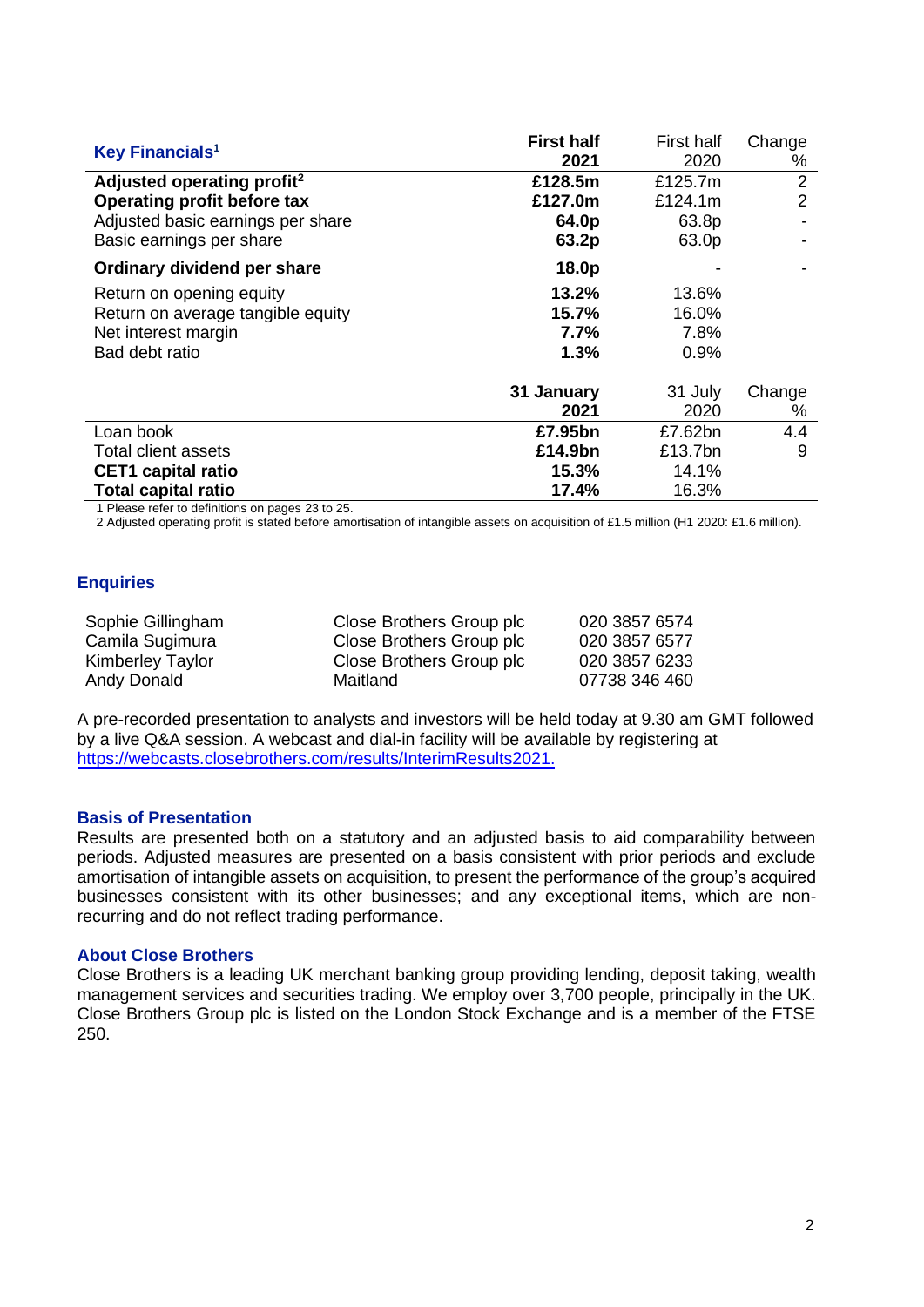| Key Financials[1] | First half 2021 | First half 2020 | Change % |
|---|---|---|---|
| **Adjusted operating profit[2]** | **£128.5m** | £125.7m | 2 |
| **Operating profit before tax** | **£127.0m** | £124.1m | 2 |
| Adjusted basic earnings per share | **64.0p** | 63.8p | - |
| Basic earnings per share | **63.2p** | 63.0p | - |
| **Ordinary dividend per share** | **18.0p** | - | - |
| Return on opening equity | **13.2%** | 13.6% | |
| Return on average tangible equity | **15.7%** | 16.0% | |
| Net interest margin | **7.7%** | 7.8% | |
| Bad debt ratio | **1.3%** | 0.9% | |
| | **31 January 2021** | 31 July 2020 | Change % |
| Loan book | **£7.95bn** | £7.62bn | 4.4 |
| Total client assets | **£14.9bn** | £13.7bn | 9 |
| **CET1 capital ratio** | **15.3%** | 14.1% | |
| **Total capital ratio** | **17.4%** | 16.3% | |

1 Please refer to definitions on pages 23 to 25.
2 Adjusted operating profit is stated before amortisation of intangible assets on acquisition of £1.5 million (H1 2020: £1.6 million).

## Enquiries

| | | |
|---|---|---|
| Sophie Gillingham | Close Brothers Group plc | 020 3857 6574 |
| Camila Sugimura | Close Brothers Group plc | 020 3857 6577 |
| Kimberley Taylor | Close Brothers Group plc | 020 3857 6233 |
| Andy Donald | Maitland | 07738 346 460 |

A pre-recorded presentation to analysts and investors will be held today at 9.30 am GMT followed by a live Q&A session. A webcast and dial-in facility will be available by registering at https://webcasts.closebrothers.com/results/InterimResults2021.

## Basis of Presentation

Results are presented both on a statutory and an adjusted basis to aid comparability between periods. Adjusted measures are presented on a basis consistent with prior periods and exclude amortisation of intangible assets on acquisition, to present the performance of the group's acquired businesses consistent with its other businesses; and any exceptional items, which are non-recurring and do not reflect trading performance.

## About Close Brothers

Close Brothers is a leading UK merchant banking group providing lending, deposit taking, wealth management services and securities trading. We employ over 3,700 people, principally in the UK. Close Brothers Group plc is listed on the London Stock Exchange and is a member of the FTSE 250.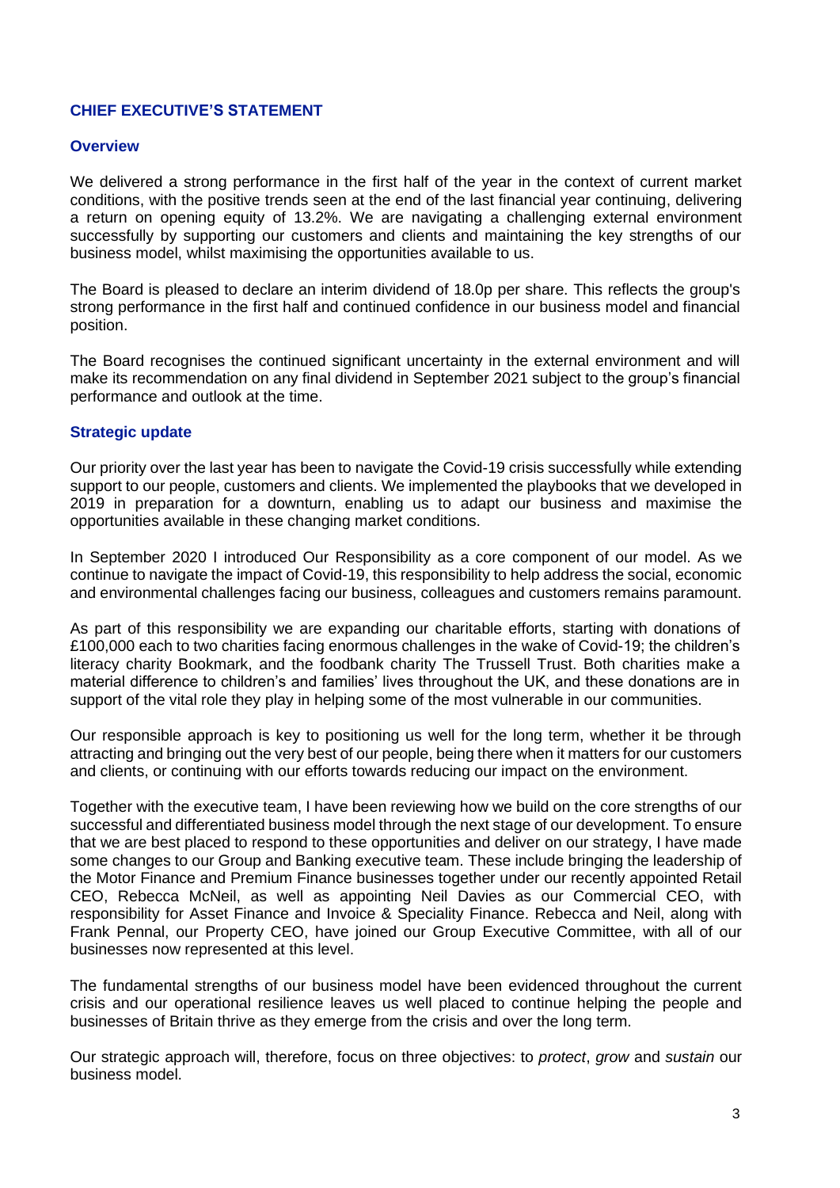## CHIEF EXECUTIVE'S STATEMENT

### Overview

We delivered a strong performance in the first half of the year in the context of current market conditions, with the positive trends seen at the end of the last financial year continuing, delivering a return on opening equity of 13.2%. We are navigating a challenging external environment successfully by supporting our customers and clients and maintaining the key strengths of our business model, whilst maximising the opportunities available to us.

The Board is pleased to declare an interim dividend of 18.0p per share. This reflects the group's strong performance in the first half and continued confidence in our business model and financial position.

The Board recognises the continued significant uncertainty in the external environment and will make its recommendation on any final dividend in September 2021 subject to the group's financial performance and outlook at the time.

### Strategic update

Our priority over the last year has been to navigate the Covid-19 crisis successfully while extending support to our people, customers and clients. We implemented the playbooks that we developed in 2019 in preparation for a downturn, enabling us to adapt our business and maximise the opportunities available in these changing market conditions.

In September 2020 I introduced Our Responsibility as a core component of our model. As we continue to navigate the impact of Covid-19, this responsibility to help address the social, economic and environmental challenges facing our business, colleagues and customers remains paramount.

As part of this responsibility we are expanding our charitable efforts, starting with donations of £100,000 each to two charities facing enormous challenges in the wake of Covid-19; the children's literacy charity Bookmark, and the foodbank charity The Trussell Trust. Both charities make a material difference to children's and families' lives throughout the UK, and these donations are in support of the vital role they play in helping some of the most vulnerable in our communities.

Our responsible approach is key to positioning us well for the long term, whether it be through attracting and bringing out the very best of our people, being there when it matters for our customers and clients, or continuing with our efforts towards reducing our impact on the environment.

Together with the executive team, I have been reviewing how we build on the core strengths of our successful and differentiated business model through the next stage of our development. To ensure that we are best placed to respond to these opportunities and deliver on our strategy, I have made some changes to our Group and Banking executive team. These include bringing the leadership of the Motor Finance and Premium Finance businesses together under our recently appointed Retail CEO, Rebecca McNeil, as well as appointing Neil Davies as our Commercial CEO, with responsibility for Asset Finance and Invoice & Speciality Finance. Rebecca and Neil, along with Frank Pennal, our Property CEO, have joined our Group Executive Committee, with all of our businesses now represented at this level.

The fundamental strengths of our business model have been evidenced throughout the current crisis and our operational resilience leaves us well placed to continue helping the people and businesses of Britain thrive as they emerge from the crisis and over the long term.

Our strategic approach will, therefore, focus on three objectives: to *protect*, *grow* and *sustain* our business model.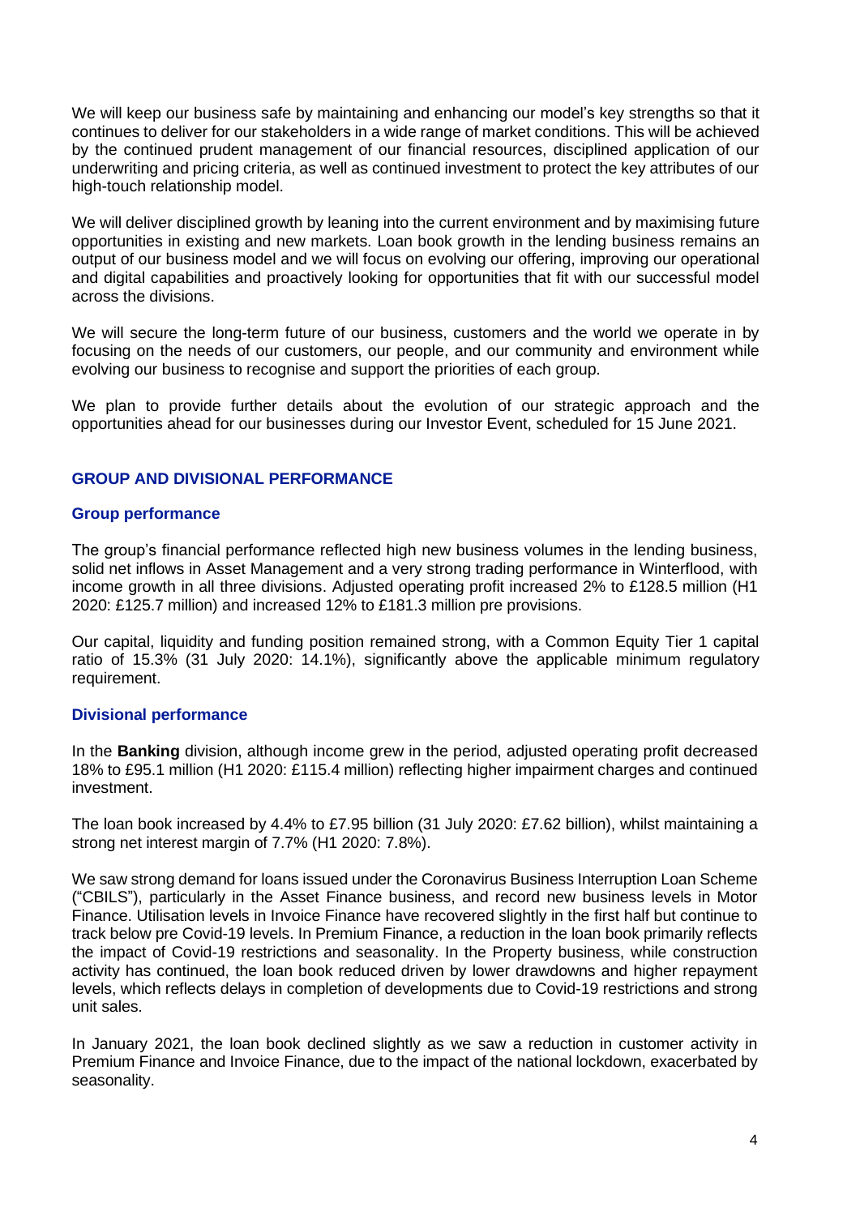We will keep our business safe by maintaining and enhancing our model's key strengths so that it continues to deliver for our stakeholders in a wide range of market conditions. This will be achieved by the continued prudent management of our financial resources, disciplined application of our underwriting and pricing criteria, as well as continued investment to protect the key attributes of our high-touch relationship model.

We will deliver disciplined growth by leaning into the current environment and by maximising future opportunities in existing and new markets. Loan book growth in the lending business remains an output of our business model and we will focus on evolving our offering, improving our operational and digital capabilities and proactively looking for opportunities that fit with our successful model across the divisions.

We will secure the long-term future of our business, customers and the world we operate in by focusing on the needs of our customers, our people, and our community and environment while evolving our business to recognise and support the priorities of each group.

We plan to provide further details about the evolution of our strategic approach and the opportunities ahead for our businesses during our Investor Event, scheduled for 15 June 2021.

## GROUP AND DIVISIONAL PERFORMANCE

### Group performance

The group's financial performance reflected high new business volumes in the lending business, solid net inflows in Asset Management and a very strong trading performance in Winterflood, with income growth in all three divisions. Adjusted operating profit increased 2% to £128.5 million (H1 2020: £125.7 million) and increased 12% to £181.3 million pre provisions.

Our capital, liquidity and funding position remained strong, with a Common Equity Tier 1 capital ratio of 15.3% (31 July 2020: 14.1%), significantly above the applicable minimum regulatory requirement.

### Divisional performance

In the **Banking** division, although income grew in the period, adjusted operating profit decreased 18% to £95.1 million (H1 2020: £115.4 million) reflecting higher impairment charges and continued investment.

The loan book increased by 4.4% to £7.95 billion (31 July 2020: £7.62 billion), whilst maintaining a strong net interest margin of 7.7% (H1 2020: 7.8%).

We saw strong demand for loans issued under the Coronavirus Business Interruption Loan Scheme ("CBILS"), particularly in the Asset Finance business, and record new business levels in Motor Finance. Utilisation levels in Invoice Finance have recovered slightly in the first half but continue to track below pre Covid-19 levels. In Premium Finance, a reduction in the loan book primarily reflects the impact of Covid-19 restrictions and seasonality. In the Property business, while construction activity has continued, the loan book reduced driven by lower drawdowns and higher repayment levels, which reflects delays in completion of developments due to Covid-19 restrictions and strong unit sales.

In January 2021, the loan book declined slightly as we saw a reduction in customer activity in Premium Finance and Invoice Finance, due to the impact of the national lockdown, exacerbated by seasonality.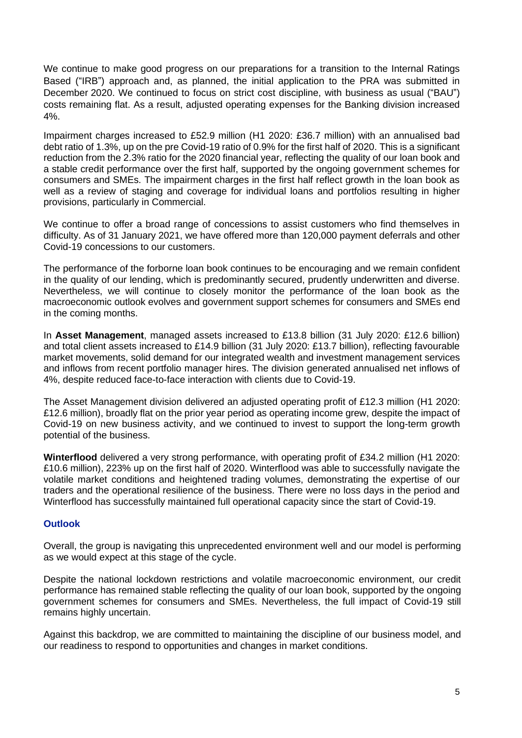We continue to make good progress on our preparations for a transition to the Internal Ratings Based ("IRB") approach and, as planned, the initial application to the PRA was submitted in December 2020. We continued to focus on strict cost discipline, with business as usual ("BAU") costs remaining flat. As a result, adjusted operating expenses for the Banking division increased 4%.

Impairment charges increased to £52.9 million (H1 2020: £36.7 million) with an annualised bad debt ratio of 1.3%, up on the pre Covid-19 ratio of 0.9% for the first half of 2020. This is a significant reduction from the 2.3% ratio for the 2020 financial year, reflecting the quality of our loan book and a stable credit performance over the first half, supported by the ongoing government schemes for consumers and SMEs. The impairment charges in the first half reflect growth in the loan book as well as a review of staging and coverage for individual loans and portfolios resulting in higher provisions, particularly in Commercial.

We continue to offer a broad range of concessions to assist customers who find themselves in difficulty. As of 31 January 2021, we have offered more than 120,000 payment deferrals and other Covid-19 concessions to our customers.

The performance of the forborne loan book continues to be encouraging and we remain confident in the quality of our lending, which is predominantly secured, prudently underwritten and diverse. Nevertheless, we will continue to closely monitor the performance of the loan book as the macroeconomic outlook evolves and government support schemes for consumers and SMEs end in the coming months.

In **Asset Management**, managed assets increased to £13.8 billion (31 July 2020: £12.6 billion) and total client assets increased to £14.9 billion (31 July 2020: £13.7 billion), reflecting favourable market movements, solid demand for our integrated wealth and investment management services and inflows from recent portfolio manager hires. The division generated annualised net inflows of 4%, despite reduced face-to-face interaction with clients due to Covid-19.

The Asset Management division delivered an adjusted operating profit of £12.3 million (H1 2020: £12.6 million), broadly flat on the prior year period as operating income grew, despite the impact of Covid-19 on new business activity, and we continued to invest to support the long-term growth potential of the business.

**Winterflood** delivered a very strong performance, with operating profit of £34.2 million (H1 2020: £10.6 million), 223% up on the first half of 2020. Winterflood was able to successfully navigate the volatile market conditions and heightened trading volumes, demonstrating the expertise of our traders and the operational resilience of the business. There were no loss days in the period and Winterflood has successfully maintained full operational capacity since the start of Covid-19.

### Outlook

Overall, the group is navigating this unprecedented environment well and our model is performing as we would expect at this stage of the cycle.

Despite the national lockdown restrictions and volatile macroeconomic environment, our credit performance has remained stable reflecting the quality of our loan book, supported by the ongoing government schemes for consumers and SMEs. Nevertheless, the full impact of Covid-19 still remains highly uncertain.

Against this backdrop, we are committed to maintaining the discipline of our business model, and our readiness to respond to opportunities and changes in market conditions.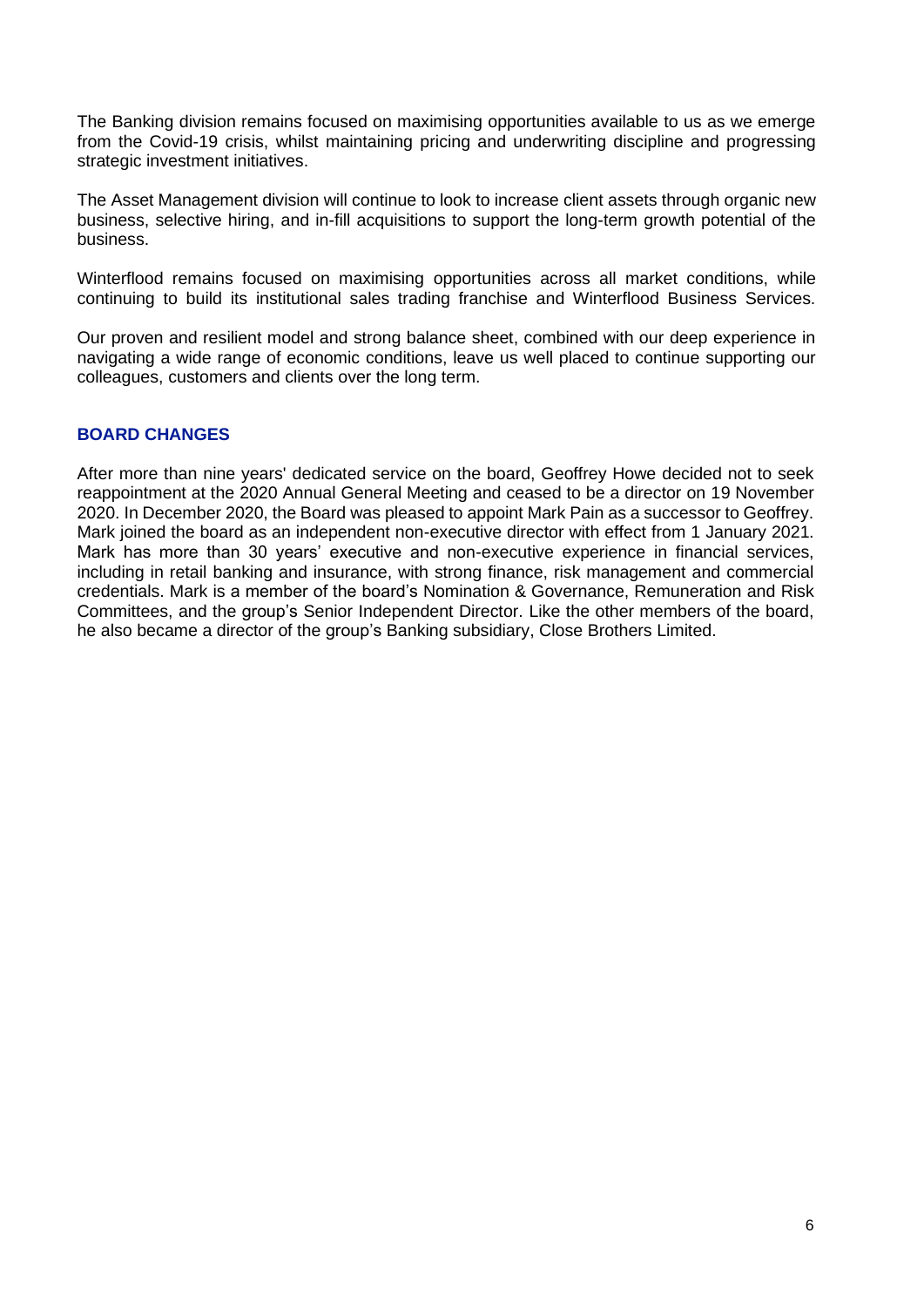The Banking division remains focused on maximising opportunities available to us as we emerge from the Covid-19 crisis, whilst maintaining pricing and underwriting discipline and progressing strategic investment initiatives.

The Asset Management division will continue to look to increase client assets through organic new business, selective hiring, and in-fill acquisitions to support the long-term growth potential of the business.

Winterflood remains focused on maximising opportunities across all market conditions, while continuing to build its institutional sales trading franchise and Winterflood Business Services.

Our proven and resilient model and strong balance sheet, combined with our deep experience in navigating a wide range of economic conditions, leave us well placed to continue supporting our colleagues, customers and clients over the long term.

## BOARD CHANGES

After more than nine years' dedicated service on the board, Geoffrey Howe decided not to seek reappointment at the 2020 Annual General Meeting and ceased to be a director on 19 November 2020. In December 2020, the Board was pleased to appoint Mark Pain as a successor to Geoffrey. Mark joined the board as an independent non-executive director with effect from 1 January 2021. Mark has more than 30 years' executive and non-executive experience in financial services, including in retail banking and insurance, with strong finance, risk management and commercial credentials. Mark is a member of the board's Nomination & Governance, Remuneration and Risk Committees, and the group's Senior Independent Director. Like the other members of the board, he also became a director of the group's Banking subsidiary, Close Brothers Limited.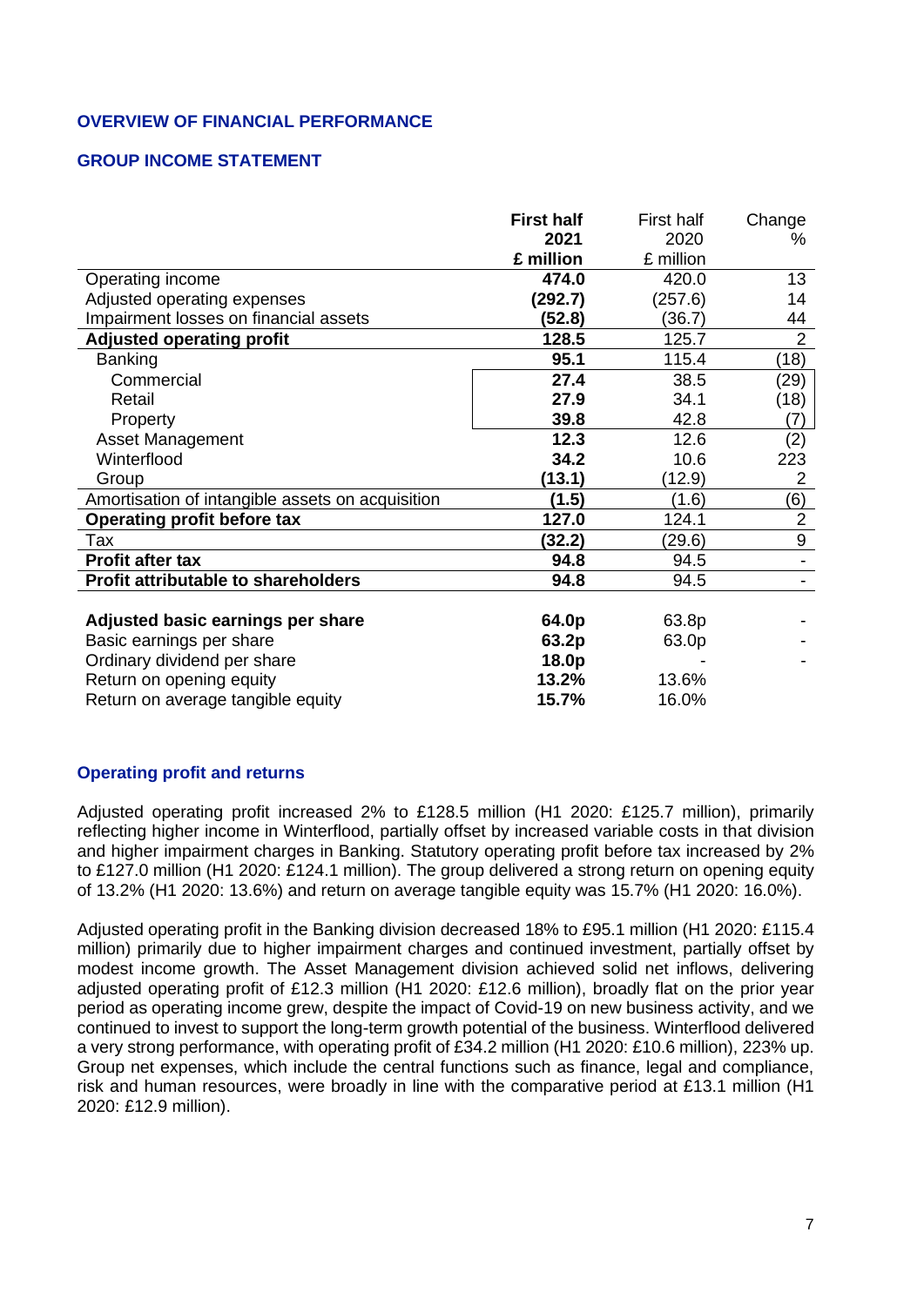## OVERVIEW OF FINANCIAL PERFORMANCE

### GROUP INCOME STATEMENT

| | First half 2021 £ million | First half 2020 £ million | Change % |
|---|---|---|---|
| Operating income | **474.0** | 420.0 | 13 |
| Adjusted operating expenses | **(292.7)** | (257.6) | 14 |
| Impairment losses on financial assets | **(52.8)** | (36.7) | 44 |
| **Adjusted operating profit** | **128.5** | 125.7 | 2 |
| Banking | **95.1** | 115.4 | (18) |
| Commercial | **27.4** | 38.5 | (29) |
| Retail | **27.9** | 34.1 | (18) |
| Property | **39.8** | 42.8 | (7) |
| Asset Management | **12.3** | 12.6 | (2) |
| Winterflood | **34.2** | 10.6 | 223 |
| Group | **(13.1)** | (12.9) | 2 |
| Amortisation of intangible assets on acquisition | **(1.5)** | (1.6) | (6) |
| **Operating profit before tax** | **127.0** | 124.1 | 2 |
| Tax | **(32.2)** | (29.6) | 9 |
| **Profit after tax** | **94.8** | 94.5 | - |
| **Profit attributable to shareholders** | **94.8** | 94.5 | - |
| | | | |
| **Adjusted basic earnings per share** | **64.0p** | 63.8p | - |
| Basic earnings per share | **63.2p** | 63.0p | - |
| Ordinary dividend per share | **18.0p** | - | - |
| Return on opening equity | **13.2%** | 13.6% | |
| Return on average tangible equity | **15.7%** | 16.0% | |

### Operating profit and returns

Adjusted operating profit increased 2% to £128.5 million (H1 2020: £125.7 million), primarily reflecting higher income in Winterflood, partially offset by increased variable costs in that division and higher impairment charges in Banking. Statutory operating profit before tax increased by 2% to £127.0 million (H1 2020: £124.1 million). The group delivered a strong return on opening equity of 13.2% (H1 2020: 13.6%) and return on average tangible equity was 15.7% (H1 2020: 16.0%).

Adjusted operating profit in the Banking division decreased 18% to £95.1 million (H1 2020: £115.4 million) primarily due to higher impairment charges and continued investment, partially offset by modest income growth. The Asset Management division achieved solid net inflows, delivering adjusted operating profit of £12.3 million (H1 2020: £12.6 million), broadly flat on the prior year period as operating income grew, despite the impact of Covid-19 on new business activity, and we continued to invest to support the long-term growth potential of the business. Winterflood delivered a very strong performance, with operating profit of £34.2 million (H1 2020: £10.6 million), 223% up. Group net expenses, which include the central functions such as finance, legal and compliance, risk and human resources, were broadly in line with the comparative period at £13.1 million (H1 2020: £12.9 million).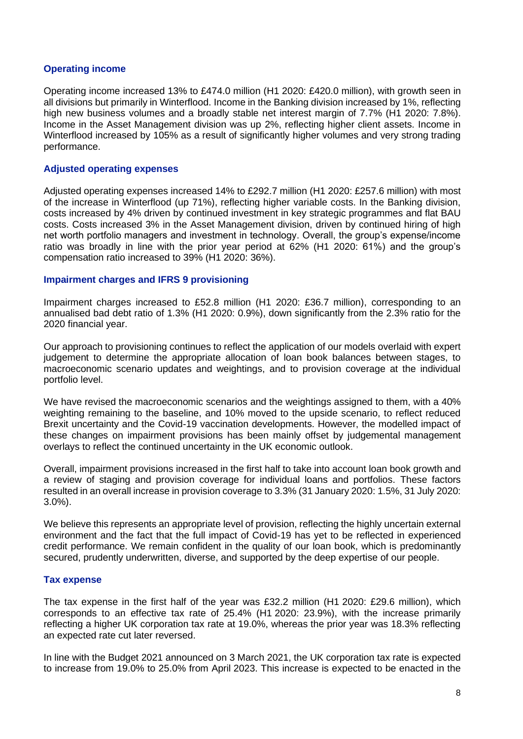### Operating income

Operating income increased 13% to £474.0 million (H1 2020: £420.0 million), with growth seen in all divisions but primarily in Winterflood. Income in the Banking division increased by 1%, reflecting high new business volumes and a broadly stable net interest margin of 7.7% (H1 2020: 7.8%). Income in the Asset Management division was up 2%, reflecting higher client assets. Income in Winterflood increased by 105% as a result of significantly higher volumes and very strong trading performance.

### Adjusted operating expenses

Adjusted operating expenses increased 14% to £292.7 million (H1 2020: £257.6 million) with most of the increase in Winterflood (up 71%), reflecting higher variable costs. In the Banking division, costs increased by 4% driven by continued investment in key strategic programmes and flat BAU costs. Costs increased 3% in the Asset Management division, driven by continued hiring of high net worth portfolio managers and investment in technology. Overall, the group's expense/income ratio was broadly in line with the prior year period at 62% (H1 2020: 61%) and the group's compensation ratio increased to 39% (H1 2020: 36%).

### Impairment charges and IFRS 9 provisioning

Impairment charges increased to £52.8 million (H1 2020: £36.7 million), corresponding to an annualised bad debt ratio of 1.3% (H1 2020: 0.9%), down significantly from the 2.3% ratio for the 2020 financial year.

Our approach to provisioning continues to reflect the application of our models overlaid with expert judgement to determine the appropriate allocation of loan book balances between stages, to macroeconomic scenario updates and weightings, and to provision coverage at the individual portfolio level.

We have revised the macroeconomic scenarios and the weightings assigned to them, with a 40% weighting remaining to the baseline, and 10% moved to the upside scenario, to reflect reduced Brexit uncertainty and the Covid-19 vaccination developments. However, the modelled impact of these changes on impairment provisions has been mainly offset by judgemental management overlays to reflect the continued uncertainty in the UK economic outlook.

Overall, impairment provisions increased in the first half to take into account loan book growth and a review of staging and provision coverage for individual loans and portfolios. These factors resulted in an overall increase in provision coverage to 3.3% (31 January 2020: 1.5%, 31 July 2020: 3.0%).

We believe this represents an appropriate level of provision, reflecting the highly uncertain external environment and the fact that the full impact of Covid-19 has yet to be reflected in experienced credit performance. We remain confident in the quality of our loan book, which is predominantly secured, prudently underwritten, diverse, and supported by the deep expertise of our people.

### Tax expense

The tax expense in the first half of the year was £32.2 million (H1 2020: £29.6 million), which corresponds to an effective tax rate of 25.4% (H1 2020: 23.9%), with the increase primarily reflecting a higher UK corporation tax rate at 19.0%, whereas the prior year was 18.3% reflecting an expected rate cut later reversed.

In line with the Budget 2021 announced on 3 March 2021, the UK corporation tax rate is expected to increase from 19.0% to 25.0% from April 2023. This increase is expected to be enacted in the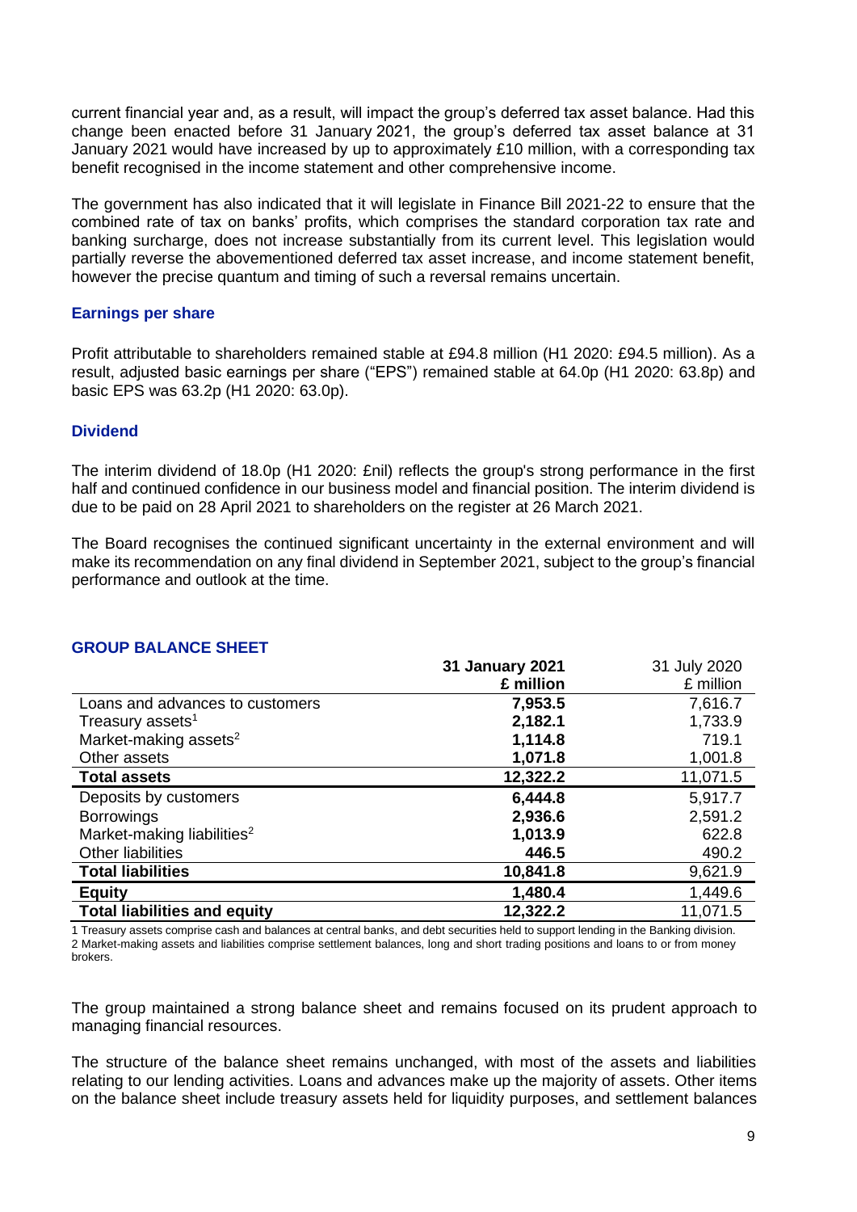current financial year and, as a result, will impact the group's deferred tax asset balance. Had this change been enacted before 31 January 2021, the group's deferred tax asset balance at 31 January 2021 would have increased by up to approximately £10 million, with a corresponding tax benefit recognised in the income statement and other comprehensive income.

The government has also indicated that it will legislate in Finance Bill 2021-22 to ensure that the combined rate of tax on banks' profits, which comprises the standard corporation tax rate and banking surcharge, does not increase substantially from its current level. This legislation would partially reverse the abovementioned deferred tax asset increase, and income statement benefit, however the precise quantum and timing of such a reversal remains uncertain.

### Earnings per share

Profit attributable to shareholders remained stable at £94.8 million (H1 2020: £94.5 million). As a result, adjusted basic earnings per share ("EPS") remained stable at 64.0p (H1 2020: 63.8p) and basic EPS was 63.2p (H1 2020: 63.0p).

### Dividend

The interim dividend of 18.0p (H1 2020: £nil) reflects the group's strong performance in the first half and continued confidence in our business model and financial position. The interim dividend is due to be paid on 28 April 2021 to shareholders on the register at 26 March 2021.

The Board recognises the continued significant uncertainty in the external environment and will make its recommendation on any final dividend in September 2021, subject to the group's financial performance and outlook at the time.

## GROUP BALANCE SHEET

| | **31 January 2021 £ million** | 31 July 2020 £ million |
|---|---|---|
| Loans and advances to customers | **7,953.5** | 7,616.7 |
| Treasury assets[1] | **2,182.1** | 1,733.9 |
| Market-making assets[2] | **1,114.8** | 719.1 |
| Other assets | **1,071.8** | 1,001.8 |
| **Total assets** | **12,322.2** | 11,071.5 |
| Deposits by customers | **6,444.8** | 5,917.7 |
| Borrowings | **2,936.6** | 2,591.2 |
| Market-making liabilities[2] | **1,013.9** | 622.8 |
| Other liabilities | **446.5** | 490.2 |
| **Total liabilities** | **10,841.8** | 9,621.9 |
| **Equity** | **1,480.4** | 1,449.6 |
| **Total liabilities and equity** | **12,322.2** | 11,071.5 |

1 Treasury assets comprise cash and balances at central banks, and debt securities held to support lending in the Banking division.
2 Market-making assets and liabilities comprise settlement balances, long and short trading positions and loans to or from money brokers.

The group maintained a strong balance sheet and remains focused on its prudent approach to managing financial resources.

The structure of the balance sheet remains unchanged, with most of the assets and liabilities relating to our lending activities. Loans and advances make up the majority of assets. Other items on the balance sheet include treasury assets held for liquidity purposes, and settlement balances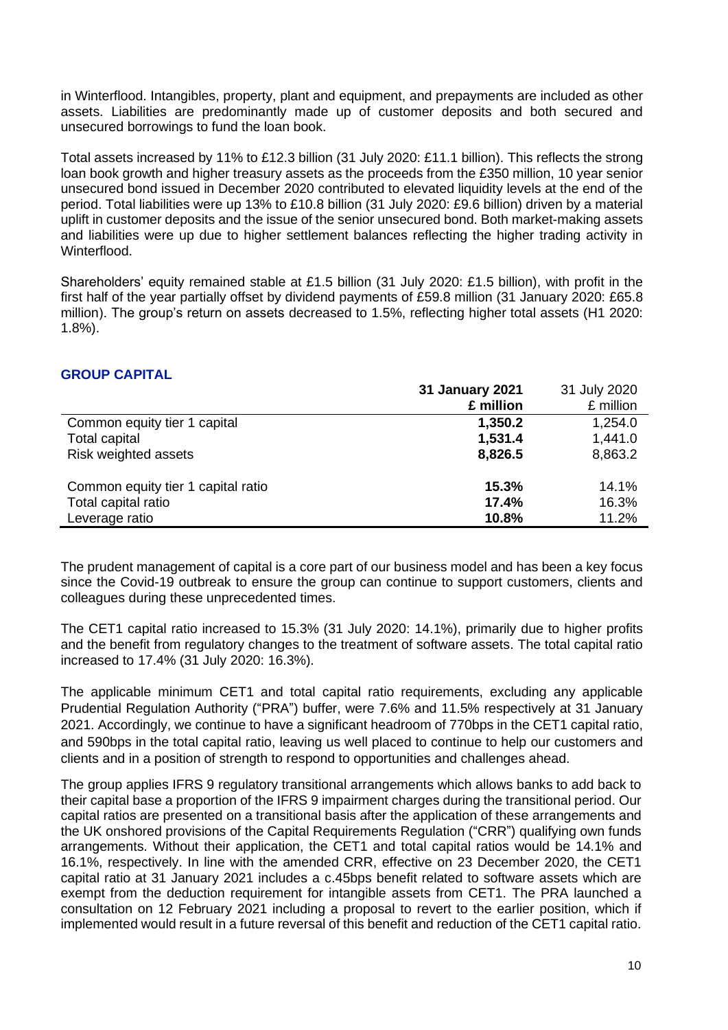in Winterflood. Intangibles, property, plant and equipment, and prepayments are included as other assets. Liabilities are predominantly made up of customer deposits and both secured and unsecured borrowings to fund the loan book.

Total assets increased by 11% to £12.3 billion (31 July 2020: £11.1 billion). This reflects the strong loan book growth and higher treasury assets as the proceeds from the £350 million, 10 year senior unsecured bond issued in December 2020 contributed to elevated liquidity levels at the end of the period. Total liabilities were up 13% to £10.8 billion (31 July 2020: £9.6 billion) driven by a material uplift in customer deposits and the issue of the senior unsecured bond. Both market-making assets and liabilities were up due to higher settlement balances reflecting the higher trading activity in Winterflood.

Shareholders' equity remained stable at £1.5 billion (31 July 2020: £1.5 billion), with profit in the first half of the year partially offset by dividend payments of £59.8 million (31 January 2020: £65.8 million). The group's return on assets decreased to 1.5%, reflecting higher total assets (H1 2020: 1.8%).

## GROUP CAPITAL

| | **31 January 2021** | 31 July 2020 |
|---|---|---|
| | **£ million** | £ million |
| Common equity tier 1 capital | **1,350.2** | 1,254.0 |
| Total capital | **1,531.4** | 1,441.0 |
| Risk weighted assets | **8,826.5** | 8,863.2 |
| | | |
| Common equity tier 1 capital ratio | **15.3%** | 14.1% |
| Total capital ratio | **17.4%** | 16.3% |
| Leverage ratio | **10.8%** | 11.2% |

The prudent management of capital is a core part of our business model and has been a key focus since the Covid-19 outbreak to ensure the group can continue to support customers, clients and colleagues during these unprecedented times.

The CET1 capital ratio increased to 15.3% (31 July 2020: 14.1%), primarily due to higher profits and the benefit from regulatory changes to the treatment of software assets. The total capital ratio increased to 17.4% (31 July 2020: 16.3%).

The applicable minimum CET1 and total capital ratio requirements, excluding any applicable Prudential Regulation Authority ("PRA") buffer, were 7.6% and 11.5% respectively at 31 January 2021. Accordingly, we continue to have a significant headroom of 770bps in the CET1 capital ratio, and 590bps in the total capital ratio, leaving us well placed to continue to help our customers and clients and in a position of strength to respond to opportunities and challenges ahead.

The group applies IFRS 9 regulatory transitional arrangements which allows banks to add back to their capital base a proportion of the IFRS 9 impairment charges during the transitional period. Our capital ratios are presented on a transitional basis after the application of these arrangements and the UK onshored provisions of the Capital Requirements Regulation ("CRR") qualifying own funds arrangements. Without their application, the CET1 and total capital ratios would be 14.1% and 16.1%, respectively. In line with the amended CRR, effective on 23 December 2020, the CET1 capital ratio at 31 January 2021 includes a c.45bps benefit related to software assets which are exempt from the deduction requirement for intangible assets from CET1. The PRA launched a consultation on 12 February 2021 including a proposal to revert to the earlier position, which if implemented would result in a future reversal of this benefit and reduction of the CET1 capital ratio.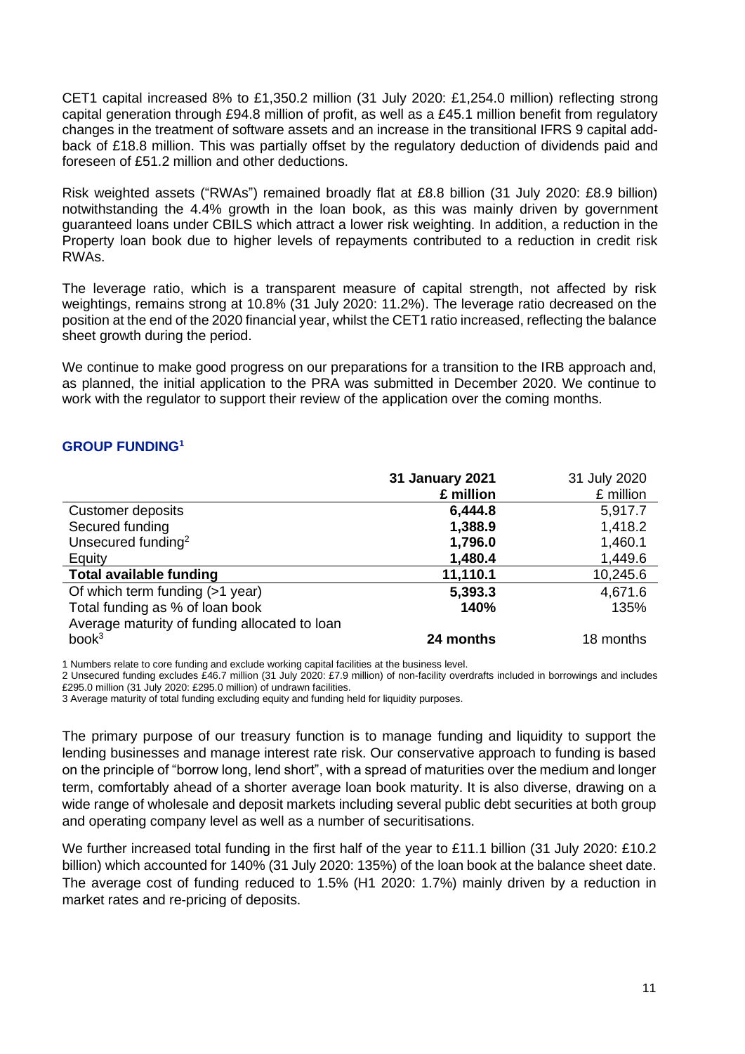CET1 capital increased 8% to £1,350.2 million (31 July 2020: £1,254.0 million) reflecting strong capital generation through £94.8 million of profit, as well as a £45.1 million benefit from regulatory changes in the treatment of software assets and an increase in the transitional IFRS 9 capital add-back of £18.8 million. This was partially offset by the regulatory deduction of dividends paid and foreseen of £51.2 million and other deductions.

Risk weighted assets ("RWAs") remained broadly flat at £8.8 billion (31 July 2020: £8.9 billion) notwithstanding the 4.4% growth in the loan book, as this was mainly driven by government guaranteed loans under CBILS which attract a lower risk weighting. In addition, a reduction in the Property loan book due to higher levels of repayments contributed to a reduction in credit risk RWAs.

The leverage ratio, which is a transparent measure of capital strength, not affected by risk weightings, remains strong at 10.8% (31 July 2020: 11.2%). The leverage ratio decreased on the position at the end of the 2020 financial year, whilst the CET1 ratio increased, reflecting the balance sheet growth during the period.

We continue to make good progress on our preparations for a transition to the IRB approach and, as planned, the initial application to the PRA was submitted in December 2020. We continue to work with the regulator to support their review of the application over the coming months.

## GROUP FUNDING[1]

| | **31 January 2021** | 31 July 2020 |
|---|---|---|
| | **£ million** | £ million |
| Customer deposits | **6,444.8** | 5,917.7 |
| Secured funding | **1,388.9** | 1,418.2 |
| Unsecured funding[2] | **1,796.0** | 1,460.1 |
| Equity | **1,480.4** | 1,449.6 |
| **Total available funding** | **11,110.1** | 10,245.6 |
| Of which term funding (>1 year) | **5,393.3** | 4,671.6 |
| Total funding as % of loan book | **140%** | 135% |
| Average maturity of funding allocated to loan book[3] | **24 months** | 18 months |

1 Numbers relate to core funding and exclude working capital facilities at the business level.
2 Unsecured funding excludes £46.7 million (31 July 2020: £7.9 million) of non-facility overdrafts included in borrowings and includes £295.0 million (31 July 2020: £295.0 million) of undrawn facilities.
3 Average maturity of total funding excluding equity and funding held for liquidity purposes.

The primary purpose of our treasury function is to manage funding and liquidity to support the lending businesses and manage interest rate risk. Our conservative approach to funding is based on the principle of "borrow long, lend short", with a spread of maturities over the medium and longer term, comfortably ahead of a shorter average loan book maturity. It is also diverse, drawing on a wide range of wholesale and deposit markets including several public debt securities at both group and operating company level as well as a number of securitisations.

We further increased total funding in the first half of the year to £11.1 billion (31 July 2020: £10.2 billion) which accounted for 140% (31 July 2020: 135%) of the loan book at the balance sheet date. The average cost of funding reduced to 1.5% (H1 2020: 1.7%) mainly driven by a reduction in market rates and re-pricing of deposits.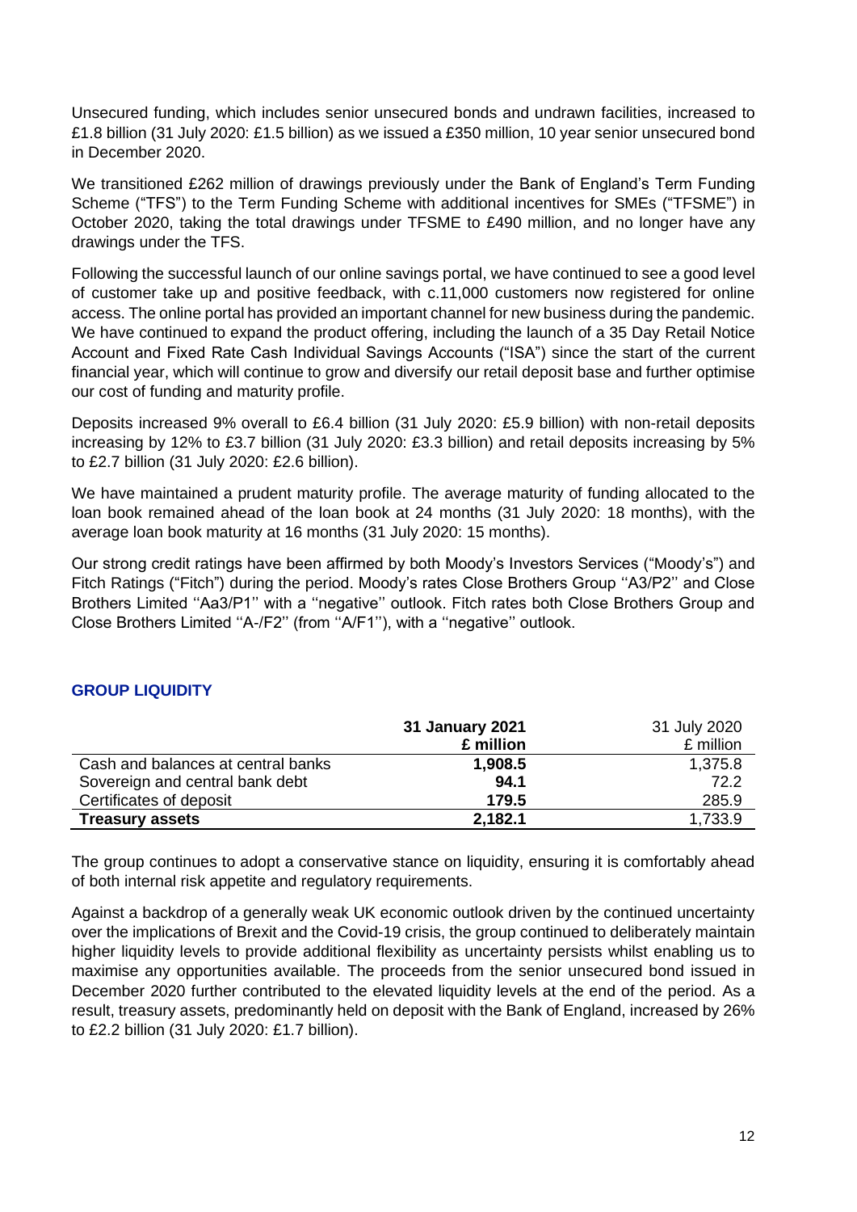Unsecured funding, which includes senior unsecured bonds and undrawn facilities, increased to £1.8 billion (31 July 2020: £1.5 billion) as we issued a £350 million, 10 year senior unsecured bond in December 2020.

We transitioned £262 million of drawings previously under the Bank of England's Term Funding Scheme ("TFS") to the Term Funding Scheme with additional incentives for SMEs ("TFSME") in October 2020, taking the total drawings under TFSME to £490 million, and no longer have any drawings under the TFS.

Following the successful launch of our online savings portal, we have continued to see a good level of customer take up and positive feedback, with c.11,000 customers now registered for online access. The online portal has provided an important channel for new business during the pandemic. We have continued to expand the product offering, including the launch of a 35 Day Retail Notice Account and Fixed Rate Cash Individual Savings Accounts ("ISA") since the start of the current financial year, which will continue to grow and diversify our retail deposit base and further optimise our cost of funding and maturity profile.

Deposits increased 9% overall to £6.4 billion (31 July 2020: £5.9 billion) with non-retail deposits increasing by 12% to £3.7 billion (31 July 2020: £3.3 billion) and retail deposits increasing by 5% to £2.7 billion (31 July 2020: £2.6 billion).

We have maintained a prudent maturity profile. The average maturity of funding allocated to the loan book remained ahead of the loan book at 24 months (31 July 2020: 18 months), with the average loan book maturity at 16 months (31 July 2020: 15 months).

Our strong credit ratings have been affirmed by both Moody's Investors Services ("Moody's") and Fitch Ratings ("Fitch") during the period. Moody's rates Close Brothers Group ''A3/P2'' and Close Brothers Limited ''Aa3/P1'' with a ''negative'' outlook. Fitch rates both Close Brothers Group and Close Brothers Limited ''A-/F2'' (from ''A/F1''), with a ''negative'' outlook.

## GROUP LIQUIDITY

| | **31 January 2021** | 31 July 2020 |
|---|---|---|
| | **£ million** | £ million |
| Cash and balances at central banks | **1,908.5** | 1,375.8 |
| Sovereign and central bank debt | **94.1** | 72.2 |
| Certificates of deposit | **179.5** | 285.9 |
| **Treasury assets** | **2,182.1** | 1,733.9 |

The group continues to adopt a conservative stance on liquidity, ensuring it is comfortably ahead of both internal risk appetite and regulatory requirements.

Against a backdrop of a generally weak UK economic outlook driven by the continued uncertainty over the implications of Brexit and the Covid-19 crisis, the group continued to deliberately maintain higher liquidity levels to provide additional flexibility as uncertainty persists whilst enabling us to maximise any opportunities available. The proceeds from the senior unsecured bond issued in December 2020 further contributed to the elevated liquidity levels at the end of the period. As a result, treasury assets, predominantly held on deposit with the Bank of England, increased by 26% to £2.2 billion (31 July 2020: £1.7 billion).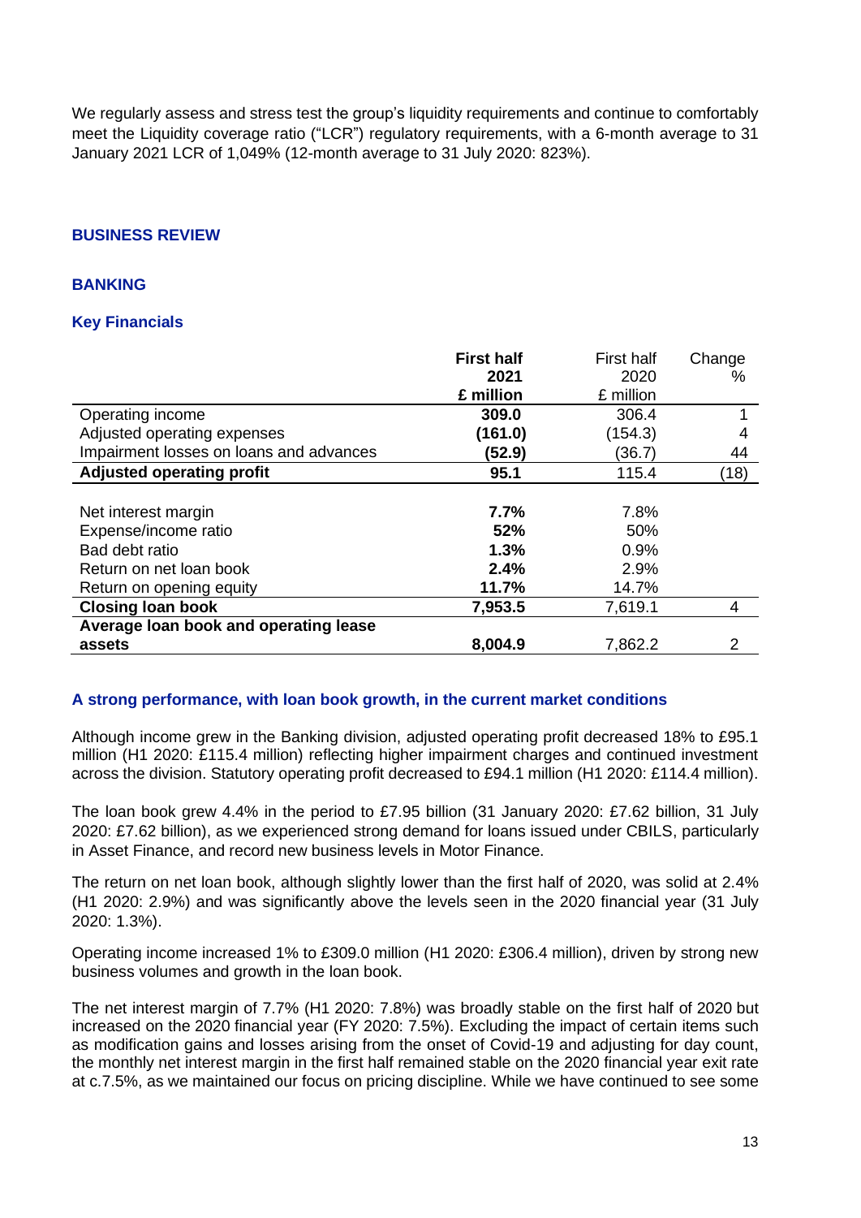We regularly assess and stress test the group's liquidity requirements and continue to comfortably meet the Liquidity coverage ratio ("LCR") regulatory requirements, with a 6-month average to 31 January 2021 LCR of 1,049% (12-month average to 31 July 2020: 823%).

## BUSINESS REVIEW

## BANKING

### Key Financials

| | **First half 2021 £ million** | First half 2020 £ million | Change % |
|---|---|---|---|
| Operating income | **309.0** | 306.4 | 1 |
| Adjusted operating expenses | **(161.0)** | (154.3) | 4 |
| Impairment losses on loans and advances | **(52.9)** | (36.7) | 44 |
| **Adjusted operating profit** | **95.1** | 115.4 | (18) |
| | | | |
| Net interest margin | **7.7%** | 7.8% | |
| Expense/income ratio | **52%** | 50% | |
| Bad debt ratio | **1.3%** | 0.9% | |
| Return on net loan book | **2.4%** | 2.9% | |
| Return on opening equity | **11.7%** | 14.7% | |
| **Closing loan book** | **7,953.5** | 7,619.1 | 4 |
| **Average loan book and operating lease assets** | **8,004.9** | 7,862.2 | 2 |

### A strong performance, with loan book growth, in the current market conditions

Although income grew in the Banking division, adjusted operating profit decreased 18% to £95.1 million (H1 2020: £115.4 million) reflecting higher impairment charges and continued investment across the division. Statutory operating profit decreased to £94.1 million (H1 2020: £114.4 million).

The loan book grew 4.4% in the period to £7.95 billion (31 January 2020: £7.62 billion, 31 July 2020: £7.62 billion), as we experienced strong demand for loans issued under CBILS, particularly in Asset Finance, and record new business levels in Motor Finance.

The return on net loan book, although slightly lower than the first half of 2020, was solid at 2.4% (H1 2020: 2.9%) and was significantly above the levels seen in the 2020 financial year (31 July 2020: 1.3%).

Operating income increased 1% to £309.0 million (H1 2020: £306.4 million), driven by strong new business volumes and growth in the loan book.

The net interest margin of 7.7% (H1 2020: 7.8%) was broadly stable on the first half of 2020 but increased on the 2020 financial year (FY 2020: 7.5%). Excluding the impact of certain items such as modification gains and losses arising from the onset of Covid-19 and adjusting for day count, the monthly net interest margin in the first half remained stable on the 2020 financial year exit rate at c.7.5%, as we maintained our focus on pricing discipline. While we have continued to see some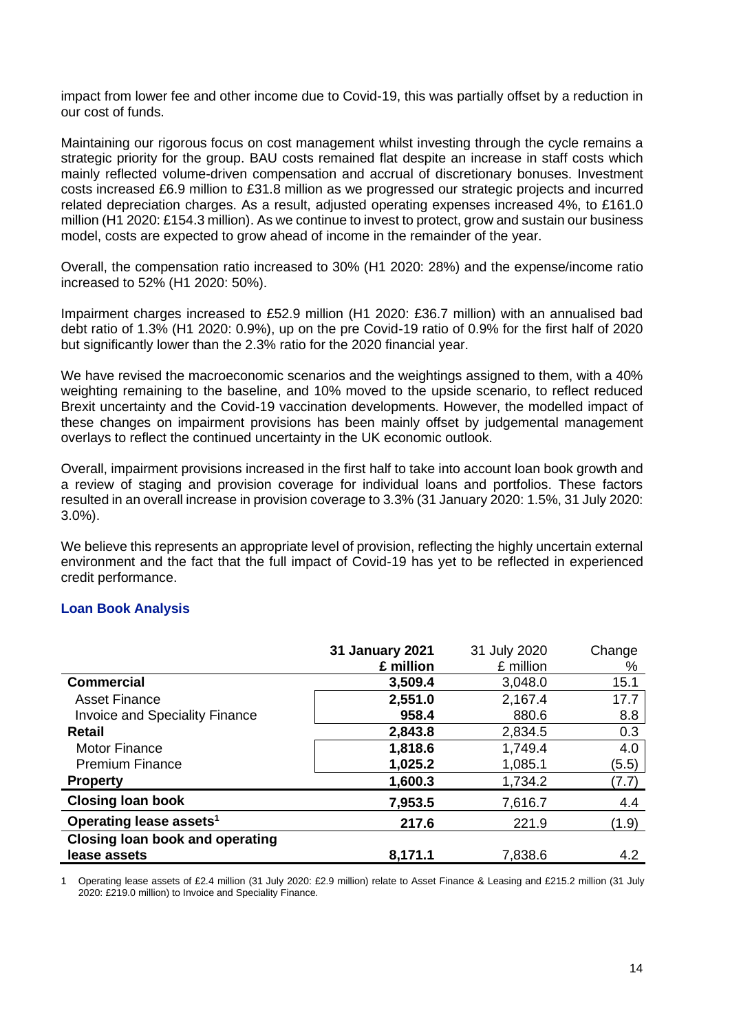impact from lower fee and other income due to Covid-19, this was partially offset by a reduction in our cost of funds.

Maintaining our rigorous focus on cost management whilst investing through the cycle remains a strategic priority for the group. BAU costs remained flat despite an increase in staff costs which mainly reflected volume-driven compensation and accrual of discretionary bonuses. Investment costs increased £6.9 million to £31.8 million as we progressed our strategic projects and incurred related depreciation charges. As a result, adjusted operating expenses increased 4%, to £161.0 million (H1 2020: £154.3 million). As we continue to invest to protect, grow and sustain our business model, costs are expected to grow ahead of income in the remainder of the year.

Overall, the compensation ratio increased to 30% (H1 2020: 28%) and the expense/income ratio increased to 52% (H1 2020: 50%).

Impairment charges increased to £52.9 million (H1 2020: £36.7 million) with an annualised bad debt ratio of 1.3% (H1 2020: 0.9%), up on the pre Covid-19 ratio of 0.9% for the first half of 2020 but significantly lower than the 2.3% ratio for the 2020 financial year.

We have revised the macroeconomic scenarios and the weightings assigned to them, with a 40% weighting remaining to the baseline, and 10% moved to the upside scenario, to reflect reduced Brexit uncertainty and the Covid-19 vaccination developments. However, the modelled impact of these changes on impairment provisions has been mainly offset by judgemental management overlays to reflect the continued uncertainty in the UK economic outlook.

Overall, impairment provisions increased in the first half to take into account loan book growth and a review of staging and provision coverage for individual loans and portfolios. These factors resulted in an overall increase in provision coverage to 3.3% (31 January 2020: 1.5%, 31 July 2020: 3.0%).

We believe this represents an appropriate level of provision, reflecting the highly uncertain external environment and the fact that the full impact of Covid-19 has yet to be reflected in experienced credit performance.

## Loan Book Analysis

| | **31 January 2021 £ million** | 31 July 2020 £ million | Change % |
|---|---|---|---|
| **Commercial** | **3,509.4** | 3,048.0 | 15.1 |
| Asset Finance | **2,551.0** | 2,167.4 | 17.7 |
| Invoice and Speciality Finance | **958.4** | 880.6 | 8.8 |
| **Retail** | **2,843.8** | 2,834.5 | 0.3 |
| Motor Finance | **1,818.6** | 1,749.4 | 4.0 |
| Premium Finance | **1,025.2** | 1,085.1 | (5.5) |
| **Property** | **1,600.3** | 1,734.2 | (7.7) |
| **Closing loan book** | **7,953.5** | 7,616.7 | 4.4 |
| **Operating lease assets[1]** | **217.6** | 221.9 | (1.9) |
| **Closing loan book and operating lease assets** | **8,171.1** | 7,838.6 | 4.2 |

1 Operating lease assets of £2.4 million (31 July 2020: £2.9 million) relate to Asset Finance & Leasing and £215.2 million (31 July 2020: £219.0 million) to Invoice and Speciality Finance.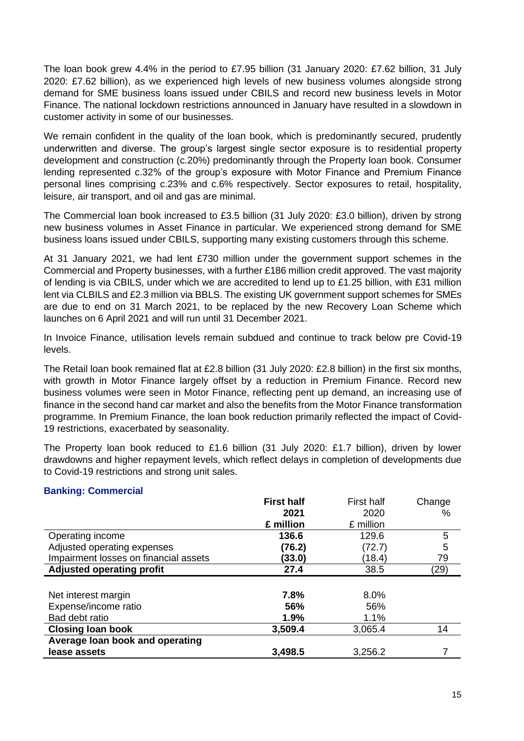The loan book grew 4.4% in the period to £7.95 billion (31 January 2020: £7.62 billion, 31 July 2020: £7.62 billion), as we experienced high levels of new business volumes alongside strong demand for SME business loans issued under CBILS and record new business levels in Motor Finance. The national lockdown restrictions announced in January have resulted in a slowdown in customer activity in some of our businesses.

We remain confident in the quality of the loan book, which is predominantly secured, prudently underwritten and diverse. The group's largest single sector exposure is to residential property development and construction (c.20%) predominantly through the Property loan book. Consumer lending represented c.32% of the group's exposure with Motor Finance and Premium Finance personal lines comprising c.23% and c.6% respectively. Sector exposures to retail, hospitality, leisure, air transport, and oil and gas are minimal.

The Commercial loan book increased to £3.5 billion (31 July 2020: £3.0 billion), driven by strong new business volumes in Asset Finance in particular. We experienced strong demand for SME business loans issued under CBILS, supporting many existing customers through this scheme.

At 31 January 2021, we had lent £730 million under the government support schemes in the Commercial and Property businesses, with a further £186 million credit approved. The vast majority of lending is via CBILS, under which we are accredited to lend up to £1.25 billion, with £31 million lent via CLBILS and £2.3 million via BBLS. The existing UK government support schemes for SMEs are due to end on 31 March 2021, to be replaced by the new Recovery Loan Scheme which launches on 6 April 2021 and will run until 31 December 2021.

In Invoice Finance, utilisation levels remain subdued and continue to track below pre Covid-19 levels.

The Retail loan book remained flat at £2.8 billion (31 July 2020: £2.8 billion) in the first six months, with growth in Motor Finance largely offset by a reduction in Premium Finance. Record new business volumes were seen in Motor Finance, reflecting pent up demand, an increasing use of finance in the second hand car market and also the benefits from the Motor Finance transformation programme. In Premium Finance, the loan book reduction primarily reflected the impact of Covid-19 restrictions, exacerbated by seasonality.

The Property loan book reduced to £1.6 billion (31 July 2020: £1.7 billion), driven by lower drawdowns and higher repayment levels, which reflect delays in completion of developments due to Covid-19 restrictions and strong unit sales.

## Banking: Commercial

| | **First half 2021 £ million** | First half 2020 £ million | Change % |
|---|---|---|---|
| Operating income | **136.6** | 129.6 | 5 |
| Adjusted operating expenses | **(76.2)** | (72.7) | 5 |
| Impairment losses on financial assets | **(33.0)** | (18.4) | 79 |
| **Adjusted operating profit** | **27.4** | 38.5 | (29) |
| | | | |
| Net interest margin | **7.8%** | 8.0% | |
| Expense/income ratio | **56%** | 56% | |
| Bad debt ratio | **1.9%** | 1.1% | |
| **Closing loan book** | **3,509.4** | 3,065.4 | 14 |
| **Average loan book and operating lease assets** | **3,498.5** | 3,256.2 | 7 |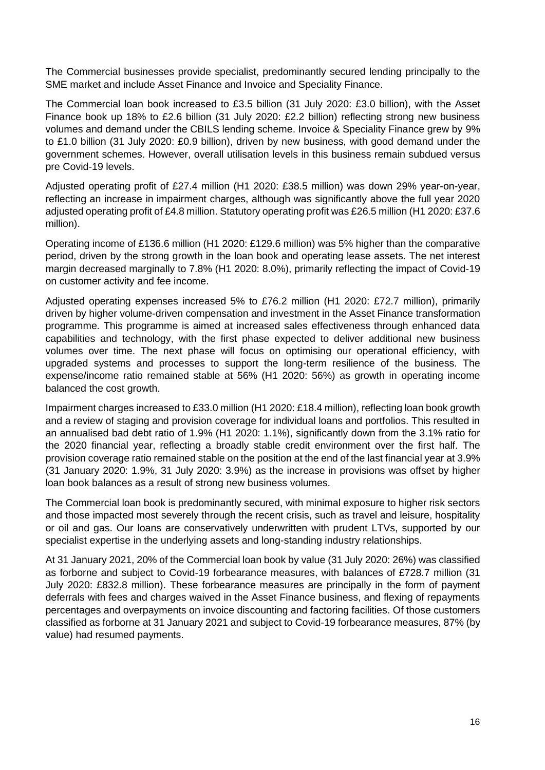The Commercial businesses provide specialist, predominantly secured lending principally to the SME market and include Asset Finance and Invoice and Speciality Finance.

The Commercial loan book increased to £3.5 billion (31 July 2020: £3.0 billion), with the Asset Finance book up 18% to £2.6 billion (31 July 2020: £2.2 billion) reflecting strong new business volumes and demand under the CBILS lending scheme. Invoice & Speciality Finance grew by 9% to £1.0 billion (31 July 2020: £0.9 billion), driven by new business, with good demand under the government schemes. However, overall utilisation levels in this business remain subdued versus pre Covid-19 levels.

Adjusted operating profit of £27.4 million (H1 2020: £38.5 million) was down 29% year-on-year, reflecting an increase in impairment charges, although was significantly above the full year 2020 adjusted operating profit of £4.8 million. Statutory operating profit was £26.5 million (H1 2020: £37.6 million).

Operating income of £136.6 million (H1 2020: £129.6 million) was 5% higher than the comparative period, driven by the strong growth in the loan book and operating lease assets. The net interest margin decreased marginally to 7.8% (H1 2020: 8.0%), primarily reflecting the impact of Covid-19 on customer activity and fee income.

Adjusted operating expenses increased 5% to £76.2 million (H1 2020: £72.7 million), primarily driven by higher volume-driven compensation and investment in the Asset Finance transformation programme. This programme is aimed at increased sales effectiveness through enhanced data capabilities and technology, with the first phase expected to deliver additional new business volumes over time. The next phase will focus on optimising our operational efficiency, with upgraded systems and processes to support the long-term resilience of the business. The expense/income ratio remained stable at 56% (H1 2020: 56%) as growth in operating income balanced the cost growth.

Impairment charges increased to £33.0 million (H1 2020: £18.4 million), reflecting loan book growth and a review of staging and provision coverage for individual loans and portfolios. This resulted in an annualised bad debt ratio of 1.9% (H1 2020: 1.1%), significantly down from the 3.1% ratio for the 2020 financial year, reflecting a broadly stable credit environment over the first half. The provision coverage ratio remained stable on the position at the end of the last financial year at 3.9% (31 January 2020: 1.9%, 31 July 2020: 3.9%) as the increase in provisions was offset by higher loan book balances as a result of strong new business volumes.

The Commercial loan book is predominantly secured, with minimal exposure to higher risk sectors and those impacted most severely through the recent crisis, such as travel and leisure, hospitality or oil and gas. Our loans are conservatively underwritten with prudent LTVs, supported by our specialist expertise in the underlying assets and long-standing industry relationships.

At 31 January 2021, 20% of the Commercial loan book by value (31 July 2020: 26%) was classified as forborne and subject to Covid-19 forbearance measures, with balances of £728.7 million (31 July 2020: £832.8 million). These forbearance measures are principally in the form of payment deferrals with fees and charges waived in the Asset Finance business, and flexing of repayments percentages and overpayments on invoice discounting and factoring facilities. Of those customers classified as forborne at 31 January 2021 and subject to Covid-19 forbearance measures, 87% (by value) had resumed payments.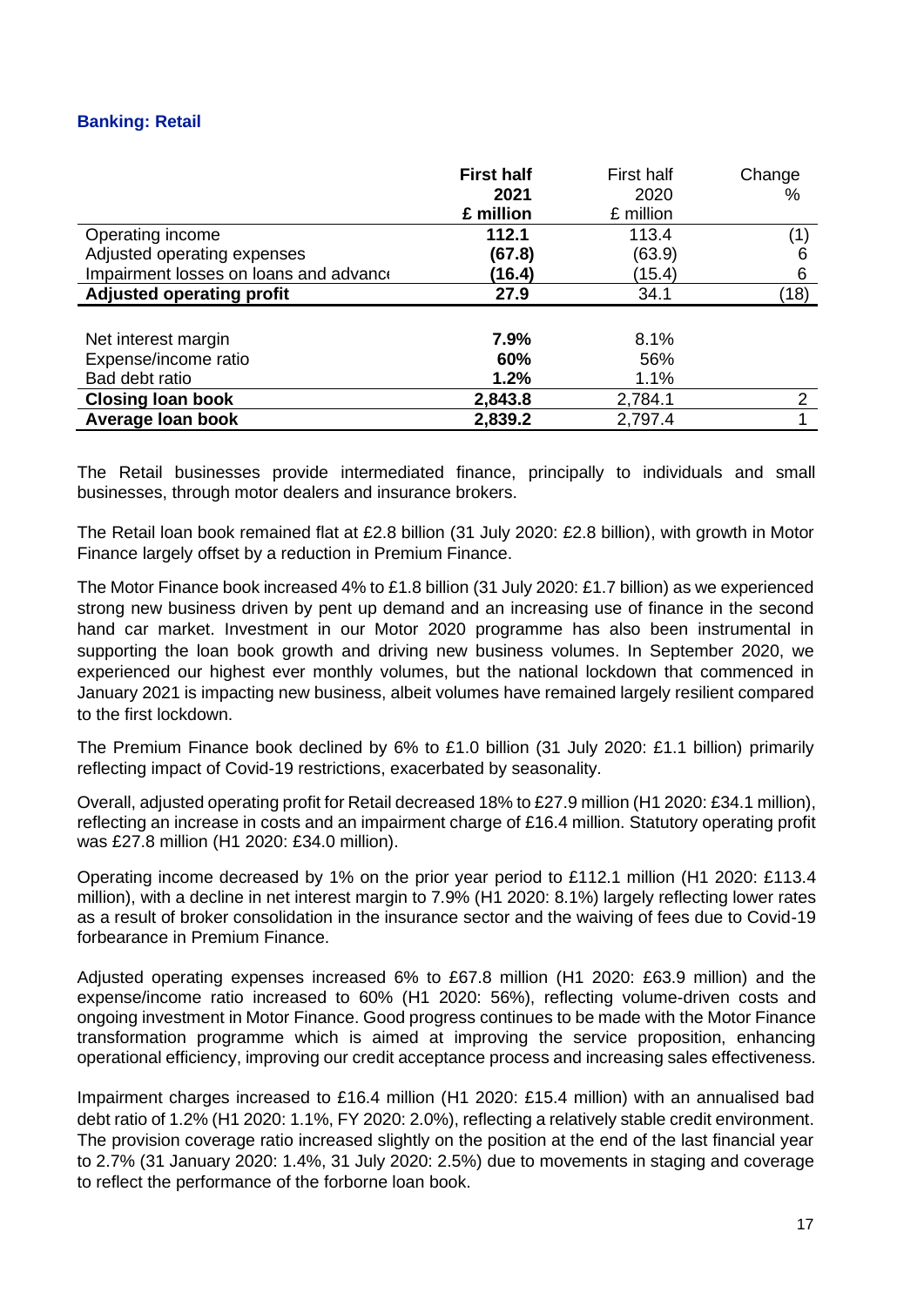### Banking: Retail

| | **First half 2021 £ million** | First half 2020 £ million | Change % |
|---|---|---|---|
| Operating income | **112.1** | 113.4 | (1) |
| Adjusted operating expenses | **(67.8)** | (63.9) | 6 |
| Impairment losses on loans and advance | **(16.4)** | (15.4) | 6 |
| **Adjusted operating profit** | **27.9** | 34.1 | (18) |
| | | | |
| Net interest margin | **7.9%** | 8.1% | |
| Expense/income ratio | **60%** | 56% | |
| Bad debt ratio | **1.2%** | 1.1% | |
| **Closing loan book** | **2,843.8** | 2,784.1 | 2 |
| **Average loan book** | **2,839.2** | 2,797.4 | 1 |

The Retail businesses provide intermediated finance, principally to individuals and small businesses, through motor dealers and insurance brokers.

The Retail loan book remained flat at £2.8 billion (31 July 2020: £2.8 billion), with growth in Motor Finance largely offset by a reduction in Premium Finance.

The Motor Finance book increased 4% to £1.8 billion (31 July 2020: £1.7 billion) as we experienced strong new business driven by pent up demand and an increasing use of finance in the second hand car market. Investment in our Motor 2020 programme has also been instrumental in supporting the loan book growth and driving new business volumes. In September 2020, we experienced our highest ever monthly volumes, but the national lockdown that commenced in January 2021 is impacting new business, albeit volumes have remained largely resilient compared to the first lockdown.

The Premium Finance book declined by 6% to £1.0 billion (31 July 2020: £1.1 billion) primarily reflecting impact of Covid-19 restrictions, exacerbated by seasonality.

Overall, adjusted operating profit for Retail decreased 18% to £27.9 million (H1 2020: £34.1 million), reflecting an increase in costs and an impairment charge of £16.4 million. Statutory operating profit was £27.8 million (H1 2020: £34.0 million).

Operating income decreased by 1% on the prior year period to £112.1 million (H1 2020: £113.4 million), with a decline in net interest margin to 7.9% (H1 2020: 8.1%) largely reflecting lower rates as a result of broker consolidation in the insurance sector and the waiving of fees due to Covid-19 forbearance in Premium Finance.

Adjusted operating expenses increased 6% to £67.8 million (H1 2020: £63.9 million) and the expense/income ratio increased to 60% (H1 2020: 56%), reflecting volume-driven costs and ongoing investment in Motor Finance. Good progress continues to be made with the Motor Finance transformation programme which is aimed at improving the service proposition, enhancing operational efficiency, improving our credit acceptance process and increasing sales effectiveness.

Impairment charges increased to £16.4 million (H1 2020: £15.4 million) with an annualised bad debt ratio of 1.2% (H1 2020: 1.1%, FY 2020: 2.0%), reflecting a relatively stable credit environment. The provision coverage ratio increased slightly on the position at the end of the last financial year to 2.7% (31 January 2020: 1.4%, 31 July 2020: 2.5%) due to movements in staging and coverage to reflect the performance of the forborne loan book.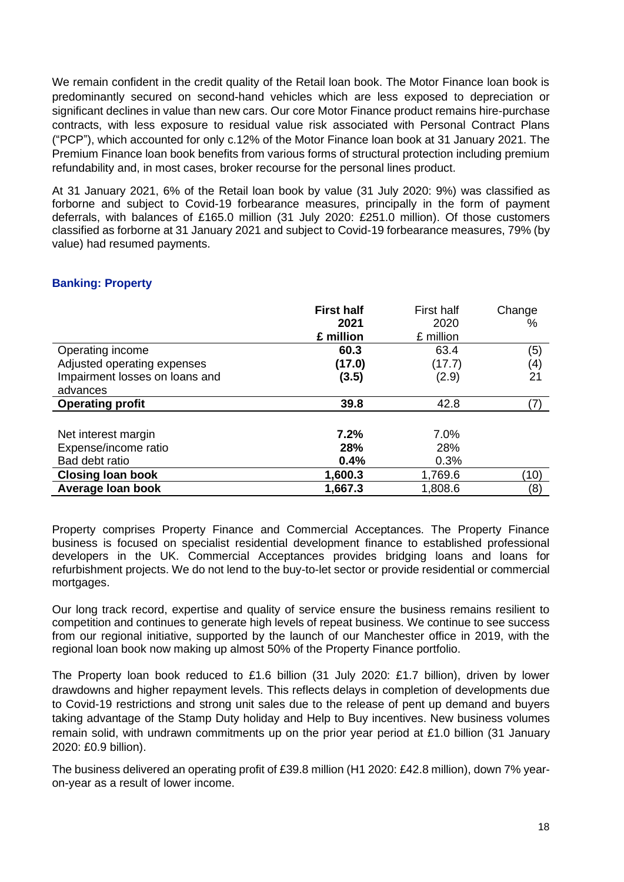We remain confident in the credit quality of the Retail loan book. The Motor Finance loan book is predominantly secured on second-hand vehicles which are less exposed to depreciation or significant declines in value than new cars. Our core Motor Finance product remains hire-purchase contracts, with less exposure to residual value risk associated with Personal Contract Plans ("PCP"), which accounted for only c.12% of the Motor Finance loan book at 31 January 2021. The Premium Finance loan book benefits from various forms of structural protection including premium refundability and, in most cases, broker recourse for the personal lines product.

At 31 January 2021, 6% of the Retail loan book by value (31 July 2020: 9%) was classified as forborne and subject to Covid-19 forbearance measures, principally in the form of payment deferrals, with balances of £165.0 million (31 July 2020: £251.0 million). Of those customers classified as forborne at 31 January 2021 and subject to Covid-19 forbearance measures, 79% (by value) had resumed payments.

## Banking: Property

| | **First half 2021 £ million** | First half 2020 £ million | Change % |
|---|---|---|---|
| Operating income | **60.3** | 63.4 | (5) |
| Adjusted operating expenses | **(17.0)** | (17.7) | (4) |
| Impairment losses on loans and advances | **(3.5)** | (2.9) | 21 |
| **Operating profit** | **39.8** | 42.8 | (7) |
| | | | |
| Net interest margin | **7.2%** | 7.0% | |
| Expense/income ratio | **28%** | 28% | |
| Bad debt ratio | **0.4%** | 0.3% | |
| **Closing loan book** | **1,600.3** | 1,769.6 | (10) |
| **Average loan book** | **1,667.3** | 1,808.6 | (8) |

Property comprises Property Finance and Commercial Acceptances. The Property Finance business is focused on specialist residential development finance to established professional developers in the UK. Commercial Acceptances provides bridging loans and loans for refurbishment projects. We do not lend to the buy-to-let sector or provide residential or commercial mortgages.

Our long track record, expertise and quality of service ensure the business remains resilient to competition and continues to generate high levels of repeat business. We continue to see success from our regional initiative, supported by the launch of our Manchester office in 2019, with the regional loan book now making up almost 50% of the Property Finance portfolio.

The Property loan book reduced to £1.6 billion (31 July 2020: £1.7 billion), driven by lower drawdowns and higher repayment levels. This reflects delays in completion of developments due to Covid-19 restrictions and strong unit sales due to the release of pent up demand and buyers taking advantage of the Stamp Duty holiday and Help to Buy incentives. New business volumes remain solid, with undrawn commitments up on the prior year period at £1.0 billion (31 January 2020: £0.9 billion).

The business delivered an operating profit of £39.8 million (H1 2020: £42.8 million), down 7% year-on-year as a result of lower income.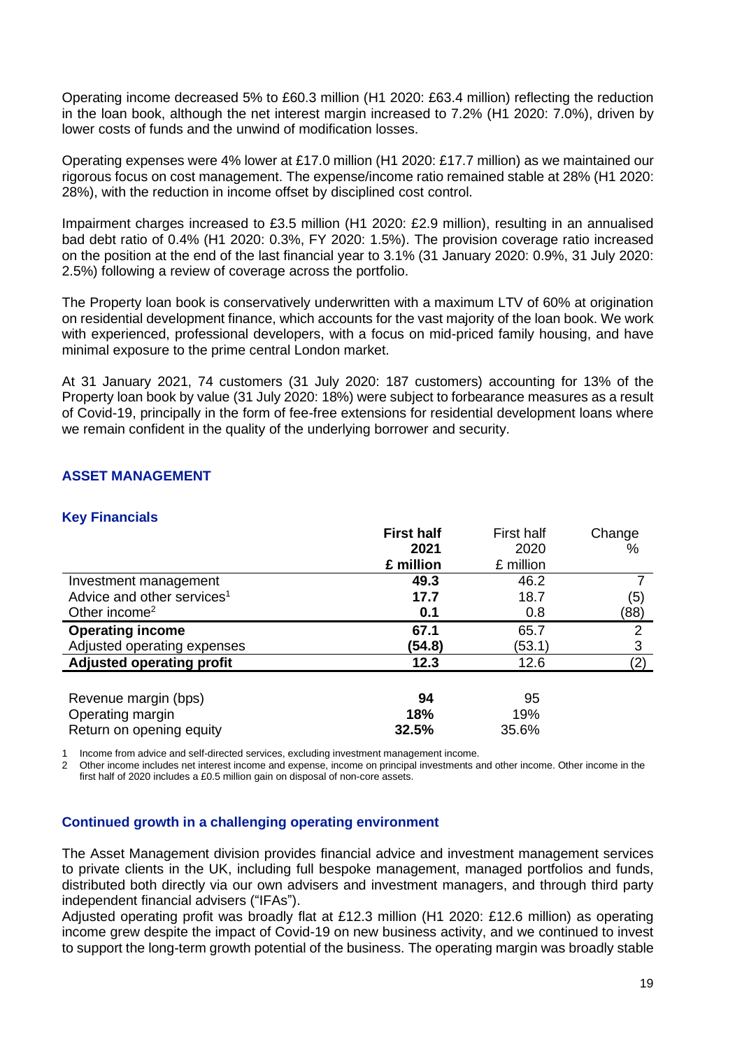Operating income decreased 5% to £60.3 million (H1 2020: £63.4 million) reflecting the reduction in the loan book, although the net interest margin increased to 7.2% (H1 2020: 7.0%), driven by lower costs of funds and the unwind of modification losses.

Operating expenses were 4% lower at £17.0 million (H1 2020: £17.7 million) as we maintained our rigorous focus on cost management. The expense/income ratio remained stable at 28% (H1 2020: 28%), with the reduction in income offset by disciplined cost control.

Impairment charges increased to £3.5 million (H1 2020: £2.9 million), resulting in an annualised bad debt ratio of 0.4% (H1 2020: 0.3%, FY 2020: 1.5%). The provision coverage ratio increased on the position at the end of the last financial year to 3.1% (31 January 2020: 0.9%, 31 July 2020: 2.5%) following a review of coverage across the portfolio.

The Property loan book is conservatively underwritten with a maximum LTV of 60% at origination on residential development finance, which accounts for the vast majority of the loan book. We work with experienced, professional developers, with a focus on mid-priced family housing, and have minimal exposure to the prime central London market.

At 31 January 2021, 74 customers (31 July 2020: 187 customers) accounting for 13% of the Property loan book by value (31 July 2020: 18%) were subject to forbearance measures as a result of Covid-19, principally in the form of fee-free extensions for residential development loans where we remain confident in the quality of the underlying borrower and security.

## ASSET MANAGEMENT

### Key Financials

| | **First half 2021 £ million** | First half 2020 £ million | Change % |
|---|---|---|---|
| Investment management | **49.3** | 46.2 | 7 |
| Advice and other services[1] | **17.7** | 18.7 | (5) |
| Other income[2] | **0.1** | 0.8 | (88) |
| **Operating income** | **67.1** | 65.7 | 2 |
| Adjusted operating expenses | **(54.8)** | (53.1) | 3 |
| **Adjusted operating profit** | **12.3** | 12.6 | (2) |
| | | | |
| Revenue margin (bps) | **94** | 95 | |
| Operating margin | **18%** | 19% | |
| Return on opening equity | **32.5%** | 35.6% | |

1 Income from advice and self-directed services, excluding investment management income.
2 Other income includes net interest income and expense, income on principal investments and other income. Other income in the first half of 2020 includes a £0.5 million gain on disposal of non-core assets.

### Continued growth in a challenging operating environment

The Asset Management division provides financial advice and investment management services to private clients in the UK, including full bespoke management, managed portfolios and funds, distributed both directly via our own advisers and investment managers, and through third party independent financial advisers ("IFAs").

Adjusted operating profit was broadly flat at £12.3 million (H1 2020: £12.6 million) as operating income grew despite the impact of Covid-19 on new business activity, and we continued to invest to support the long-term growth potential of the business. The operating margin was broadly stable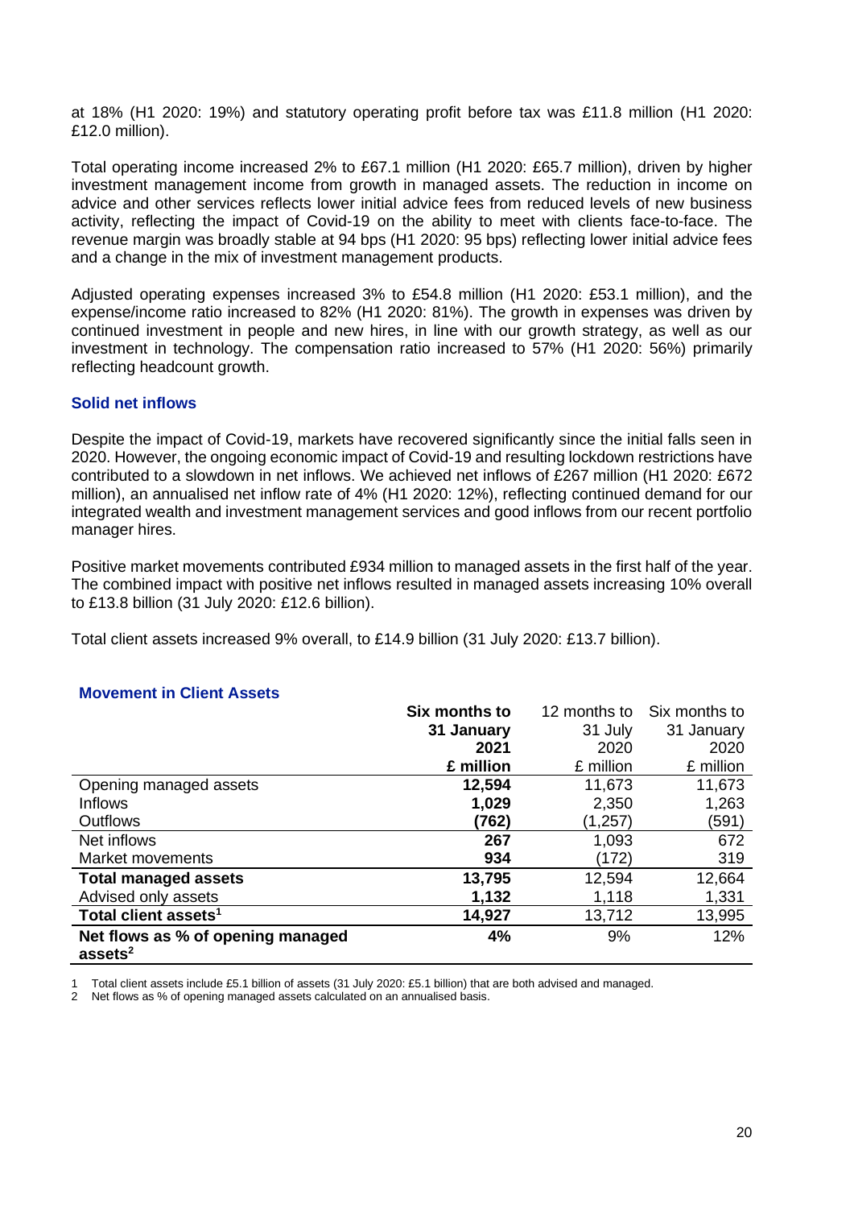at 18% (H1 2020: 19%) and statutory operating profit before tax was £11.8 million (H1 2020: £12.0 million).

Total operating income increased 2% to £67.1 million (H1 2020: £65.7 million), driven by higher investment management income from growth in managed assets. The reduction in income on advice and other services reflects lower initial advice fees from reduced levels of new business activity, reflecting the impact of Covid-19 on the ability to meet with clients face-to-face. The revenue margin was broadly stable at 94 bps (H1 2020: 95 bps) reflecting lower initial advice fees and a change in the mix of investment management products.

Adjusted operating expenses increased 3% to £54.8 million (H1 2020: £53.1 million), and the expense/income ratio increased to 82% (H1 2020: 81%). The growth in expenses was driven by continued investment in people and new hires, in line with our growth strategy, as well as our investment in technology. The compensation ratio increased to 57% (H1 2020: 56%) primarily reflecting headcount growth.

### Solid net inflows

Despite the impact of Covid-19, markets have recovered significantly since the initial falls seen in 2020. However, the ongoing economic impact of Covid-19 and resulting lockdown restrictions have contributed to a slowdown in net inflows. We achieved net inflows of £267 million (H1 2020: £672 million), an annualised net inflow rate of 4% (H1 2020: 12%), reflecting continued demand for our integrated wealth and investment management services and good inflows from our recent portfolio manager hires.

Positive market movements contributed £934 million to managed assets in the first half of the year. The combined impact with positive net inflows resulted in managed assets increasing 10% overall to £13.8 billion (31 July 2020: £12.6 billion).

Total client assets increased 9% overall, to £14.9 billion (31 July 2020: £13.7 billion).

### Movement in Client Assets

| | **Six months to 31 January 2021 £ million** | 12 months to 31 July 2020 £ million | Six months to 31 January 2020 £ million |
|---|---|---|---|
| Opening managed assets | **12,594** | 11,673 | 11,673 |
| Inflows | **1,029** | 2,350 | 1,263 |
| Outflows | **(762)** | (1,257) | (591) |
| Net inflows | **267** | 1,093 | 672 |
| Market movements | **934** | (172) | 319 |
| **Total managed assets** | **13,795** | 12,594 | 12,664 |
| Advised only assets | **1,132** | 1,118 | 1,331 |
| **Total client assets[1]** | **14,927** | 13,712 | 13,995 |
| **Net flows as % of opening managed assets[2]** | **4%** | 9% | 12% |

1 Total client assets include £5.1 billion of assets (31 July 2020: £5.1 billion) that are both advised and managed.

2 Net flows as % of opening managed assets calculated on an annualised basis.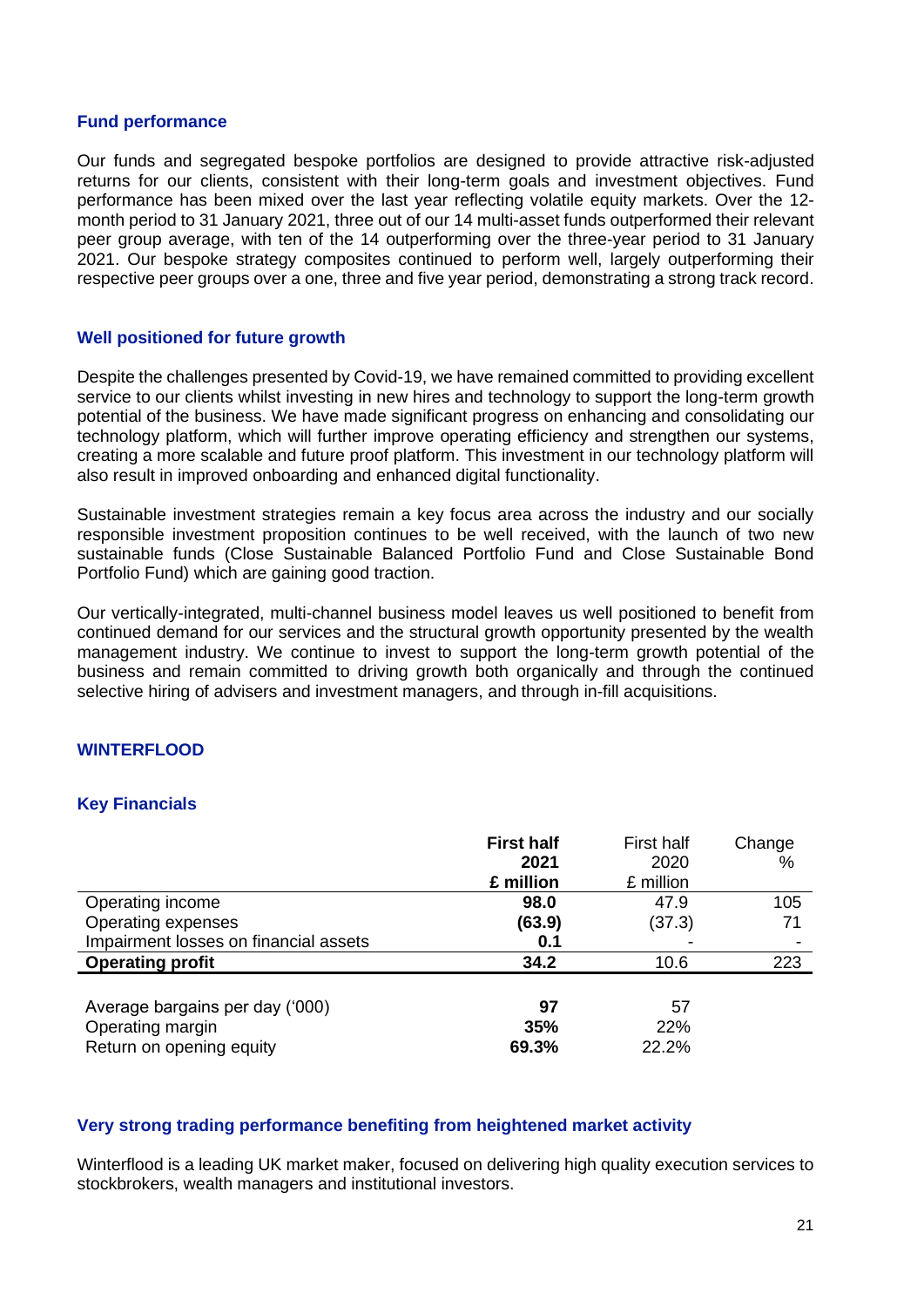### Fund performance

Our funds and segregated bespoke portfolios are designed to provide attractive risk-adjusted returns for our clients, consistent with their long-term goals and investment objectives. Fund performance has been mixed over the last year reflecting volatile equity markets. Over the 12-month period to 31 January 2021, three out of our 14 multi-asset funds outperformed their relevant peer group average, with ten of the 14 outperforming over the three-year period to 31 January 2021. Our bespoke strategy composites continued to perform well, largely outperforming their respective peer groups over a one, three and five year period, demonstrating a strong track record.

### Well positioned for future growth

Despite the challenges presented by Covid-19, we have remained committed to providing excellent service to our clients whilst investing in new hires and technology to support the long-term growth potential of the business. We have made significant progress on enhancing and consolidating our technology platform, which will further improve operating efficiency and strengthen our systems, creating a more scalable and future proof platform. This investment in our technology platform will also result in improved onboarding and enhanced digital functionality.

Sustainable investment strategies remain a key focus area across the industry and our socially responsible investment proposition continues to be well received, with the launch of two new sustainable funds (Close Sustainable Balanced Portfolio Fund and Close Sustainable Bond Portfolio Fund) which are gaining good traction.

Our vertically-integrated, multi-channel business model leaves us well positioned to benefit from continued demand for our services and the structural growth opportunity presented by the wealth management industry. We continue to invest to support the long-term growth potential of the business and remain committed to driving growth both organically and through the continued selective hiring of advisers and investment managers, and through in-fill acquisitions.

## WINTERFLOOD

### Key Financials

| | **First half 2021 £ million** | First half 2020 £ million | Change % |
|---|---|---|---|
| Operating income | **98.0** | 47.9 | 105 |
| Operating expenses | **(63.9)** | (37.3) | 71 |
| Impairment losses on financial assets | **0.1** | - | - |
| **Operating profit** | **34.2** | 10.6 | 223 |
| | | | |
| Average bargains per day ('000) | **97** | 57 | |
| Operating margin | **35%** | 22% | |
| Return on opening equity | **69.3%** | 22.2% | |

### Very strong trading performance benefiting from heightened market activity

Winterflood is a leading UK market maker, focused on delivering high quality execution services to stockbrokers, wealth managers and institutional investors.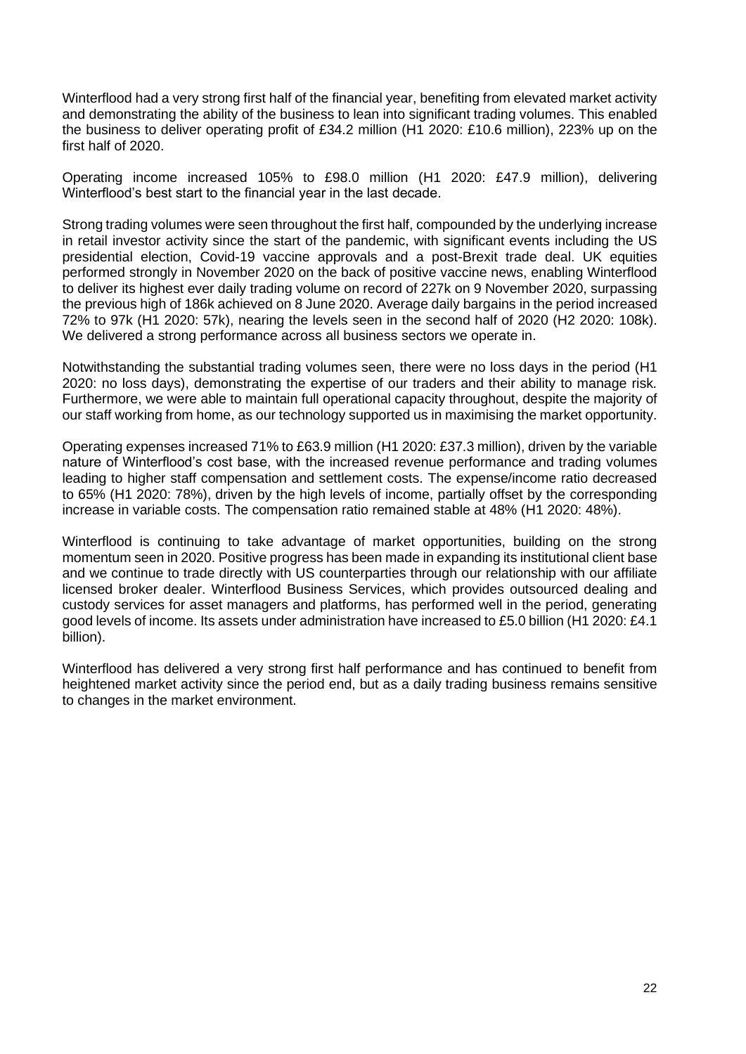Winterflood had a very strong first half of the financial year, benefiting from elevated market activity and demonstrating the ability of the business to lean into significant trading volumes. This enabled the business to deliver operating profit of £34.2 million (H1 2020: £10.6 million), 223% up on the first half of 2020.

Operating income increased 105% to £98.0 million (H1 2020: £47.9 million), delivering Winterflood's best start to the financial year in the last decade.

Strong trading volumes were seen throughout the first half, compounded by the underlying increase in retail investor activity since the start of the pandemic, with significant events including the US presidential election, Covid-19 vaccine approvals and a post-Brexit trade deal. UK equities performed strongly in November 2020 on the back of positive vaccine news, enabling Winterflood to deliver its highest ever daily trading volume on record of 227k on 9 November 2020, surpassing the previous high of 186k achieved on 8 June 2020. Average daily bargains in the period increased 72% to 97k (H1 2020: 57k), nearing the levels seen in the second half of 2020 (H2 2020: 108k). We delivered a strong performance across all business sectors we operate in.

Notwithstanding the substantial trading volumes seen, there were no loss days in the period (H1 2020: no loss days), demonstrating the expertise of our traders and their ability to manage risk. Furthermore, we were able to maintain full operational capacity throughout, despite the majority of our staff working from home, as our technology supported us in maximising the market opportunity.

Operating expenses increased 71% to £63.9 million (H1 2020: £37.3 million), driven by the variable nature of Winterflood's cost base, with the increased revenue performance and trading volumes leading to higher staff compensation and settlement costs. The expense/income ratio decreased to 65% (H1 2020: 78%), driven by the high levels of income, partially offset by the corresponding increase in variable costs. The compensation ratio remained stable at 48% (H1 2020: 48%).

Winterflood is continuing to take advantage of market opportunities, building on the strong momentum seen in 2020. Positive progress has been made in expanding its institutional client base and we continue to trade directly with US counterparties through our relationship with our affiliate licensed broker dealer. Winterflood Business Services, which provides outsourced dealing and custody services for asset managers and platforms, has performed well in the period, generating good levels of income. Its assets under administration have increased to £5.0 billion (H1 2020: £4.1 billion).

Winterflood has delivered a very strong first half performance and has continued to benefit from heightened market activity since the period end, but as a daily trading business remains sensitive to changes in the market environment.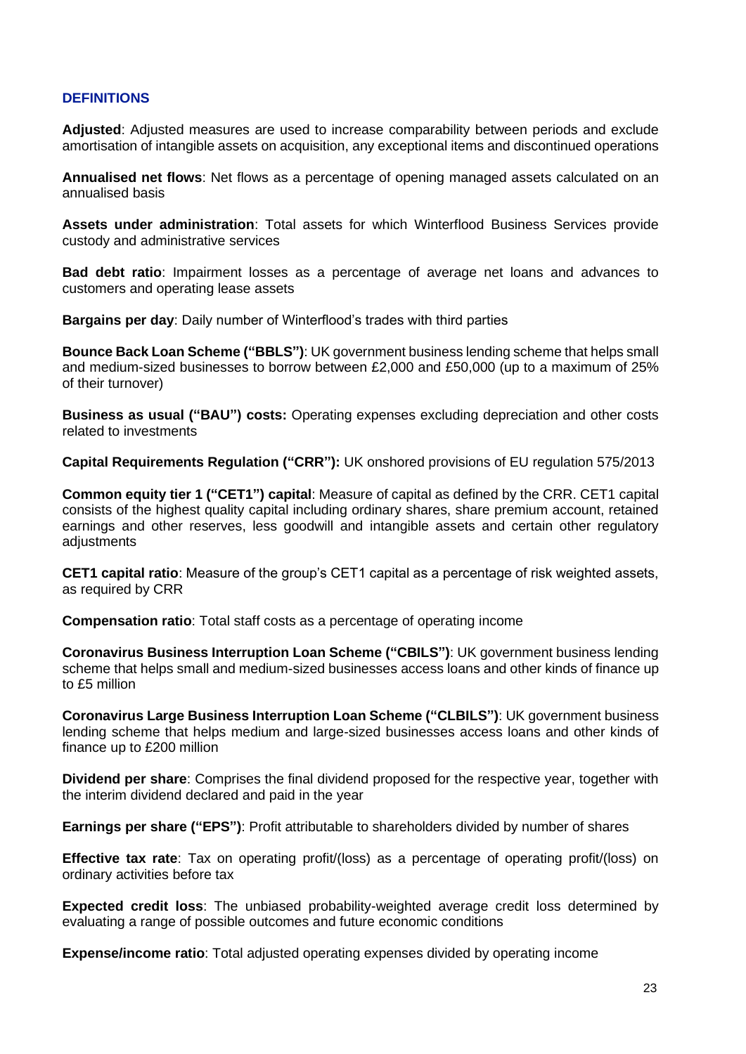## DEFINITIONS

**Adjusted**: Adjusted measures are used to increase comparability between periods and exclude amortisation of intangible assets on acquisition, any exceptional items and discontinued operations

**Annualised net flows**: Net flows as a percentage of opening managed assets calculated on an annualised basis

**Assets under administration**: Total assets for which Winterflood Business Services provide custody and administrative services

**Bad debt ratio**: Impairment losses as a percentage of average net loans and advances to customers and operating lease assets

**Bargains per day**: Daily number of Winterflood's trades with third parties

**Bounce Back Loan Scheme ("BBLS")**: UK government business lending scheme that helps small and medium-sized businesses to borrow between £2,000 and £50,000 (up to a maximum of 25% of their turnover)

**Business as usual ("BAU") costs:** Operating expenses excluding depreciation and other costs related to investments

**Capital Requirements Regulation ("CRR"):** UK onshored provisions of EU regulation 575/2013

**Common equity tier 1 ("CET1") capital**: Measure of capital as defined by the CRR. CET1 capital consists of the highest quality capital including ordinary shares, share premium account, retained earnings and other reserves, less goodwill and intangible assets and certain other regulatory adjustments

**CET1 capital ratio**: Measure of the group's CET1 capital as a percentage of risk weighted assets, as required by CRR

**Compensation ratio**: Total staff costs as a percentage of operating income

**Coronavirus Business Interruption Loan Scheme ("CBILS")**: UK government business lending scheme that helps small and medium-sized businesses access loans and other kinds of finance up to £5 million

**Coronavirus Large Business Interruption Loan Scheme ("CLBILS")**: UK government business lending scheme that helps medium and large-sized businesses access loans and other kinds of finance up to £200 million

**Dividend per share**: Comprises the final dividend proposed for the respective year, together with the interim dividend declared and paid in the year

**Earnings per share ("EPS")**: Profit attributable to shareholders divided by number of shares

**Effective tax rate**: Tax on operating profit/(loss) as a percentage of operating profit/(loss) on ordinary activities before tax

**Expected credit loss**: The unbiased probability-weighted average credit loss determined by evaluating a range of possible outcomes and future economic conditions

**Expense/income ratio**: Total adjusted operating expenses divided by operating income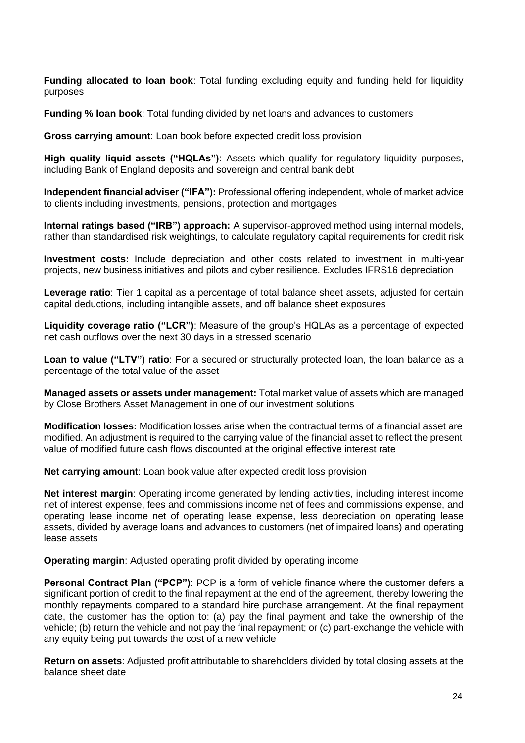**Funding allocated to loan book**: Total funding excluding equity and funding held for liquidity purposes

**Funding % loan book**: Total funding divided by net loans and advances to customers

**Gross carrying amount**: Loan book before expected credit loss provision

**High quality liquid assets ("HQLAs")**: Assets which qualify for regulatory liquidity purposes, including Bank of England deposits and sovereign and central bank debt

**Independent financial adviser ("IFA"):** Professional offering independent, whole of market advice to clients including investments, pensions, protection and mortgages

**Internal ratings based ("IRB") approach:** A supervisor-approved method using internal models, rather than standardised risk weightings, to calculate regulatory capital requirements for credit risk

**Investment costs:** Include depreciation and other costs related to investment in multi-year projects, new business initiatives and pilots and cyber resilience. Excludes IFRS16 depreciation

**Leverage ratio**: Tier 1 capital as a percentage of total balance sheet assets, adjusted for certain capital deductions, including intangible assets, and off balance sheet exposures

**Liquidity coverage ratio ("LCR")**: Measure of the group's HQLAs as a percentage of expected net cash outflows over the next 30 days in a stressed scenario

**Loan to value ("LTV") ratio**: For a secured or structurally protected loan, the loan balance as a percentage of the total value of the asset

**Managed assets or assets under management:** Total market value of assets which are managed by Close Brothers Asset Management in one of our investment solutions

**Modification losses:** Modification losses arise when the contractual terms of a financial asset are modified. An adjustment is required to the carrying value of the financial asset to reflect the present value of modified future cash flows discounted at the original effective interest rate

**Net carrying amount**: Loan book value after expected credit loss provision

**Net interest margin**: Operating income generated by lending activities, including interest income net of interest expense, fees and commissions income net of fees and commissions expense, and operating lease income net of operating lease expense, less depreciation on operating lease assets, divided by average loans and advances to customers (net of impaired loans) and operating lease assets

**Operating margin**: Adjusted operating profit divided by operating income

**Personal Contract Plan ("PCP")**: PCP is a form of vehicle finance where the customer defers a significant portion of credit to the final repayment at the end of the agreement, thereby lowering the monthly repayments compared to a standard hire purchase arrangement. At the final repayment date, the customer has the option to: (a) pay the final payment and take the ownership of the vehicle; (b) return the vehicle and not pay the final repayment; or (c) part-exchange the vehicle with any equity being put towards the cost of a new vehicle

**Return on assets**: Adjusted profit attributable to shareholders divided by total closing assets at the balance sheet date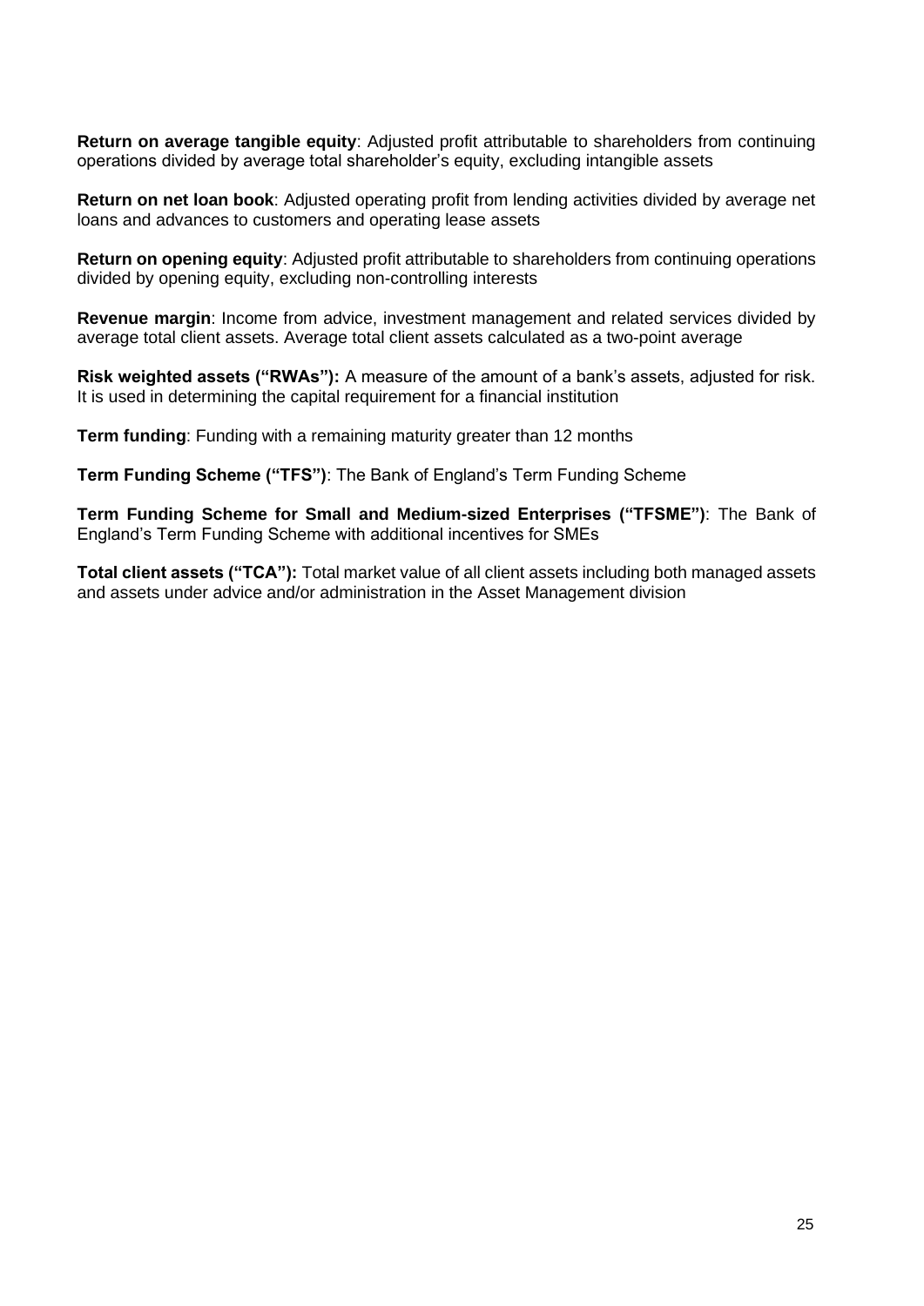**Return on average tangible equity**: Adjusted profit attributable to shareholders from continuing operations divided by average total shareholder's equity, excluding intangible assets

**Return on net loan book**: Adjusted operating profit from lending activities divided by average net loans and advances to customers and operating lease assets

**Return on opening equity**: Adjusted profit attributable to shareholders from continuing operations divided by opening equity, excluding non-controlling interests

**Revenue margin**: Income from advice, investment management and related services divided by average total client assets. Average total client assets calculated as a two-point average

**Risk weighted assets ("RWAs"):** A measure of the amount of a bank's assets, adjusted for risk. It is used in determining the capital requirement for a financial institution

**Term funding**: Funding with a remaining maturity greater than 12 months

**Term Funding Scheme ("TFS")**: The Bank of England's Term Funding Scheme

**Term Funding Scheme for Small and Medium-sized Enterprises ("TFSME")**: The Bank of England's Term Funding Scheme with additional incentives for SMEs

**Total client assets ("TCA"):** Total market value of all client assets including both managed assets and assets under advice and/or administration in the Asset Management division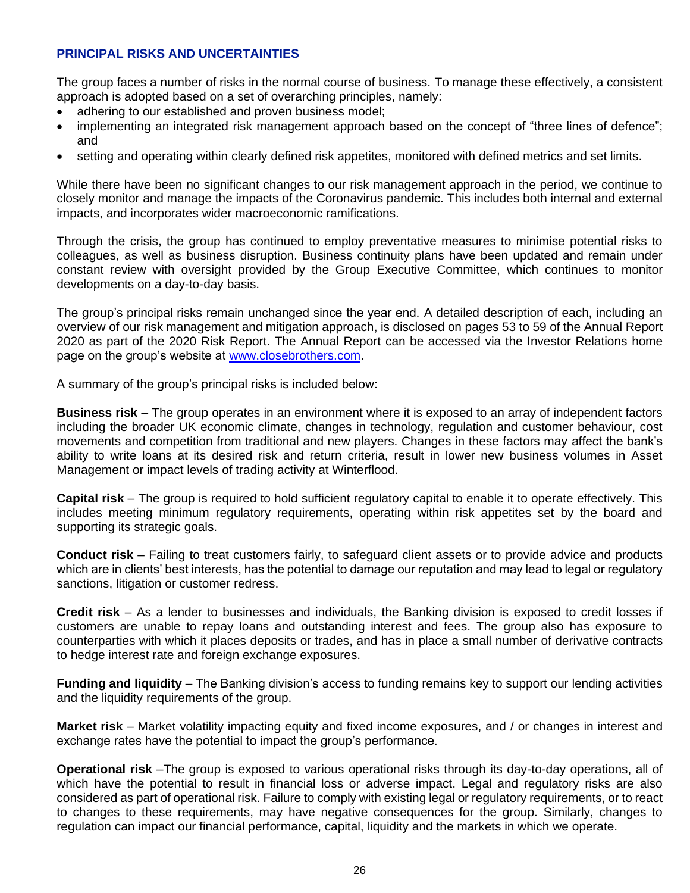## PRINCIPAL RISKS AND UNCERTAINTIES

The group faces a number of risks in the normal course of business. To manage these effectively, a consistent approach is adopted based on a set of overarching principles, namely:

- adhering to our established and proven business model;
- implementing an integrated risk management approach based on the concept of "three lines of defence"; and
- setting and operating within clearly defined risk appetites, monitored with defined metrics and set limits.

While there have been no significant changes to our risk management approach in the period, we continue to closely monitor and manage the impacts of the Coronavirus pandemic. This includes both internal and external impacts, and incorporates wider macroeconomic ramifications.

Through the crisis, the group has continued to employ preventative measures to minimise potential risks to colleagues, as well as business disruption. Business continuity plans have been updated and remain under constant review with oversight provided by the Group Executive Committee, which continues to monitor developments on a day-to-day basis.

The group's principal risks remain unchanged since the year end. A detailed description of each, including an overview of our risk management and mitigation approach, is disclosed on pages 53 to 59 of the Annual Report 2020 as part of the 2020 Risk Report. The Annual Report can be accessed via the Investor Relations home page on the group's website at www.closebrothers.com.

A summary of the group's principal risks is included below:

**Business risk** – The group operates in an environment where it is exposed to an array of independent factors including the broader UK economic climate, changes in technology, regulation and customer behaviour, cost movements and competition from traditional and new players. Changes in these factors may affect the bank's ability to write loans at its desired risk and return criteria, result in lower new business volumes in Asset Management or impact levels of trading activity at Winterflood.

**Capital risk** – The group is required to hold sufficient regulatory capital to enable it to operate effectively. This includes meeting minimum regulatory requirements, operating within risk appetites set by the board and supporting its strategic goals.

**Conduct risk** – Failing to treat customers fairly, to safeguard client assets or to provide advice and products which are in clients' best interests, has the potential to damage our reputation and may lead to legal or regulatory sanctions, litigation or customer redress.

**Credit risk** – As a lender to businesses and individuals, the Banking division is exposed to credit losses if customers are unable to repay loans and outstanding interest and fees. The group also has exposure to counterparties with which it places deposits or trades, and has in place a small number of derivative contracts to hedge interest rate and foreign exchange exposures.

**Funding and liquidity** – The Banking division's access to funding remains key to support our lending activities and the liquidity requirements of the group.

**Market risk** – Market volatility impacting equity and fixed income exposures, and / or changes in interest and exchange rates have the potential to impact the group's performance.

**Operational risk** –The group is exposed to various operational risks through its day-to-day operations, all of which have the potential to result in financial loss or adverse impact. Legal and regulatory risks are also considered as part of operational risk. Failure to comply with existing legal or regulatory requirements, or to react to changes to these requirements, may have negative consequences for the group. Similarly, changes to regulation can impact our financial performance, capital, liquidity and the markets in which we operate.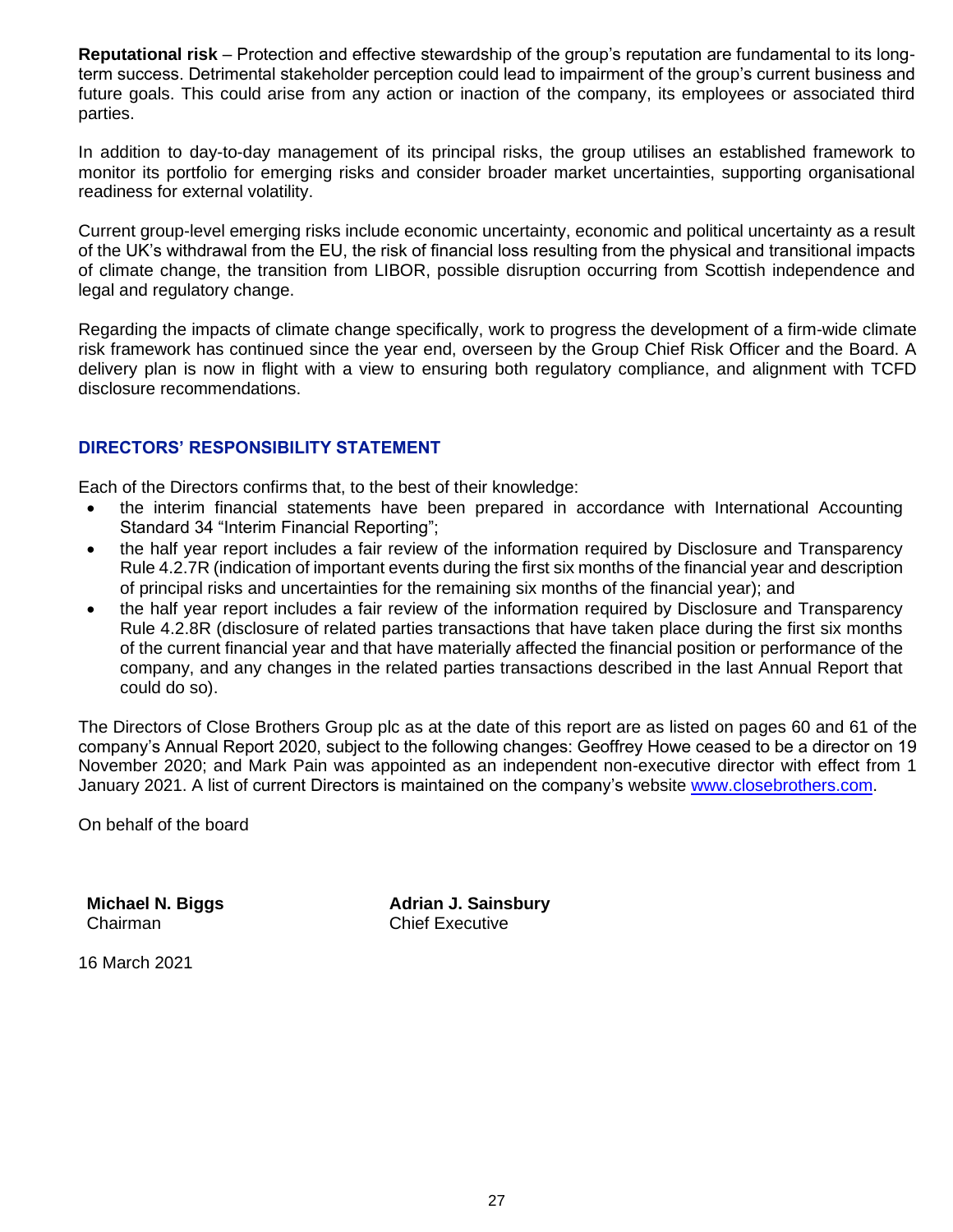**Reputational risk** – Protection and effective stewardship of the group's reputation are fundamental to its long-term success. Detrimental stakeholder perception could lead to impairment of the group's current business and future goals. This could arise from any action or inaction of the company, its employees or associated third parties.

In addition to day-to-day management of its principal risks, the group utilises an established framework to monitor its portfolio for emerging risks and consider broader market uncertainties, supporting organisational readiness for external volatility.

Current group-level emerging risks include economic uncertainty, economic and political uncertainty as a result of the UK's withdrawal from the EU, the risk of financial loss resulting from the physical and transitional impacts of climate change, the transition from LIBOR, possible disruption occurring from Scottish independence and legal and regulatory change.

Regarding the impacts of climate change specifically, work to progress the development of a firm-wide climate risk framework has continued since the year end, overseen by the Group Chief Risk Officer and the Board. A delivery plan is now in flight with a view to ensuring both regulatory compliance, and alignment with TCFD disclosure recommendations.

## DIRECTORS' RESPONSIBILITY STATEMENT

Each of the Directors confirms that, to the best of their knowledge:

- the interim financial statements have been prepared in accordance with International Accounting Standard 34 "Interim Financial Reporting";
- the half year report includes a fair review of the information required by Disclosure and Transparency Rule 4.2.7R (indication of important events during the first six months of the financial year and description of principal risks and uncertainties for the remaining six months of the financial year); and
- the half year report includes a fair review of the information required by Disclosure and Transparency Rule 4.2.8R (disclosure of related parties transactions that have taken place during the first six months of the current financial year and that have materially affected the financial position or performance of the company, and any changes in the related parties transactions described in the last Annual Report that could do so).

The Directors of Close Brothers Group plc as at the date of this report are as listed on pages 60 and 61 of the company's Annual Report 2020, subject to the following changes: Geoffrey Howe ceased to be a director on 19 November 2020; and Mark Pain was appointed as an independent non-executive director with effect from 1 January 2021. A list of current Directors is maintained on the company's website www.closebrothers.com.

On behalf of the board

**Michael N. Biggs**
Chairman

**Adrian J. Sainsbury**
Chief Executive

16 March 2021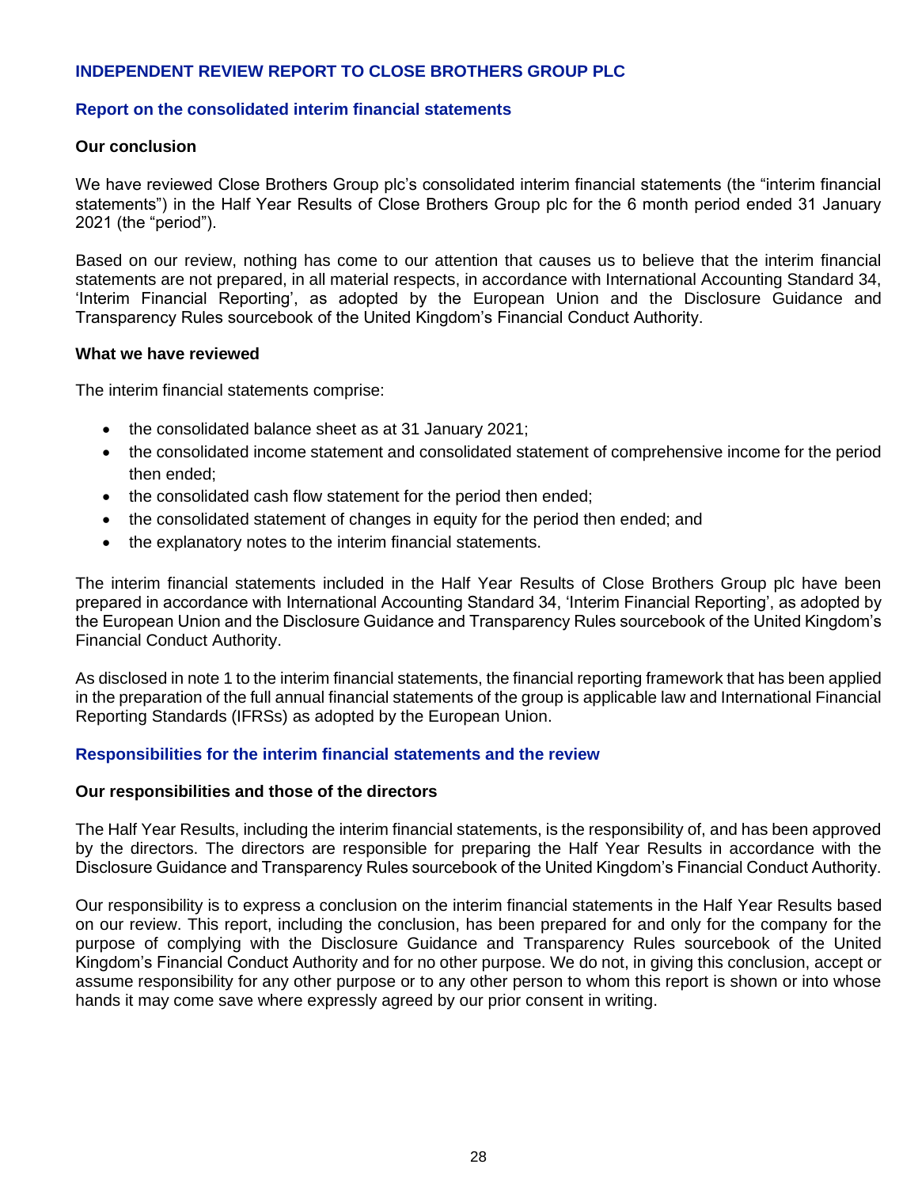# INDEPENDENT REVIEW REPORT TO CLOSE BROTHERS GROUP PLC

## Report on the consolidated interim financial statements

### Our conclusion

We have reviewed Close Brothers Group plc's consolidated interim financial statements (the "interim financial statements") in the Half Year Results of Close Brothers Group plc for the 6 month period ended 31 January 2021 (the "period").

Based on our review, nothing has come to our attention that causes us to believe that the interim financial statements are not prepared, in all material respects, in accordance with International Accounting Standard 34, 'Interim Financial Reporting', as adopted by the European Union and the Disclosure Guidance and Transparency Rules sourcebook of the United Kingdom's Financial Conduct Authority.

### What we have reviewed

The interim financial statements comprise:

- the consolidated balance sheet as at 31 January 2021;
- the consolidated income statement and consolidated statement of comprehensive income for the period then ended;
- the consolidated cash flow statement for the period then ended;
- the consolidated statement of changes in equity for the period then ended; and
- the explanatory notes to the interim financial statements.

The interim financial statements included in the Half Year Results of Close Brothers Group plc have been prepared in accordance with International Accounting Standard 34, 'Interim Financial Reporting', as adopted by the European Union and the Disclosure Guidance and Transparency Rules sourcebook of the United Kingdom's Financial Conduct Authority.

As disclosed in note 1 to the interim financial statements, the financial reporting framework that has been applied in the preparation of the full annual financial statements of the group is applicable law and International Financial Reporting Standards (IFRSs) as adopted by the European Union.

## Responsibilities for the interim financial statements and the review

### Our responsibilities and those of the directors

The Half Year Results, including the interim financial statements, is the responsibility of, and has been approved by the directors. The directors are responsible for preparing the Half Year Results in accordance with the Disclosure Guidance and Transparency Rules sourcebook of the United Kingdom's Financial Conduct Authority.

Our responsibility is to express a conclusion on the interim financial statements in the Half Year Results based on our review. This report, including the conclusion, has been prepared for and only for the company for the purpose of complying with the Disclosure Guidance and Transparency Rules sourcebook of the United Kingdom's Financial Conduct Authority and for no other purpose. We do not, in giving this conclusion, accept or assume responsibility for any other purpose or to any other person to whom this report is shown or into whose hands it may come save where expressly agreed by our prior consent in writing.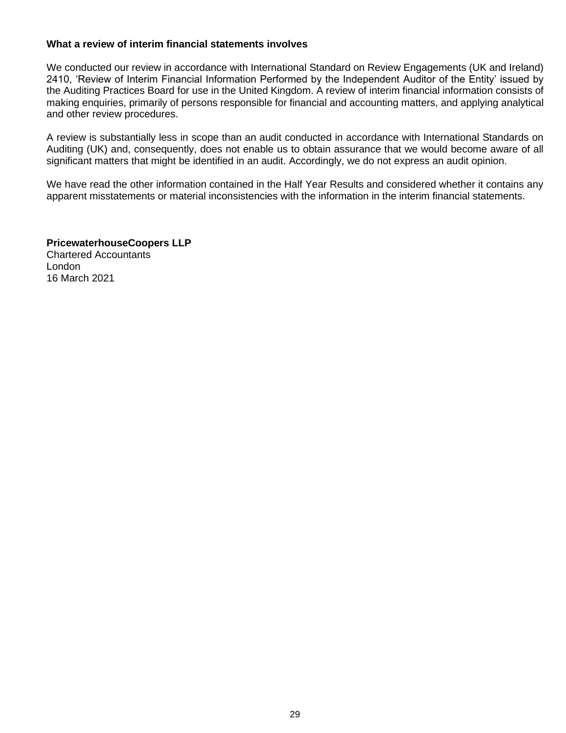### What a review of interim financial statements involves

We conducted our review in accordance with International Standard on Review Engagements (UK and Ireland) 2410, 'Review of Interim Financial Information Performed by the Independent Auditor of the Entity' issued by the Auditing Practices Board for use in the United Kingdom. A review of interim financial information consists of making enquiries, primarily of persons responsible for financial and accounting matters, and applying analytical and other review procedures.

A review is substantially less in scope than an audit conducted in accordance with International Standards on Auditing (UK) and, consequently, does not enable us to obtain assurance that we would become aware of all significant matters that might be identified in an audit. Accordingly, we do not express an audit opinion.

We have read the other information contained in the Half Year Results and considered whether it contains any apparent misstatements or material inconsistencies with the information in the interim financial statements.

**PricewaterhouseCoopers LLP**
Chartered Accountants
London
16 March 2021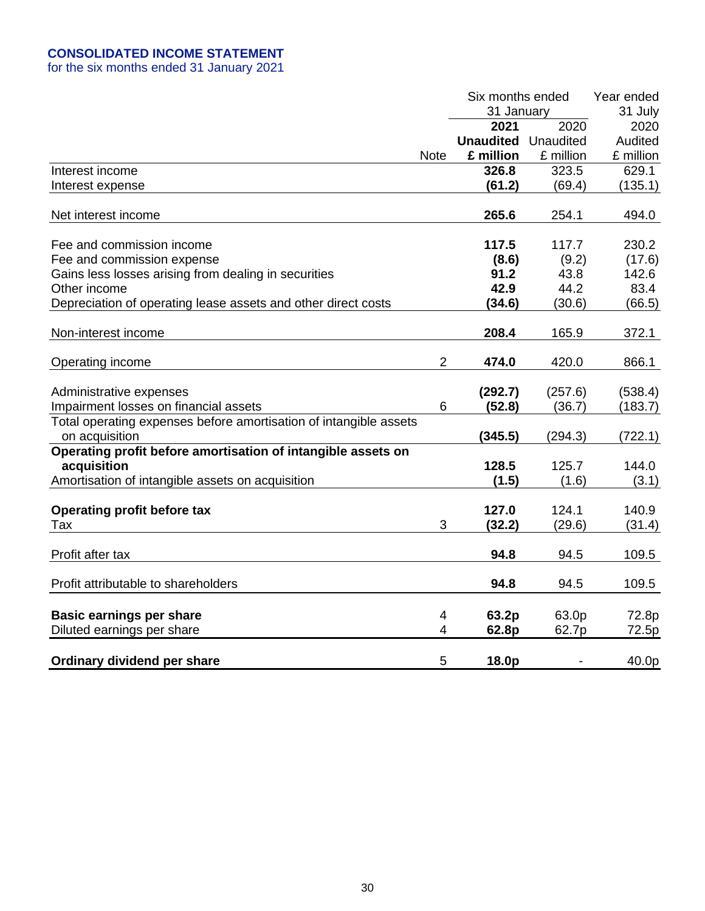## CONSOLIDATED INCOME STATEMENT

for the six months ended 31 January 2021

| | Note | Six months ended 31 January 2021 Unaudited £ million | Six months ended 31 January 2020 Unaudited £ million | Year ended 31 July 2020 Audited £ million |
|---|---|---|---|---|
| Interest income | | **326.8** | 323.5 | 629.1 |
| Interest expense | | **(61.2)** | (69.4) | (135.1) |
| Net interest income | | **265.6** | 254.1 | 494.0 |
| Fee and commission income | | **117.5** | 117.7 | 230.2 |
| Fee and commission expense | | **(8.6)** | (9.2) | (17.6) |
| Gains less losses arising from dealing in securities | | **91.2** | 43.8 | 142.6 |
| Other income | | **42.9** | 44.2 | 83.4 |
| Depreciation of operating lease assets and other direct costs | | **(34.6)** | (30.6) | (66.5) |
| Non-interest income | | **208.4** | 165.9 | 372.1 |
| Operating income | 2 | **474.0** | 420.0 | 866.1 |
| Administrative expenses | | **(292.7)** | (257.6) | (538.4) |
| Impairment losses on financial assets | 6 | **(52.8)** | (36.7) | (183.7) |
| Total operating expenses before amortisation of intangible assets on acquisition | | **(345.5)** | (294.3) | (722.1) |
| **Operating profit before amortisation of intangible assets on acquisition** | | **128.5** | 125.7 | 144.0 |
| Amortisation of intangible assets on acquisition | | **(1.5)** | (1.6) | (3.1) |
| **Operating profit before tax** | | **127.0** | 124.1 | 140.9 |
| Tax | 3 | **(32.2)** | (29.6) | (31.4) |
| Profit after tax | | **94.8** | 94.5 | 109.5 |
| Profit attributable to shareholders | | **94.8** | 94.5 | 109.5 |
| **Basic earnings per share** | 4 | **63.2p** | 63.0p | 72.8p |
| Diluted earnings per share | 4 | **62.8p** | 62.7p | 72.5p |
| **Ordinary dividend per share** | 5 | **18.0p** | - | 40.0p |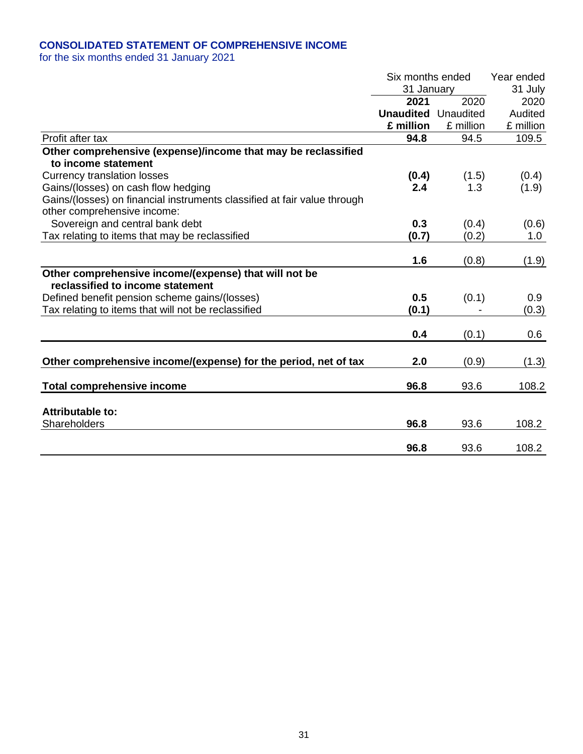## CONSOLIDATED STATEMENT OF COMPREHENSIVE INCOME

for the six months ended 31 January 2021

| | Six months ended 31 January | | Year ended 31 July |
|---|---|---|---|
| | **2021** | 2020 | 2020 |
| | **Unaudited** | Unaudited | Audited |
| | **£ million** | £ million | £ million |
| Profit after tax | **94.8** | 94.5 | 109.5 |
| **Other comprehensive (expense)/income that may be reclassified to income statement** | | | |
| Currency translation losses | **(0.4)** | (1.5) | (0.4) |
| Gains/(losses) on cash flow hedging | **2.4** | 1.3 | (1.9) |
| Gains/(losses) on financial instruments classified at fair value through other comprehensive income: | | | |
| Sovereign and central bank debt | **0.3** | (0.4) | (0.6) |
| Tax relating to items that may be reclassified | **(0.7)** | (0.2) | 1.0 |
| | **1.6** | (0.8) | (1.9) |
| **Other comprehensive income/(expense) that will not be reclassified to income statement** | | | |
| Defined benefit pension scheme gains/(losses) | **0.5** | (0.1) | 0.9 |
| Tax relating to items that will not be reclassified | **(0.1)** | - | (0.3) |
| | **0.4** | (0.1) | 0.6 |
| **Other comprehensive income/(expense) for the period, net of tax** | **2.0** | (0.9) | (1.3) |
| **Total comprehensive income** | **96.8** | 93.6 | 108.2 |
| **Attributable to:** | | | |
| Shareholders | **96.8** | 93.6 | 108.2 |
| | **96.8** | 93.6 | 108.2 |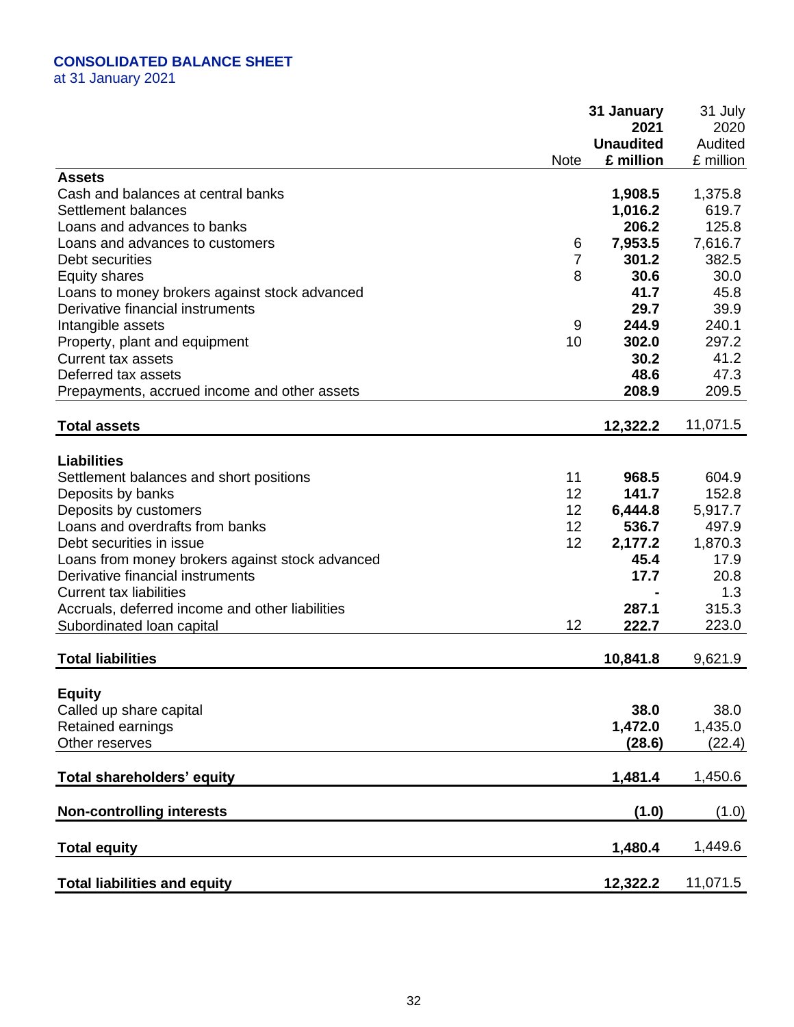## CONSOLIDATED BALANCE SHEET

at 31 January 2021

| | Note | 31 January 2021 Unaudited £ million | 31 July 2020 Audited £ million |
|---|---|---|---|
| **Assets** | | | |
| Cash and balances at central banks | | **1,908.5** | 1,375.8 |
| Settlement balances | | **1,016.2** | 619.7 |
| Loans and advances to banks | | **206.2** | 125.8 |
| Loans and advances to customers | 6 | **7,953.5** | 7,616.7 |
| Debt securities | 7 | **301.2** | 382.5 |
| Equity shares | 8 | **30.6** | 30.0 |
| Loans to money brokers against stock advanced | | **41.7** | 45.8 |
| Derivative financial instruments | | **29.7** | 39.9 |
| Intangible assets | 9 | **244.9** | 240.1 |
| Property, plant and equipment | 10 | **302.0** | 297.2 |
| Current tax assets | | **30.2** | 41.2 |
| Deferred tax assets | | **48.6** | 47.3 |
| Prepayments, accrued income and other assets | | **208.9** | 209.5 |
| **Total assets** | | **12,322.2** | 11,071.5 |
| **Liabilities** | | | |
| Settlement balances and short positions | 11 | **968.5** | 604.9 |
| Deposits by banks | 12 | **141.7** | 152.8 |
| Deposits by customers | 12 | **6,444.8** | 5,917.7 |
| Loans and overdrafts from banks | 12 | **536.7** | 497.9 |
| Debt securities in issue | 12 | **2,177.2** | 1,870.3 |
| Loans from money brokers against stock advanced | | **45.4** | 17.9 |
| Derivative financial instruments | | **17.7** | 20.8 |
| Current tax liabilities | | **-** | 1.3 |
| Accruals, deferred income and other liabilities | | **287.1** | 315.3 |
| Subordinated loan capital | 12 | **222.7** | 223.0 |
| **Total liabilities** | | **10,841.8** | 9,621.9 |
| **Equity** | | | |
| Called up share capital | | **38.0** | 38.0 |
| Retained earnings | | **1,472.0** | 1,435.0 |
| Other reserves | | **(28.6)** | (22.4) |
| **Total shareholders' equity** | | **1,481.4** | 1,450.6 |
| **Non-controlling interests** | | **(1.0)** | (1.0) |
| **Total equity** | | **1,480.4** | 1,449.6 |
| **Total liabilities and equity** | | **12,322.2** | 11,071.5 |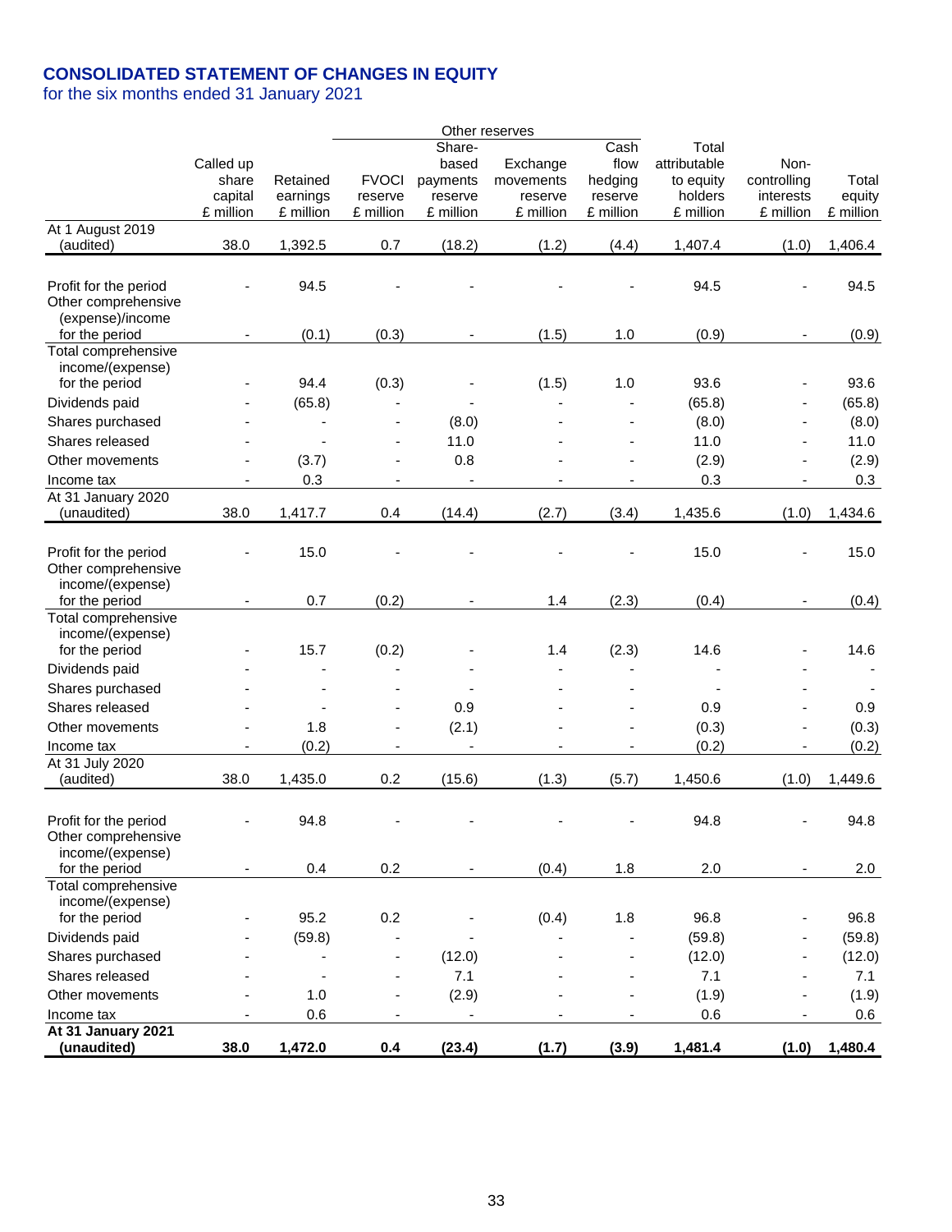## CONSOLIDATED STATEMENT OF CHANGES IN EQUITY

for the six months ended 31 January 2021

| | Called up share capital £ million | Retained earnings £ million | Other reserves: FVOCI reserve £ million | Other reserves: Share-based payments reserve £ million | Other reserves: Exchange movements reserve £ million | Other reserves: Cash flow hedging reserve £ million | Total attributable to equity holders £ million | Non-controlling interests £ million | Total equity £ million |
|---|---|---|---|---|---|---|---|---|---|
| At 1 August 2019 (audited) | 38.0 | 1,392.5 | 0.7 | (18.2) | (1.2) | (4.4) | 1,407.4 | (1.0) | 1,406.4 |
| Profit for the period | - | 94.5 | - | - | - | - | 94.5 | - | 94.5 |
| Other comprehensive (expense)/income for the period | - | (0.1) | (0.3) | - | (1.5) | 1.0 | (0.9) | - | (0.9) |
| Total comprehensive income/(expense) for the period | - | 94.4 | (0.3) | - | (1.5) | 1.0 | 93.6 | - | 93.6 |
| Dividends paid | - | (65.8) | - | - | - | - | (65.8) | - | (65.8) |
| Shares purchased | - | - | - | (8.0) | - | - | (8.0) | - | (8.0) |
| Shares released | - | - | - | 11.0 | - | - | 11.0 | - | 11.0 |
| Other movements | - | (3.7) | - | 0.8 | - | - | (2.9) | - | (2.9) |
| Income tax | - | 0.3 | - | - | - | - | 0.3 | - | 0.3 |
| At 31 January 2020 (unaudited) | 38.0 | 1,417.7 | 0.4 | (14.4) | (2.7) | (3.4) | 1,435.6 | (1.0) | 1,434.6 |
| Profit for the period | - | 15.0 | - | - | - | - | 15.0 | - | 15.0 |
| Other comprehensive income/(expense) for the period | - | 0.7 | (0.2) | - | 1.4 | (2.3) | (0.4) | - | (0.4) |
| Total comprehensive income/(expense) for the period | - | 15.7 | (0.2) | - | 1.4 | (2.3) | 14.6 | - | 14.6 |
| Dividends paid | - | - | - | - | - | - | - | - | - |
| Shares purchased | - | - | - | - | - | - | - | - | - |
| Shares released | - | - | - | 0.9 | - | - | 0.9 | - | 0.9 |
| Other movements | - | 1.8 | - | (2.1) | - | - | (0.3) | - | (0.3) |
| Income tax | - | (0.2) | - | - | - | - | (0.2) | - | (0.2) |
| At 31 July 2020 (audited) | 38.0 | 1,435.0 | 0.2 | (15.6) | (1.3) | (5.7) | 1,450.6 | (1.0) | 1,449.6 |
| Profit for the period | - | 94.8 | - | - | - | - | 94.8 | - | 94.8 |
| Other comprehensive income/(expense) for the period | - | 0.4 | 0.2 | - | (0.4) | 1.8 | 2.0 | - | 2.0 |
| Total comprehensive income/(expense) for the period | - | 95.2 | 0.2 | - | (0.4) | 1.8 | 96.8 | - | 96.8 |
| Dividends paid | - | (59.8) | - | - | - | - | (59.8) | - | (59.8) |
| Shares purchased | - | - | - | (12.0) | - | - | (12.0) | - | (12.0) |
| Shares released | - | - | - | 7.1 | - | - | 7.1 | - | 7.1 |
| Other movements | - | 1.0 | - | (2.9) | - | - | (1.9) | - | (1.9) |
| Income tax | - | 0.6 | - | - | - | - | 0.6 | - | 0.6 |
| **At 31 January 2021 (unaudited)** | **38.0** | **1,472.0** | **0.4** | **(23.4)** | **(1.7)** | **(3.9)** | **1,481.4** | **(1.0)** | **1,480.4** |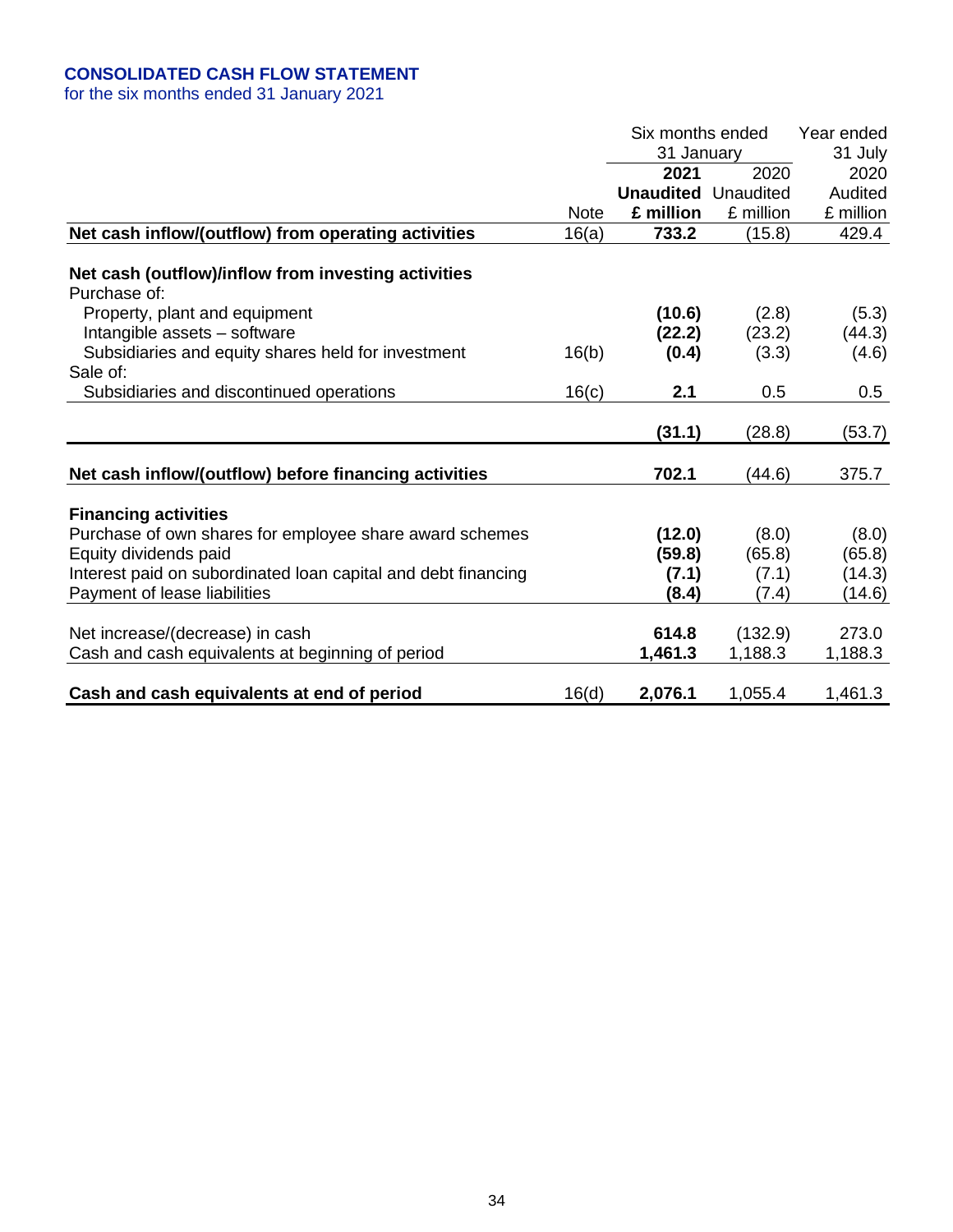## CONSOLIDATED CASH FLOW STATEMENT

for the six months ended 31 January 2021

| | Note | Six months ended 31 January 2021 Unaudited £ million | Six months ended 31 January 2020 Unaudited £ million | Year ended 31 July 2020 Audited £ million |
|---|---|---|---|---|
| **Net cash inflow/(outflow) from operating activities** | 16(a) | **733.2** | (15.8) | 429.4 |
| | | | | |
| **Net cash (outflow)/inflow from investing activities** | | | | |
| Purchase of: | | | | |
| Property, plant and equipment | | **(10.6)** | (2.8) | (5.3) |
| Intangible assets – software | | **(22.2)** | (23.2) | (44.3) |
| Subsidiaries and equity shares held for investment | 16(b) | **(0.4)** | (3.3) | (4.6) |
| Sale of: | | | | |
| Subsidiaries and discontinued operations | 16(c) | **2.1** | 0.5 | 0.5 |
| | | **(31.1)** | (28.8) | (53.7) |
| | | | | |
| **Net cash inflow/(outflow) before financing activities** | | **702.1** | (44.6) | 375.7 |
| | | | | |
| **Financing activities** | | | | |
| Purchase of own shares for employee share award schemes | | **(12.0)** | (8.0) | (8.0) |
| Equity dividends paid | | **(59.8)** | (65.8) | (65.8) |
| Interest paid on subordinated loan capital and debt financing | | **(7.1)** | (7.1) | (14.3) |
| Payment of lease liabilities | | **(8.4)** | (7.4) | (14.6) |
| | | | | |
| Net increase/(decrease) in cash | | **614.8** | (132.9) | 273.0 |
| Cash and cash equivalents at beginning of period | | **1,461.3** | 1,188.3 | 1,188.3 |
| | | | | |
| **Cash and cash equivalents at end of period** | 16(d) | **2,076.1** | 1,055.4 | 1,461.3 |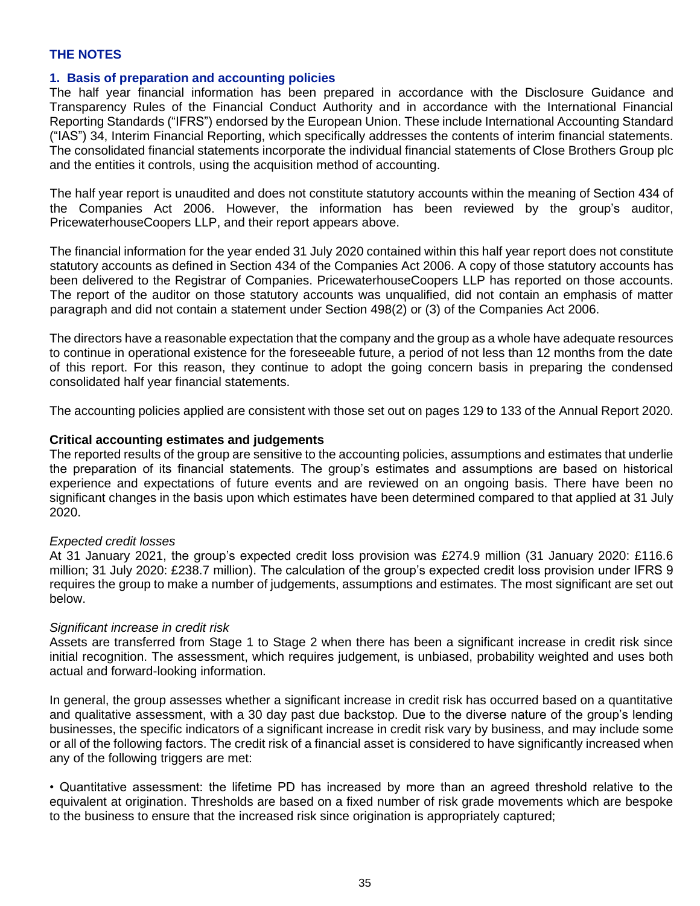## THE NOTES

### 1. Basis of preparation and accounting policies

The half year financial information has been prepared in accordance with the Disclosure Guidance and Transparency Rules of the Financial Conduct Authority and in accordance with the International Financial Reporting Standards ("IFRS") endorsed by the European Union. These include International Accounting Standard ("IAS") 34, Interim Financial Reporting, which specifically addresses the contents of interim financial statements. The consolidated financial statements incorporate the individual financial statements of Close Brothers Group plc and the entities it controls, using the acquisition method of accounting.

The half year report is unaudited and does not constitute statutory accounts within the meaning of Section 434 of the Companies Act 2006. However, the information has been reviewed by the group's auditor, PricewaterhouseCoopers LLP, and their report appears above.

The financial information for the year ended 31 July 2020 contained within this half year report does not constitute statutory accounts as defined in Section 434 of the Companies Act 2006. A copy of those statutory accounts has been delivered to the Registrar of Companies. PricewaterhouseCoopers LLP has reported on those accounts. The report of the auditor on those statutory accounts was unqualified, did not contain an emphasis of matter paragraph and did not contain a statement under Section 498(2) or (3) of the Companies Act 2006.

The directors have a reasonable expectation that the company and the group as a whole have adequate resources to continue in operational existence for the foreseeable future, a period of not less than 12 months from the date of this report. For this reason, they continue to adopt the going concern basis in preparing the condensed consolidated half year financial statements.

The accounting policies applied are consistent with those set out on pages 129 to 133 of the Annual Report 2020.

**Critical accounting estimates and judgements**

The reported results of the group are sensitive to the accounting policies, assumptions and estimates that underlie the preparation of its financial statements. The group's estimates and assumptions are based on historical experience and expectations of future events and are reviewed on an ongoing basis. There have been no significant changes in the basis upon which estimates have been determined compared to that applied at 31 July 2020.

*Expected credit losses*

At 31 January 2021, the group's expected credit loss provision was £274.9 million (31 January 2020: £116.6 million; 31 July 2020: £238.7 million). The calculation of the group's expected credit loss provision under IFRS 9 requires the group to make a number of judgements, assumptions and estimates. The most significant are set out below.

*Significant increase in credit risk*

Assets are transferred from Stage 1 to Stage 2 when there has been a significant increase in credit risk since initial recognition. The assessment, which requires judgement, is unbiased, probability weighted and uses both actual and forward-looking information.

In general, the group assesses whether a significant increase in credit risk has occurred based on a quantitative and qualitative assessment, with a 30 day past due backstop. Due to the diverse nature of the group's lending businesses, the specific indicators of a significant increase in credit risk vary by business, and may include some or all of the following factors. The credit risk of a financial asset is considered to have significantly increased when any of the following triggers are met:

• Quantitative assessment: the lifetime PD has increased by more than an agreed threshold relative to the equivalent at origination. Thresholds are based on a fixed number of risk grade movements which are bespoke to the business to ensure that the increased risk since origination is appropriately captured;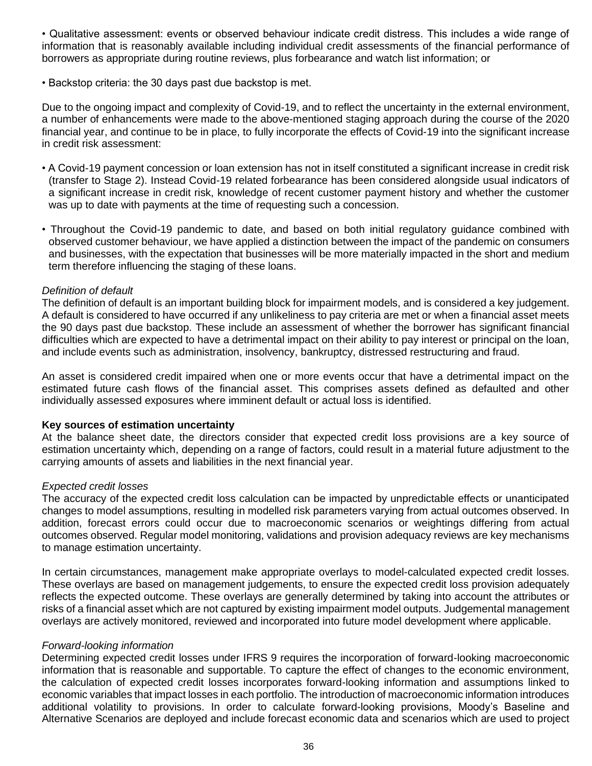- Qualitative assessment: events or observed behaviour indicate credit distress. This includes a wide range of information that is reasonably available including individual credit assessments of the financial performance of borrowers as appropriate during routine reviews, plus forbearance and watch list information; or

- Backstop criteria: the 30 days past due backstop is met.

Due to the ongoing impact and complexity of Covid-19, and to reflect the uncertainty in the external environment, a number of enhancements were made to the above-mentioned staging approach during the course of the 2020 financial year, and continue to be in place, to fully incorporate the effects of Covid-19 into the significant increase in credit risk assessment:

- A Covid-19 payment concession or loan extension has not in itself constituted a significant increase in credit risk (transfer to Stage 2). Instead Covid-19 related forbearance has been considered alongside usual indicators of a significant increase in credit risk, knowledge of recent customer payment history and whether the customer was up to date with payments at the time of requesting such a concession.

- Throughout the Covid-19 pandemic to date, and based on both initial regulatory guidance combined with observed customer behaviour, we have applied a distinction between the impact of the pandemic on consumers and businesses, with the expectation that businesses will be more materially impacted in the short and medium term therefore influencing the staging of these loans.

*Definition of default*

The definition of default is an important building block for impairment models, and is considered a key judgement. A default is considered to have occurred if any unlikeliness to pay criteria are met or when a financial asset meets the 90 days past due backstop. These include an assessment of whether the borrower has significant financial difficulties which are expected to have a detrimental impact on their ability to pay interest or principal on the loan, and include events such as administration, insolvency, bankruptcy, distressed restructuring and fraud.

An asset is considered credit impaired when one or more events occur that have a detrimental impact on the estimated future cash flows of the financial asset. This comprises assets defined as defaulted and other individually assessed exposures where imminent default or actual loss is identified.

**Key sources of estimation uncertainty**

At the balance sheet date, the directors consider that expected credit loss provisions are a key source of estimation uncertainty which, depending on a range of factors, could result in a material future adjustment to the carrying amounts of assets and liabilities in the next financial year.

*Expected credit losses*

The accuracy of the expected credit loss calculation can be impacted by unpredictable effects or unanticipated changes to model assumptions, resulting in modelled risk parameters varying from actual outcomes observed. In addition, forecast errors could occur due to macroeconomic scenarios or weightings differing from actual outcomes observed. Regular model monitoring, validations and provision adequacy reviews are key mechanisms to manage estimation uncertainty.

In certain circumstances, management make appropriate overlays to model-calculated expected credit losses. These overlays are based on management judgements, to ensure the expected credit loss provision adequately reflects the expected outcome. These overlays are generally determined by taking into account the attributes or risks of a financial asset which are not captured by existing impairment model outputs. Judgemental management overlays are actively monitored, reviewed and incorporated into future model development where applicable.

*Forward-looking information*

Determining expected credit losses under IFRS 9 requires the incorporation of forward-looking macroeconomic information that is reasonable and supportable. To capture the effect of changes to the economic environment, the calculation of expected credit losses incorporates forward-looking information and assumptions linked to economic variables that impact losses in each portfolio. The introduction of macroeconomic information introduces additional volatility to provisions. In order to calculate forward-looking provisions, Moody's Baseline and Alternative Scenarios are deployed and include forecast economic data and scenarios which are used to project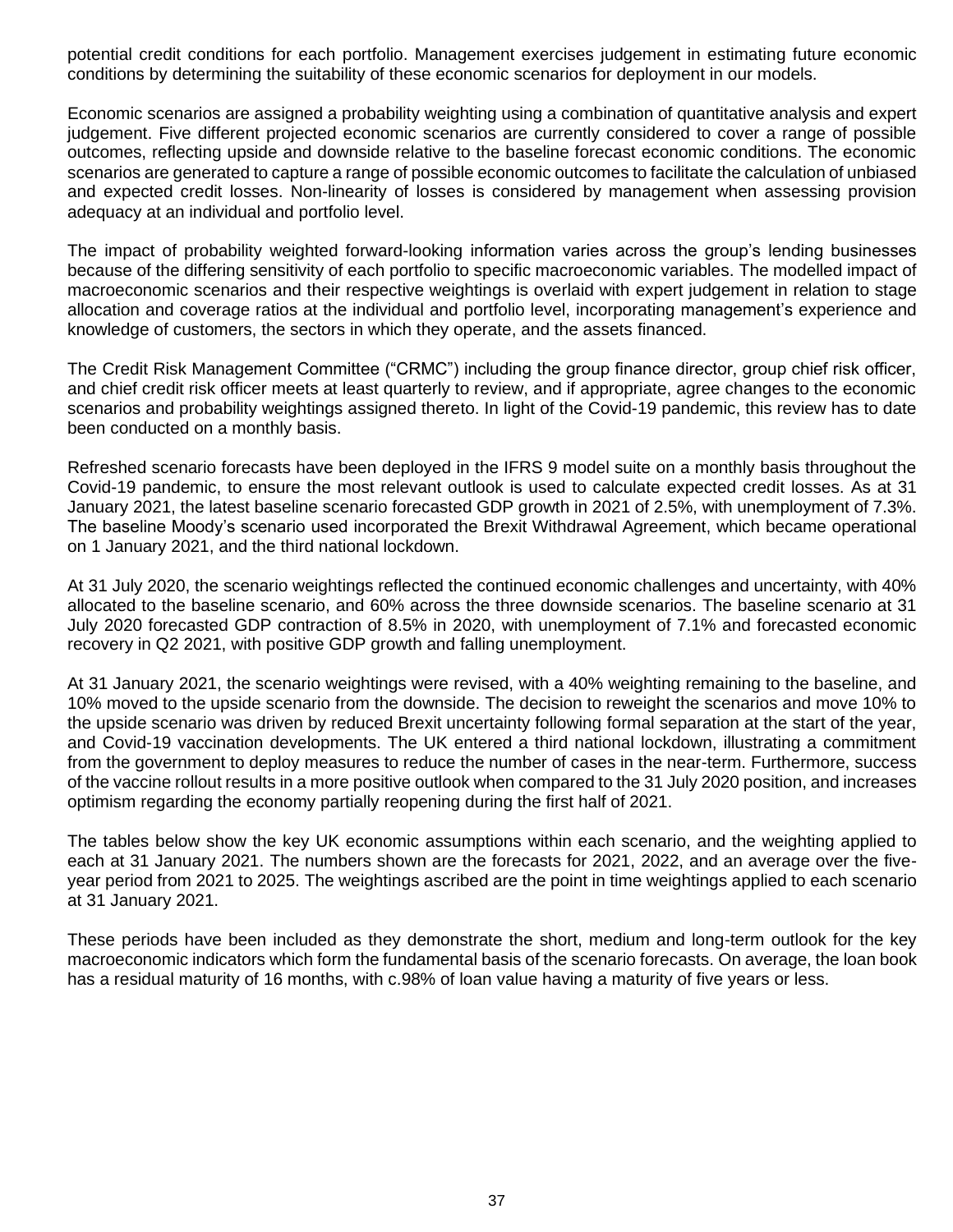potential credit conditions for each portfolio. Management exercises judgement in estimating future economic conditions by determining the suitability of these economic scenarios for deployment in our models.

Economic scenarios are assigned a probability weighting using a combination of quantitative analysis and expert judgement. Five different projected economic scenarios are currently considered to cover a range of possible outcomes, reflecting upside and downside relative to the baseline forecast economic conditions. The economic scenarios are generated to capture a range of possible economic outcomes to facilitate the calculation of unbiased and expected credit losses. Non-linearity of losses is considered by management when assessing provision adequacy at an individual and portfolio level.

The impact of probability weighted forward-looking information varies across the group's lending businesses because of the differing sensitivity of each portfolio to specific macroeconomic variables. The modelled impact of macroeconomic scenarios and their respective weightings is overlaid with expert judgement in relation to stage allocation and coverage ratios at the individual and portfolio level, incorporating management's experience and knowledge of customers, the sectors in which they operate, and the assets financed.

The Credit Risk Management Committee ("CRMC") including the group finance director, group chief risk officer, and chief credit risk officer meets at least quarterly to review, and if appropriate, agree changes to the economic scenarios and probability weightings assigned thereto. In light of the Covid-19 pandemic, this review has to date been conducted on a monthly basis.

Refreshed scenario forecasts have been deployed in the IFRS 9 model suite on a monthly basis throughout the Covid-19 pandemic, to ensure the most relevant outlook is used to calculate expected credit losses. As at 31 January 2021, the latest baseline scenario forecasted GDP growth in 2021 of 2.5%, with unemployment of 7.3%. The baseline Moody's scenario used incorporated the Brexit Withdrawal Agreement, which became operational on 1 January 2021, and the third national lockdown.

At 31 July 2020, the scenario weightings reflected the continued economic challenges and uncertainty, with 40% allocated to the baseline scenario, and 60% across the three downside scenarios. The baseline scenario at 31 July 2020 forecasted GDP contraction of 8.5% in 2020, with unemployment of 7.1% and forecasted economic recovery in Q2 2021, with positive GDP growth and falling unemployment.

At 31 January 2021, the scenario weightings were revised, with a 40% weighting remaining to the baseline, and 10% moved to the upside scenario from the downside. The decision to reweight the scenarios and move 10% to the upside scenario was driven by reduced Brexit uncertainty following formal separation at the start of the year, and Covid-19 vaccination developments. The UK entered a third national lockdown, illustrating a commitment from the government to deploy measures to reduce the number of cases in the near-term. Furthermore, success of the vaccine rollout results in a more positive outlook when compared to the 31 July 2020 position, and increases optimism regarding the economy partially reopening during the first half of 2021.

The tables below show the key UK economic assumptions within each scenario, and the weighting applied to each at 31 January 2021. The numbers shown are the forecasts for 2021, 2022, and an average over the five-year period from 2021 to 2025. The weightings ascribed are the point in time weightings applied to each scenario at 31 January 2021.

These periods have been included as they demonstrate the short, medium and long-term outlook for the key macroeconomic indicators which form the fundamental basis of the scenario forecasts. On average, the loan book has a residual maturity of 16 months, with c.98% of loan value having a maturity of five years or less.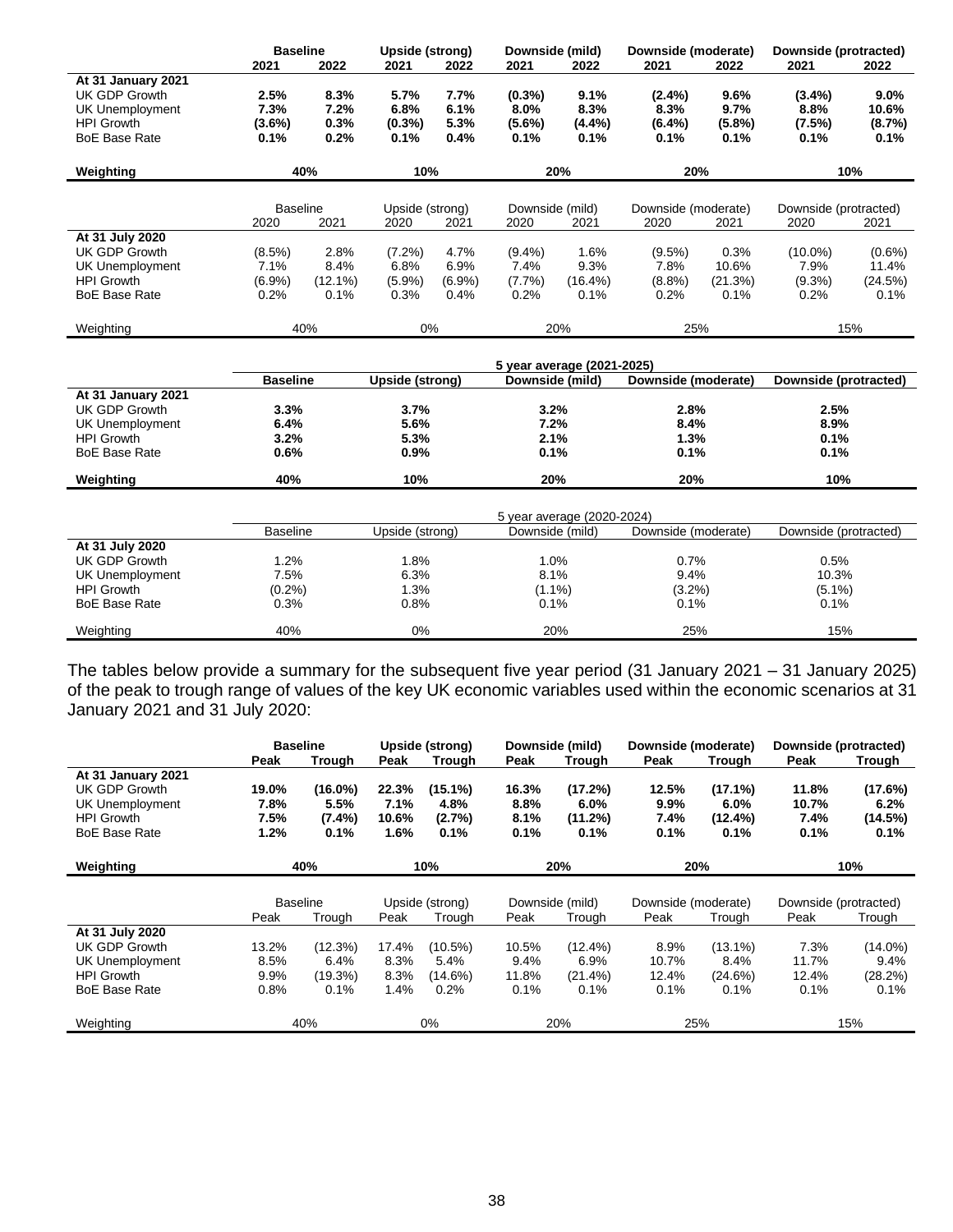| | Baseline | | Upside (strong) | | Downside (mild) | | Downside (moderate) | | Downside (protracted) | |
|---|---|---|---|---|---|---|---|---|---|---|
| | **2021** | **2022** | **2021** | **2022** | **2021** | **2022** | **2021** | **2022** | **2021** | **2022** |
| **At 31 January 2021** | | | | | | | | | | |
| UK GDP Growth | **2.5%** | **8.3%** | **5.7%** | **7.7%** | **(0.3%)** | **9.1%** | **(2.4%)** | **9.6%** | **(3.4%)** | **9.0%** |
| UK Unemployment | **7.3%** | **7.2%** | **6.8%** | **6.1%** | **8.0%** | **8.3%** | **8.3%** | **9.7%** | **8.8%** | **10.6%** |
| HPI Growth | **(3.6%)** | **0.3%** | **(0.3%)** | **5.3%** | **(5.6%)** | **(4.4%)** | **(6.4%)** | **(5.8%)** | **(7.5%)** | **(8.7%)** |
| BoE Base Rate | **0.1%** | **0.2%** | **0.1%** | **0.4%** | **0.1%** | **0.1%** | **0.1%** | **0.1%** | **0.1%** | **0.1%** |
| **Weighting** | **40%** | | **10%** | | **20%** | | **20%** | | **10%** | |

| | Baseline | | Upside (strong) | | Downside (mild) | | Downside (moderate) | | Downside (protracted) | |
|---|---|---|---|---|---|---|---|---|---|---|
| | 2020 | 2021 | 2020 | 2021 | 2020 | 2021 | 2020 | 2021 | 2020 | 2021 |
| **At 31 July 2020** | | | | | | | | | | |
| UK GDP Growth | (8.5%) | 2.8% | (7.2%) | 4.7% | (9.4%) | 1.6% | (9.5%) | 0.3% | (10.0%) | (0.6%) |
| UK Unemployment | 7.1% | 8.4% | 6.8% | 6.9% | 7.4% | 9.3% | 7.8% | 10.6% | 7.9% | 11.4% |
| HPI Growth | (6.9%) | (12.1%) | (5.9%) | (6.9%) | (7.7%) | (16.4%) | (8.8%) | (21.3%) | (9.3%) | (24.5%) |
| BoE Base Rate | 0.2% | 0.1% | 0.3% | 0.4% | 0.2% | 0.1% | 0.2% | 0.1% | 0.2% | 0.1% |
| Weighting | 40% | | 0% | | 20% | | 25% | | 15% | |

| | **5 year average (2021-2025)** | | | | |
|---|---|---|---|---|---|
| | **Baseline** | **Upside (strong)** | **Downside (mild)** | **Downside (moderate)** | **Downside (protracted)** |
| **At 31 January 2021** | | | | | |
| UK GDP Growth | **3.3%** | **3.7%** | **3.2%** | **2.8%** | **2.5%** |
| UK Unemployment | **6.4%** | **5.6%** | **7.2%** | **8.4%** | **8.9%** |
| HPI Growth | **3.2%** | **5.3%** | **2.1%** | **1.3%** | **0.1%** |
| BoE Base Rate | **0.6%** | **0.9%** | **0.1%** | **0.1%** | **0.1%** |
| **Weighting** | **40%** | **10%** | **20%** | **20%** | **10%** |

| | 5 year average (2020-2024) | | | | |
|---|---|---|---|---|---|
| | Baseline | Upside (strong) | Downside (mild) | Downside (moderate) | Downside (protracted) |
| **At 31 July 2020** | | | | | |
| UK GDP Growth | 1.2% | 1.8% | 1.0% | 0.7% | 0.5% |
| UK Unemployment | 7.5% | 6.3% | 8.1% | 9.4% | 10.3% |
| HPI Growth | (0.2%) | 1.3% | (1.1%) | (3.2%) | (5.1%) |
| BoE Base Rate | 0.3% | 0.8% | 0.1% | 0.1% | 0.1% |
| Weighting | 40% | 0% | 20% | 25% | 15% |

The tables below provide a summary for the subsequent five year period (31 January 2021 – 31 January 2025) of the peak to trough range of values of the key UK economic variables used within the economic scenarios at 31 January 2021 and 31 July 2020:

| | Baseline | | Upside (strong) | | Downside (mild) | | Downside (moderate) | | Downside (protracted) | |
|---|---|---|---|---|---|---|---|---|---|---|
| | **Peak** | **Trough** | **Peak** | **Trough** | **Peak** | **Trough** | **Peak** | **Trough** | **Peak** | **Trough** |
| **At 31 January 2021** | | | | | | | | | | |
| UK GDP Growth | **19.0%** | **(16.0%)** | **22.3%** | **(15.1%)** | **16.3%** | **(17.2%)** | **12.5%** | **(17.1%)** | **11.8%** | **(17.6%)** |
| UK Unemployment | **7.8%** | **5.5%** | **7.1%** | **4.8%** | **8.8%** | **6.0%** | **9.9%** | **6.0%** | **10.7%** | **6.2%** |
| HPI Growth | **7.5%** | **(7.4%)** | **10.6%** | **(2.7%)** | **8.1%** | **(11.2%)** | **7.4%** | **(12.4%)** | **7.4%** | **(14.5%)** |
| BoE Base Rate | **1.2%** | **0.1%** | **1.6%** | **0.1%** | **0.1%** | **0.1%** | **0.1%** | **0.1%** | **0.1%** | **0.1%** |
| **Weighting** | **40%** | | **10%** | | **20%** | | **20%** | | **10%** | |

| | Baseline | | Upside (strong) | | Downside (mild) | | Downside (moderate) | | Downside (protracted) | |
|---|---|---|---|---|---|---|---|---|---|---|
| | Peak | Trough | Peak | Trough | Peak | Trough | Peak | Trough | Peak | Trough |
| **At 31 July 2020** | | | | | | | | | | |
| UK GDP Growth | 13.2% | (12.3%) | 17.4% | (10.5%) | 10.5% | (12.4%) | 8.9% | (13.1%) | 7.3% | (14.0%) |
| UK Unemployment | 8.5% | 6.4% | 8.3% | 5.4% | 9.4% | 6.9% | 10.7% | 8.4% | 11.7% | 9.4% |
| HPI Growth | 9.9% | (19.3%) | 8.3% | (14.6%) | 11.8% | (21.4%) | 12.4% | (24.6%) | 12.4% | (28.2%) |
| BoE Base Rate | 0.8% | 0.1% | 1.4% | 0.2% | 0.1% | 0.1% | 0.1% | 0.1% | 0.1% | 0.1% |
| Weighting | 40% | | 0% | | 20% | | 25% | | 15% | |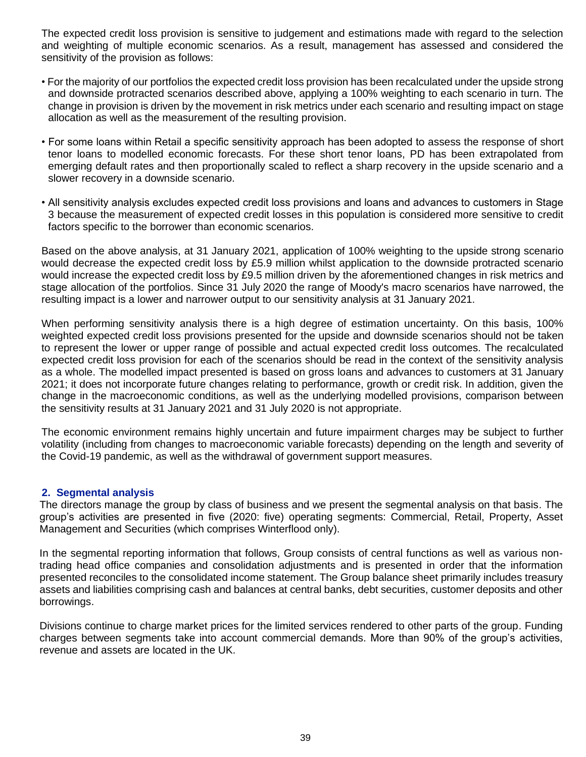The expected credit loss provision is sensitive to judgement and estimations made with regard to the selection and weighting of multiple economic scenarios. As a result, management has assessed and considered the sensitivity of the provision as follows:

- For the majority of our portfolios the expected credit loss provision has been recalculated under the upside strong and downside protracted scenarios described above, applying a 100% weighting to each scenario in turn. The change in provision is driven by the movement in risk metrics under each scenario and resulting impact on stage allocation as well as the measurement of the resulting provision.
- For some loans within Retail a specific sensitivity approach has been adopted to assess the response of short tenor loans to modelled economic forecasts. For these short tenor loans, PD has been extrapolated from emerging default rates and then proportionally scaled to reflect a sharp recovery in the upside scenario and a slower recovery in a downside scenario.
- All sensitivity analysis excludes expected credit loss provisions and loans and advances to customers in Stage 3 because the measurement of expected credit losses in this population is considered more sensitive to credit factors specific to the borrower than economic scenarios.

Based on the above analysis, at 31 January 2021, application of 100% weighting to the upside strong scenario would decrease the expected credit loss by £5.9 million whilst application to the downside protracted scenario would increase the expected credit loss by £9.5 million driven by the aforementioned changes in risk metrics and stage allocation of the portfolios. Since 31 July 2020 the range of Moody's macro scenarios have narrowed, the resulting impact is a lower and narrower output to our sensitivity analysis at 31 January 2021.

When performing sensitivity analysis there is a high degree of estimation uncertainty. On this basis, 100% weighted expected credit loss provisions presented for the upside and downside scenarios should not be taken to represent the lower or upper range of possible and actual expected credit loss outcomes. The recalculated expected credit loss provision for each of the scenarios should be read in the context of the sensitivity analysis as a whole. The modelled impact presented is based on gross loans and advances to customers at 31 January 2021; it does not incorporate future changes relating to performance, growth or credit risk. In addition, given the change in the macroeconomic conditions, as well as the underlying modelled provisions, comparison between the sensitivity results at 31 January 2021 and 31 July 2020 is not appropriate.

The economic environment remains highly uncertain and future impairment charges may be subject to further volatility (including from changes to macroeconomic variable forecasts) depending on the length and severity of the Covid-19 pandemic, as well as the withdrawal of government support measures.

## 2. Segmental analysis

The directors manage the group by class of business and we present the segmental analysis on that basis. The group's activities are presented in five (2020: five) operating segments: Commercial, Retail, Property, Asset Management and Securities (which comprises Winterflood only).

In the segmental reporting information that follows, Group consists of central functions as well as various non-trading head office companies and consolidation adjustments and is presented in order that the information presented reconciles to the consolidated income statement. The Group balance sheet primarily includes treasury assets and liabilities comprising cash and balances at central banks, debt securities, customer deposits and other borrowings.

Divisions continue to charge market prices for the limited services rendered to other parts of the group. Funding charges between segments take into account commercial demands. More than 90% of the group's activities, revenue and assets are located in the UK.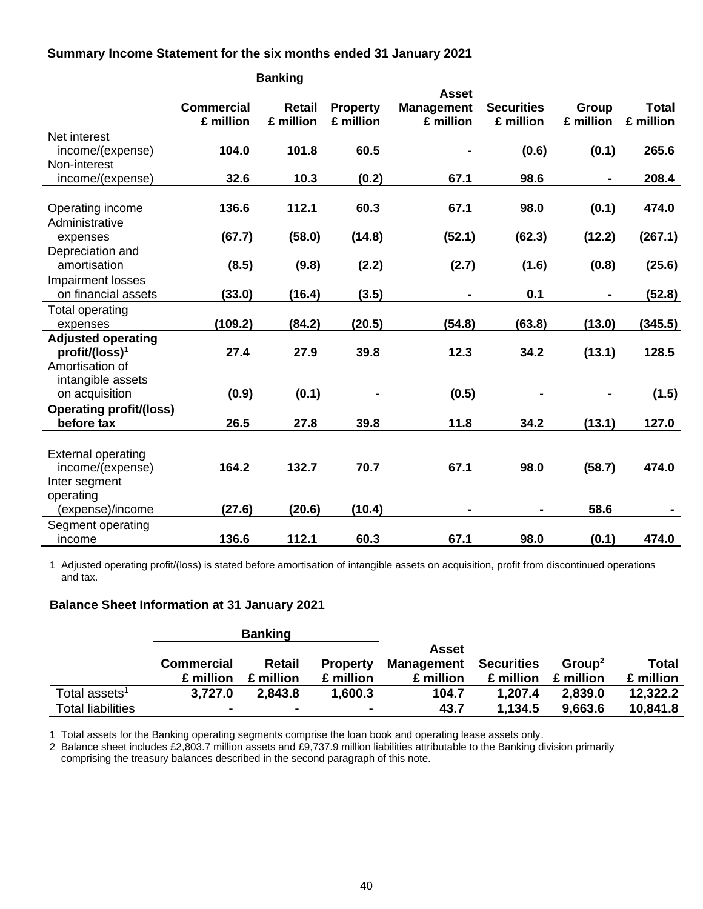**Summary Income Statement for the six months ended 31 January 2021**

| | Banking | | | | | | |
|---|---|---|---|---|---|---|---|
| | Commercial £ million | Retail £ million | Property £ million | Asset Management £ million | Securities £ million | Group £ million | Total £ million |
| Net interest income/(expense) | **104.0** | **101.8** | **60.5** | **-** | **(0.6)** | **(0.1)** | **265.6** |
| Non-interest income/(expense) | **32.6** | **10.3** | **(0.2)** | **67.1** | **98.6** | **-** | **208.4** |
| Operating income | **136.6** | **112.1** | **60.3** | **67.1** | **98.0** | **(0.1)** | **474.0** |
| Administrative expenses | **(67.7)** | **(58.0)** | **(14.8)** | **(52.1)** | **(62.3)** | **(12.2)** | **(267.1)** |
| Depreciation and amortisation | **(8.5)** | **(9.8)** | **(2.2)** | **(2.7)** | **(1.6)** | **(0.8)** | **(25.6)** |
| Impairment losses on financial assets | **(33.0)** | **(16.4)** | **(3.5)** | **-** | **0.1** | **-** | **(52.8)** |
| Total operating expenses | **(109.2)** | **(84.2)** | **(20.5)** | **(54.8)** | **(63.8)** | **(13.0)** | **(345.5)** |
| **Adjusted operating profit/(loss)[1]** | **27.4** | **27.9** | **39.8** | **12.3** | **34.2** | **(13.1)** | **128.5** |
| Amortisation of intangible assets on acquisition | **(0.9)** | **(0.1)** | **-** | **(0.5)** | **-** | **-** | **(1.5)** |
| **Operating profit/(loss) before tax** | **26.5** | **27.8** | **39.8** | **11.8** | **34.2** | **(13.1)** | **127.0** |
| External operating income/(expense) | **164.2** | **132.7** | **70.7** | **67.1** | **98.0** | **(58.7)** | **474.0** |
| Inter segment operating (expense)/income | **(27.6)** | **(20.6)** | **(10.4)** | **-** | **-** | **58.6** | **-** |
| Segment operating income | **136.6** | **112.1** | **60.3** | **67.1** | **98.0** | **(0.1)** | **474.0** |

1 Adjusted operating profit/(loss) is stated before amortisation of intangible assets on acquisition, profit from discontinued operations and tax.

**Balance Sheet Information at 31 January 2021**

| | Banking | | | | | | |
|---|---|---|---|---|---|---|---|
| | Commercial £ million | Retail £ million | Property £ million | Asset Management £ million | Securities £ million | Group[2] £ million | Total £ million |
| Total assets[1] | **3,727.0** | **2,843.8** | **1,600.3** | **104.7** | **1,207.4** | **2,839.0** | **12,322.2** |
| Total liabilities | **-** | **-** | **-** | **43.7** | **1,134.5** | **9,663.6** | **10,841.8** |

1 Total assets for the Banking operating segments comprise the loan book and operating lease assets only.

2 Balance sheet includes £2,803.7 million assets and £9,737.9 million liabilities attributable to the Banking division primarily comprising the treasury balances described in the second paragraph of this note.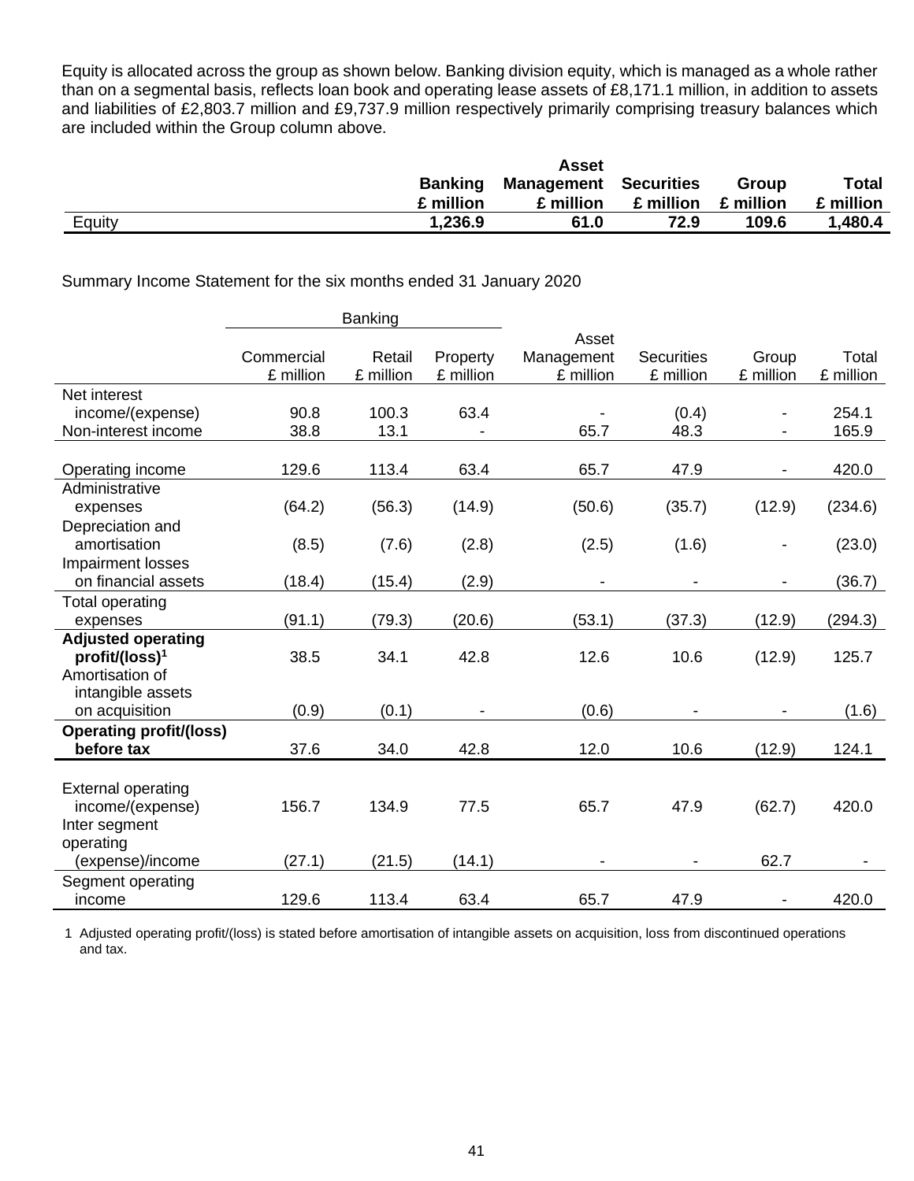Equity is allocated across the group as shown below. Banking division equity, which is managed as a whole rather than on a segmental basis, reflects loan book and operating lease assets of £8,171.1 million, in addition to assets and liabilities of £2,803.7 million and £9,737.9 million respectively primarily comprising treasury balances which are included within the Group column above.

| | **Banking £ million** | **Asset Management £ million** | **Securities £ million** | **Group £ million** | **Total £ million** |
|---|---|---|---|---|---|
| Equity | **1,236.9** | **61.0** | **72.9** | **109.6** | **1,480.4** |

Summary Income Statement for the six months ended 31 January 2020

| | Banking | | | | | | |
|---|---|---|---|---|---|---|---|
| | Commercial £ million | Retail £ million | Property £ million | Asset Management £ million | Securities £ million | Group £ million | Total £ million |
| Net interest income/(expense) | 90.8 | 100.3 | 63.4 | - | (0.4) | - | 254.1 |
| Non-interest income | 38.8 | 13.1 | - | 65.7 | 48.3 | - | 165.9 |
| Operating income | 129.6 | 113.4 | 63.4 | 65.7 | 47.9 | - | 420.0 |
| Administrative expenses | (64.2) | (56.3) | (14.9) | (50.6) | (35.7) | (12.9) | (234.6) |
| Depreciation and amortisation | (8.5) | (7.6) | (2.8) | (2.5) | (1.6) | - | (23.0) |
| Impairment losses on financial assets | (18.4) | (15.4) | (2.9) | - | - | - | (36.7) |
| Total operating expenses | (91.1) | (79.3) | (20.6) | (53.1) | (37.3) | (12.9) | (294.3) |
| **Adjusted operating profit/(loss)[1]** | 38.5 | 34.1 | 42.8 | 12.6 | 10.6 | (12.9) | 125.7 |
| Amortisation of intangible assets on acquisition | (0.9) | (0.1) | - | (0.6) | - | - | (1.6) |
| **Operating profit/(loss) before tax** | 37.6 | 34.0 | 42.8 | 12.0 | 10.6 | (12.9) | 124.1 |
| External operating income/(expense) | 156.7 | 134.9 | 77.5 | 65.7 | 47.9 | (62.7) | 420.0 |
| Inter segment operating (expense)/income | (27.1) | (21.5) | (14.1) | - | - | 62.7 | - |
| Segment operating income | 129.6 | 113.4 | 63.4 | 65.7 | 47.9 | - | 420.0 |

1 Adjusted operating profit/(loss) is stated before amortisation of intangible assets on acquisition, loss from discontinued operations and tax.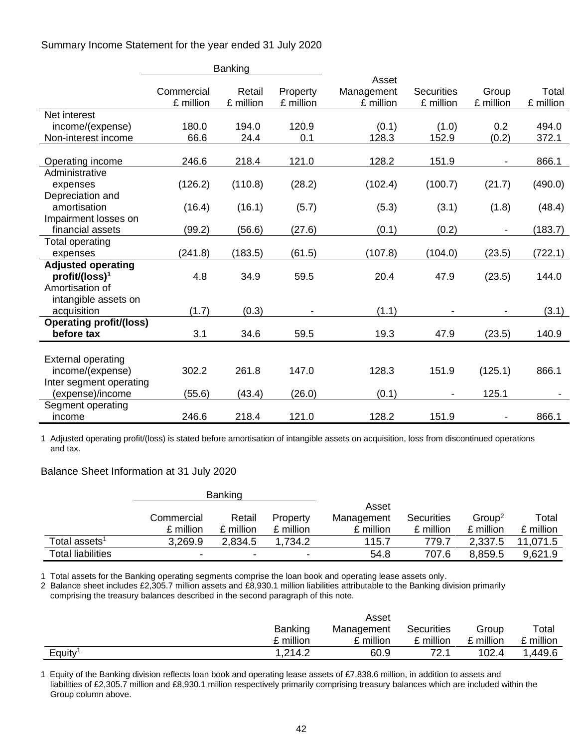Summary Income Statement for the year ended 31 July 2020

| | Banking | | | | | | |
|---|---|---|---|---|---|---|---|
| | Commercial £ million | Retail £ million | Property £ million | Asset Management £ million | Securities £ million | Group £ million | Total £ million |
| Net interest income/(expense) | 180.0 | 194.0 | 120.9 | (0.1) | (1.0) | 0.2 | 494.0 |
| Non-interest income | 66.6 | 24.4 | 0.1 | 128.3 | 152.9 | (0.2) | 372.1 |
| Operating income | 246.6 | 218.4 | 121.0 | 128.2 | 151.9 | - | 866.1 |
| Administrative expenses | (126.2) | (110.8) | (28.2) | (102.4) | (100.7) | (21.7) | (490.0) |
| Depreciation and amortisation | (16.4) | (16.1) | (5.7) | (5.3) | (3.1) | (1.8) | (48.4) |
| Impairment losses on financial assets | (99.2) | (56.6) | (27.6) | (0.1) | (0.2) | - | (183.7) |
| Total operating expenses | (241.8) | (183.5) | (61.5) | (107.8) | (104.0) | (23.5) | (722.1) |
| **Adjusted operating profit/(loss)[1]** | 4.8 | 34.9 | 59.5 | 20.4 | 47.9 | (23.5) | 144.0 |
| Amortisation of intangible assets on acquisition | (1.7) | (0.3) | - | (1.1) | - | - | (3.1) |
| **Operating profit/(loss) before tax** | 3.1 | 34.6 | 59.5 | 19.3 | 47.9 | (23.5) | 140.9 |
| External operating income/(expense) | 302.2 | 261.8 | 147.0 | 128.3 | 151.9 | (125.1) | 866.1 |
| Inter segment operating (expense)/income | (55.6) | (43.4) | (26.0) | (0.1) | - | 125.1 | - |
| Segment operating income | 246.6 | 218.4 | 121.0 | 128.2 | 151.9 | - | 866.1 |

1 Adjusted operating profit/(loss) is stated before amortisation of intangible assets on acquisition, loss from discontinued operations and tax.

Balance Sheet Information at 31 July 2020

| | Banking | | | | | | |
|---|---|---|---|---|---|---|---|
| | Commercial £ million | Retail £ million | Property £ million | Asset Management £ million | Securities £ million | Group[2] £ million | Total £ million |
| Total assets[1] | 3,269.9 | 2,834.5 | 1,734.2 | 115.7 | 779.7 | 2,337.5 | 11,071.5 |
| Total liabilities | - | - | - | 54.8 | 707.6 | 8,859.5 | 9,621.9 |

1 Total assets for the Banking operating segments comprise the loan book and operating lease assets only.
2 Balance sheet includes £2,305.7 million assets and £8,930.1 million liabilities attributable to the Banking division primarily comprising the treasury balances described in the second paragraph of this note.

| | Banking £ million | Asset Management £ million | Securities £ million | Group £ million | Total £ million |
|---|---|---|---|---|---|
| Equity[1] | 1,214.2 | 60.9 | 72.1 | 102.4 | 1,449.6 |

1 Equity of the Banking division reflects loan book and operating lease assets of £7,838.6 million, in addition to assets and liabilities of £2,305.7 million and £8,930.1 million respectively primarily comprising treasury balances which are included within the Group column above.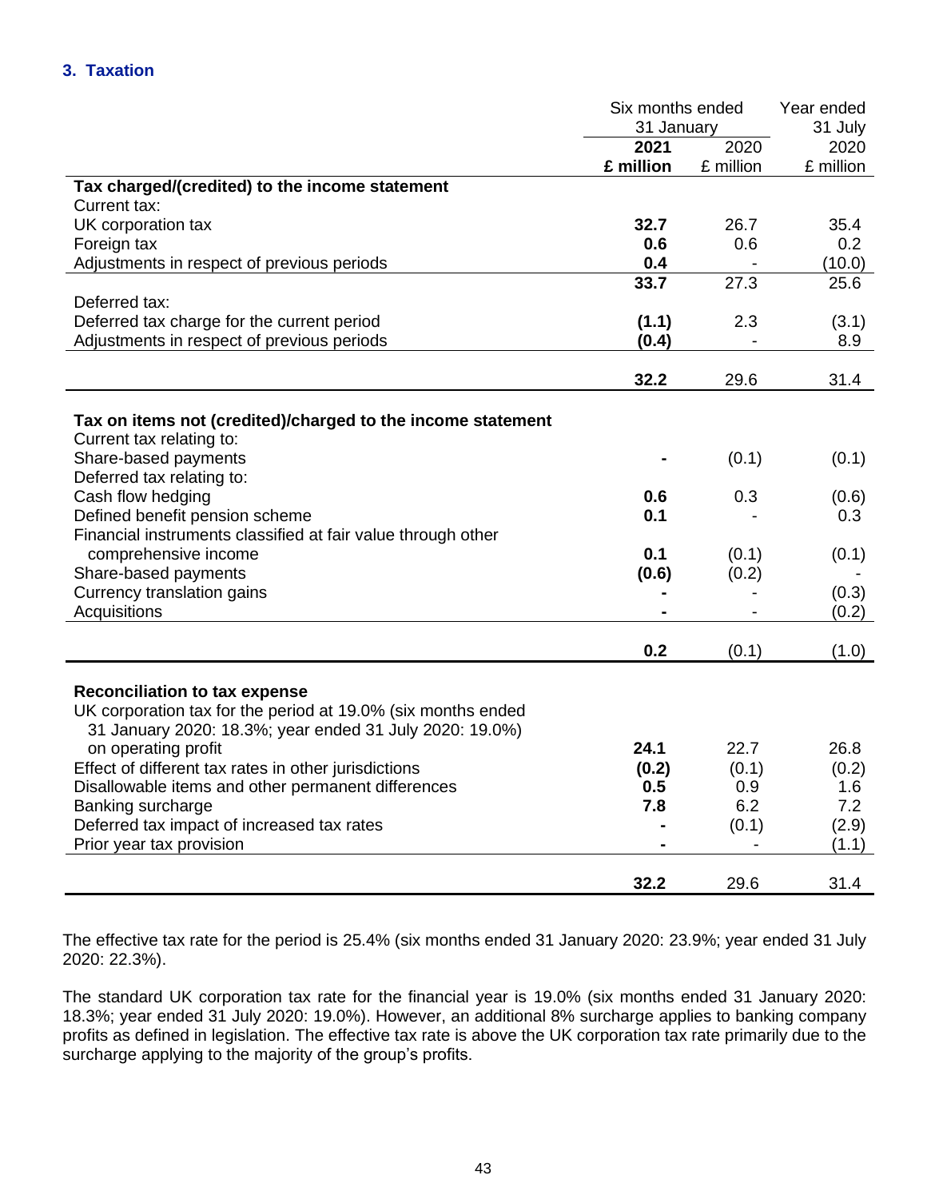## 3. Taxation

| | Six months ended 31 January | | Year ended 31 July |
|---|---|---|---|
| | **2021** | 2020 | 2020 |
| | **£ million** | £ million | £ million |
| **Tax charged/(credited) to the income statement** | | | |
| Current tax: | | | |
| UK corporation tax | **32.7** | 26.7 | 35.4 |
| Foreign tax | **0.6** | 0.6 | 0.2 |
| Adjustments in respect of previous periods | **0.4** | - | (10.0) |
| | **33.7** | 27.3 | 25.6 |
| Deferred tax: | | | |
| Deferred tax charge for the current period | **(1.1)** | 2.3 | (3.1) |
| Adjustments in respect of previous periods | **(0.4)** | - | 8.9 |
| | **32.2** | 29.6 | 31.4 |
| **Tax on items not (credited)/charged to the income statement** | | | |
| Current tax relating to: | | | |
| Share-based payments | **-** | (0.1) | (0.1) |
| Deferred tax relating to: | | | |
| Cash flow hedging | **0.6** | 0.3 | (0.6) |
| Defined benefit pension scheme | **0.1** | - | 0.3 |
| Financial instruments classified at fair value through other comprehensive income | **0.1** | (0.1) | (0.1) |
| Share-based payments | **(0.6)** | (0.2) | - |
| Currency translation gains | **-** | - | (0.3) |
| Acquisitions | **-** | - | (0.2) |
| | **0.2** | (0.1) | (1.0) |
| **Reconciliation to tax expense** | | | |
| UK corporation tax for the period at 19.0% (six months ended 31 January 2020: 18.3%; year ended 31 July 2020: 19.0%) on operating profit | **24.1** | 22.7 | 26.8 |
| Effect of different tax rates in other jurisdictions | **(0.2)** | (0.1) | (0.2) |
| Disallowable items and other permanent differences | **0.5** | 0.9 | 1.6 |
| Banking surcharge | **7.8** | 6.2 | 7.2 |
| Deferred tax impact of increased tax rates | **-** | (0.1) | (2.9) |
| Prior year tax provision | **-** | - | (1.1) |
| | **32.2** | 29.6 | 31.4 |

The effective tax rate for the period is 25.4% (six months ended 31 January 2020: 23.9%; year ended 31 July 2020: 22.3%).

The standard UK corporation tax rate for the financial year is 19.0% (six months ended 31 January 2020: 18.3%; year ended 31 July 2020: 19.0%). However, an additional 8% surcharge applies to banking company profits as defined in legislation. The effective tax rate is above the UK corporation tax rate primarily due to the surcharge applying to the majority of the group's profits.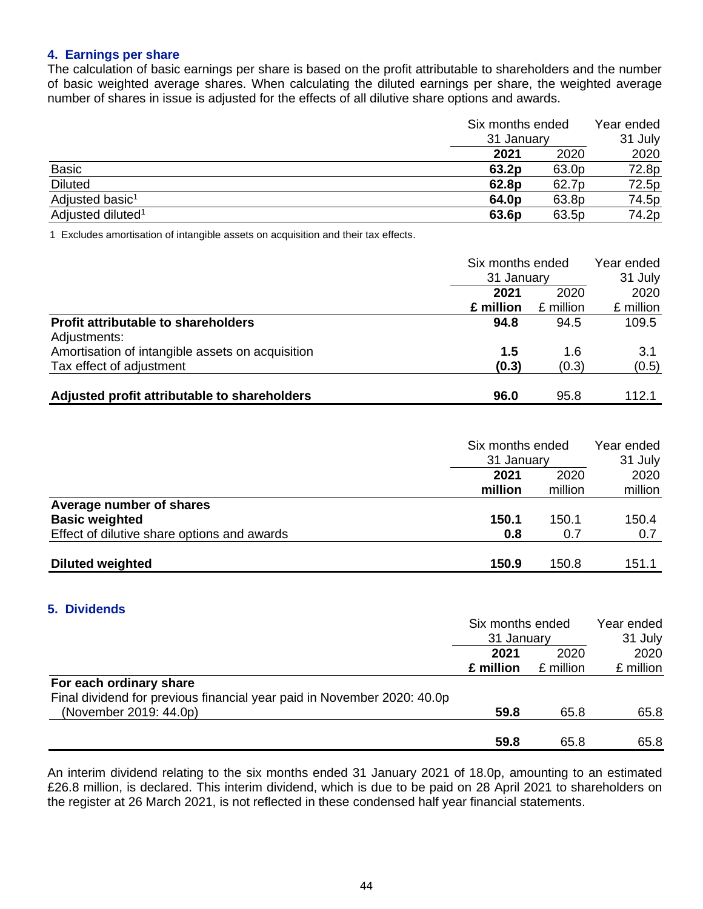## 4. Earnings per share

The calculation of basic earnings per share is based on the profit attributable to shareholders and the number of basic weighted average shares. When calculating the diluted earnings per share, the weighted average number of shares in issue is adjusted for the effects of all dilutive share options and awards.

| | Six months ended 31 January | | Year ended 31 July |
|---|---|---|---|
| | **2021** | 2020 | 2020 |
| Basic | **63.2p** | 63.0p | 72.8p |
| Diluted | **62.8p** | 62.7p | 72.5p |
| Adjusted basic[1] | **64.0p** | 63.8p | 74.5p |
| Adjusted diluted[1] | **63.6p** | 63.5p | 74.2p |

1 Excludes amortisation of intangible assets on acquisition and their tax effects.

| | Six months ended 31 January | | Year ended 31 July |
|---|---|---|---|
| | **2021** | 2020 | 2020 |
| | **£ million** | £ million | £ million |
| **Profit attributable to shareholders** | **94.8** | 94.5 | 109.5 |
| Adjustments: | | | |
| Amortisation of intangible assets on acquisition | **1.5** | 1.6 | 3.1 |
| Tax effect of adjustment | **(0.3)** | (0.3) | (0.5) |
| **Adjusted profit attributable to shareholders** | **96.0** | 95.8 | 112.1 |

| | Six months ended 31 January | | Year ended 31 July |
|---|---|---|---|
| | **2021** | 2020 | 2020 |
| | **million** | million | million |
| **Average number of shares** | | | |
| **Basic weighted** | **150.1** | 150.1 | 150.4 |
| Effect of dilutive share options and awards | **0.8** | 0.7 | 0.7 |
| **Diluted weighted** | **150.9** | 150.8 | 151.1 |

## 5. Dividends

| | Six months ended 31 January | | Year ended 31 July |
|---|---|---|---|
| | **2021** | 2020 | 2020 |
| | **£ million** | £ million | £ million |
| **For each ordinary share** | | | |
| Final dividend for previous financial year paid in November 2020: 40.0p (November 2019: 44.0p) | **59.8** | 65.8 | 65.8 |
| | **59.8** | 65.8 | 65.8 |

An interim dividend relating to the six months ended 31 January 2021 of 18.0p, amounting to an estimated £26.8 million, is declared. This interim dividend, which is due to be paid on 28 April 2021 to shareholders on the register at 26 March 2021, is not reflected in these condensed half year financial statements.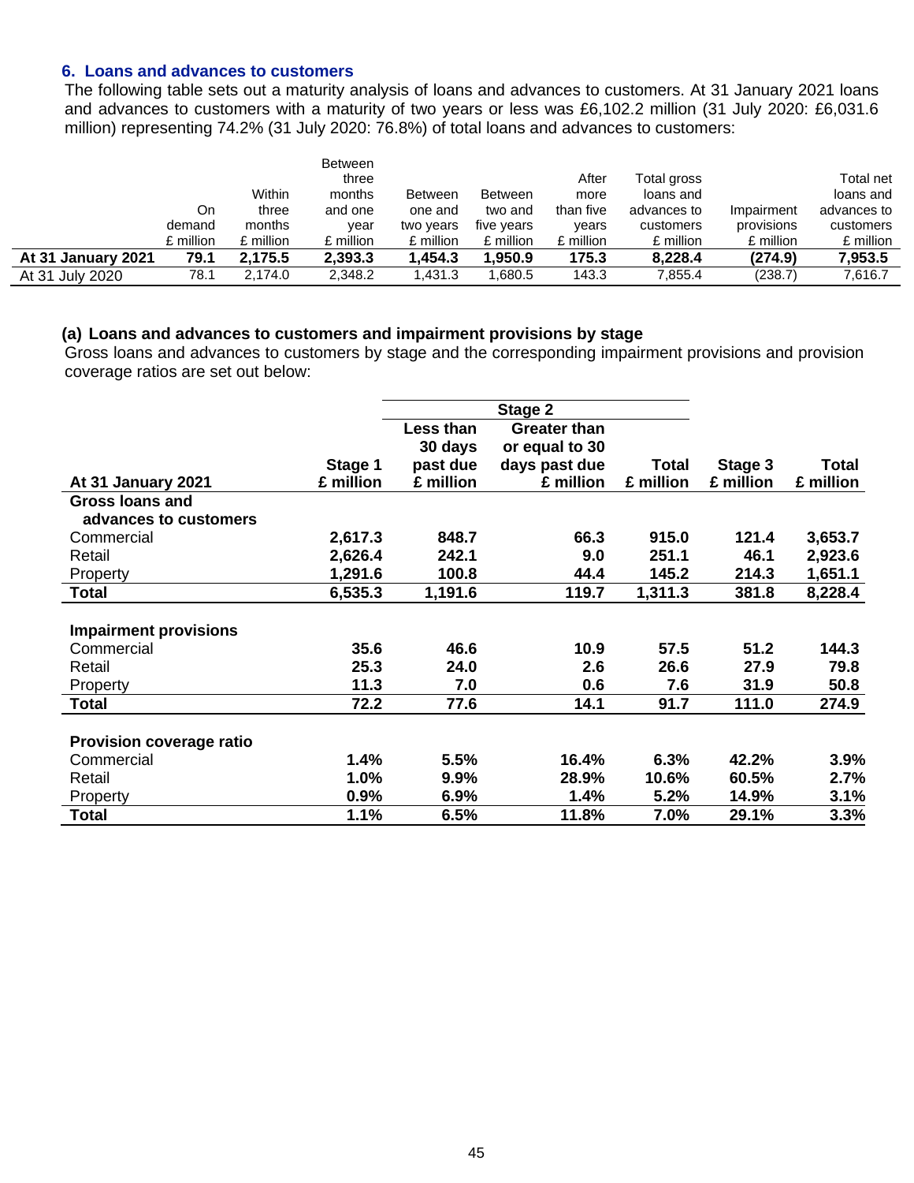## 6. Loans and advances to customers

The following table sets out a maturity analysis of loans and advances to customers. At 31 January 2021 loans and advances to customers with a maturity of two years or less was £6,102.2 million (31 July 2020: £6,031.6 million) representing 74.2% (31 July 2020: 76.8%) of total loans and advances to customers:

| | On demand £ million | Within three months £ million | Between three months and one year £ million | Between one and two years £ million | Between two and five years £ million | After more than five years £ million | Total gross loans and advances to customers £ million | Impairment provisions £ million | Total net loans and advances to customers £ million |
|---|---|---|---|---|---|---|---|---|---|
| **At 31 January 2021** | **79.1** | **2,175.5** | **2,393.3** | **1,454.3** | **1,950.9** | **175.3** | **8,228.4** | **(274.9)** | **7,953.5** |
| At 31 July 2020 | 78.1 | 2,174.0 | 2,348.2 | 1,431.3 | 1,680.5 | 143.3 | 7,855.4 | (238.7) | 7,616.7 |

### (a) Loans and advances to customers and impairment provisions by stage

Gross loans and advances to customers by stage and the corresponding impairment provisions and provision coverage ratios are set out below:

| | | Stage 2 | | | | |
|---|---|---|---|---|---|---|
| **At 31 January 2021** | **Stage 1 £ million** | **Less than 30 days past due £ million** | **Greater than or equal to 30 days past due £ million** | **Total £ million** | **Stage 3 £ million** | **Total £ million** |
| **Gross loans and advances to customers** | | | | | | |
| Commercial | **2,617.3** | **848.7** | **66.3** | **915.0** | **121.4** | **3,653.7** |
| Retail | **2,626.4** | **242.1** | **9.0** | **251.1** | **46.1** | **2,923.6** |
| Property | **1,291.6** | **100.8** | **44.4** | **145.2** | **214.3** | **1,651.1** |
| **Total** | **6,535.3** | **1,191.6** | **119.7** | **1,311.3** | **381.8** | **8,228.4** |
| **Impairment provisions** | | | | | | |
| Commercial | **35.6** | **46.6** | **10.9** | **57.5** | **51.2** | **144.3** |
| Retail | **25.3** | **24.0** | **2.6** | **26.6** | **27.9** | **79.8** |
| Property | **11.3** | **7.0** | **0.6** | **7.6** | **31.9** | **50.8** |
| **Total** | **72.2** | **77.6** | **14.1** | **91.7** | **111.0** | **274.9** |
| **Provision coverage ratio** | | | | | | |
| Commercial | **1.4%** | **5.5%** | **16.4%** | **6.3%** | **42.2%** | **3.9%** |
| Retail | **1.0%** | **9.9%** | **28.9%** | **10.6%** | **60.5%** | **2.7%** |
| Property | **0.9%** | **6.9%** | **1.4%** | **5.2%** | **14.9%** | **3.1%** |
| **Total** | **1.1%** | **6.5%** | **11.8%** | **7.0%** | **29.1%** | **3.3%** |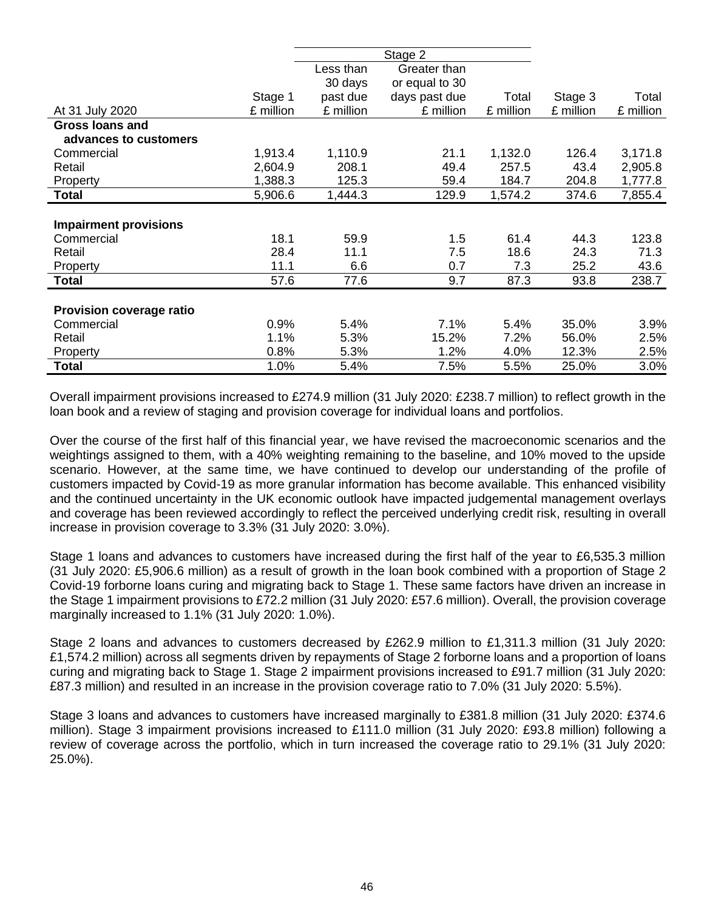| At 31 July 2020 | Stage 1 £ million | Stage 2 Less than 30 days past due £ million | Stage 2 Greater than or equal to 30 days past due £ million | Stage 2 Total £ million | Stage 3 £ million | Total £ million |
|---|---|---|---|---|---|---|
| **Gross loans and advances to customers** | | | | | | |
| Commercial | 1,913.4 | 1,110.9 | 21.1 | 1,132.0 | 126.4 | 3,171.8 |
| Retail | 2,604.9 | 208.1 | 49.4 | 257.5 | 43.4 | 2,905.8 |
| Property | 1,388.3 | 125.3 | 59.4 | 184.7 | 204.8 | 1,777.8 |
| **Total** | 5,906.6 | 1,444.3 | 129.9 | 1,574.2 | 374.6 | 7,855.4 |
| **Impairment provisions** | | | | | | |
| Commercial | 18.1 | 59.9 | 1.5 | 61.4 | 44.3 | 123.8 |
| Retail | 28.4 | 11.1 | 7.5 | 18.6 | 24.3 | 71.3 |
| Property | 11.1 | 6.6 | 0.7 | 7.3 | 25.2 | 43.6 |
| **Total** | 57.6 | 77.6 | 9.7 | 87.3 | 93.8 | 238.7 |
| **Provision coverage ratio** | | | | | | |
| Commercial | 0.9% | 5.4% | 7.1% | 5.4% | 35.0% | 3.9% |
| Retail | 1.1% | 5.3% | 15.2% | 7.2% | 56.0% | 2.5% |
| Property | 0.8% | 5.3% | 1.2% | 4.0% | 12.3% | 2.5% |
| **Total** | 1.0% | 5.4% | 7.5% | 5.5% | 25.0% | 3.0% |

Overall impairment provisions increased to £274.9 million (31 July 2020: £238.7 million) to reflect growth in the loan book and a review of staging and provision coverage for individual loans and portfolios.

Over the course of the first half of this financial year, we have revised the macroeconomic scenarios and the weightings assigned to them, with a 40% weighting remaining to the baseline, and 10% moved to the upside scenario. However, at the same time, we have continued to develop our understanding of the profile of customers impacted by Covid-19 as more granular information has become available. This enhanced visibility and the continued uncertainty in the UK economic outlook have impacted judgemental management overlays and coverage has been reviewed accordingly to reflect the perceived underlying credit risk, resulting in overall increase in provision coverage to 3.3% (31 July 2020: 3.0%).

Stage 1 loans and advances to customers have increased during the first half of the year to £6,535.3 million (31 July 2020: £5,906.6 million) as a result of growth in the loan book combined with a proportion of Stage 2 Covid-19 forborne loans curing and migrating back to Stage 1. These same factors have driven an increase in the Stage 1 impairment provisions to £72.2 million (31 July 2020: £57.6 million). Overall, the provision coverage marginally increased to 1.1% (31 July 2020: 1.0%).

Stage 2 loans and advances to customers decreased by £262.9 million to £1,311.3 million (31 July 2020: £1,574.2 million) across all segments driven by repayments of Stage 2 forborne loans and a proportion of loans curing and migrating back to Stage 1. Stage 2 impairment provisions increased to £91.7 million (31 July 2020: £87.3 million) and resulted in an increase in the provision coverage ratio to 7.0% (31 July 2020: 5.5%).

Stage 3 loans and advances to customers have increased marginally to £381.8 million (31 July 2020: £374.6 million). Stage 3 impairment provisions increased to £111.0 million (31 July 2020: £93.8 million) following a review of coverage across the portfolio, which in turn increased the coverage ratio to 29.1% (31 July 2020: 25.0%).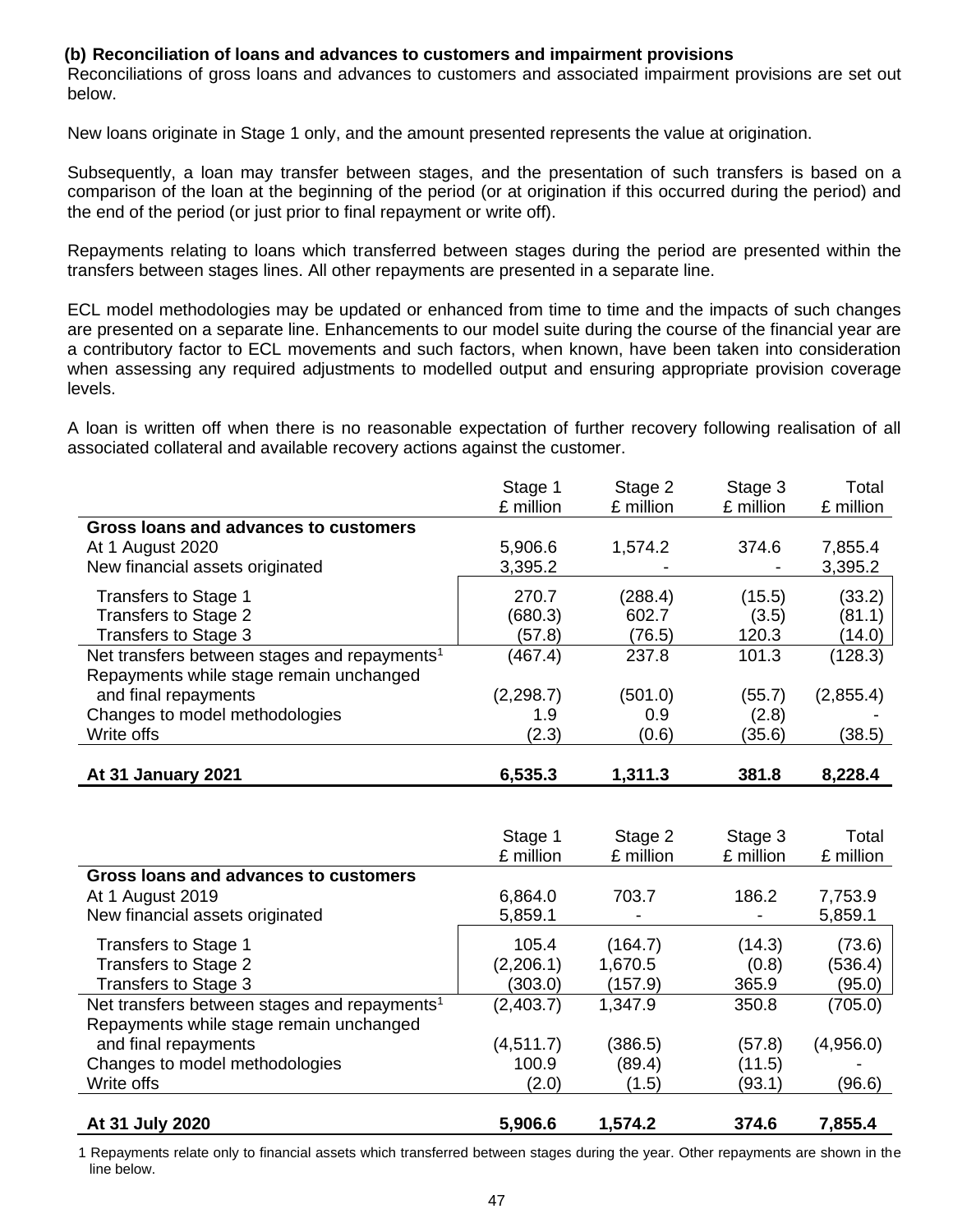### (b) Reconciliation of loans and advances to customers and impairment provisions

Reconciliations of gross loans and advances to customers and associated impairment provisions are set out below.

New loans originate in Stage 1 only, and the amount presented represents the value at origination.

Subsequently, a loan may transfer between stages, and the presentation of such transfers is based on a comparison of the loan at the beginning of the period (or at origination if this occurred during the period) and the end of the period (or just prior to final repayment or write off).

Repayments relating to loans which transferred between stages during the period are presented within the transfers between stages lines. All other repayments are presented in a separate line.

ECL model methodologies may be updated or enhanced from time to time and the impacts of such changes are presented on a separate line. Enhancements to our model suite during the course of the financial year are a contributory factor to ECL movements and such factors, when known, have been taken into consideration when assessing any required adjustments to modelled output and ensuring appropriate provision coverage levels.

A loan is written off when there is no reasonable expectation of further recovery following realisation of all associated collateral and available recovery actions against the customer.

| | Stage 1 £ million | Stage 2 £ million | Stage 3 £ million | Total £ million |
|---|---|---|---|---|
| **Gross loans and advances to customers** | | | | |
| At 1 August 2020 | 5,906.6 | 1,574.2 | 374.6 | 7,855.4 |
| New financial assets originated | 3,395.2 | - | - | 3,395.2 |
| Transfers to Stage 1 | 270.7 | (288.4) | (15.5) | (33.2) |
| Transfers to Stage 2 | (680.3) | 602.7 | (3.5) | (81.1) |
| Transfers to Stage 3 | (57.8) | (76.5) | 120.3 | (14.0) |
| Net transfers between stages and repayments[1] | (467.4) | 237.8 | 101.3 | (128.3) |
| Repayments while stage remain unchanged and final repayments | (2,298.7) | (501.0) | (55.7) | (2,855.4) |
| Changes to model methodologies | 1.9 | 0.9 | (2.8) | - |
| Write offs | (2.3) | (0.6) | (35.6) | (38.5) |
| **At 31 January 2021** | **6,535.3** | **1,311.3** | **381.8** | **8,228.4** |

| | Stage 1 £ million | Stage 2 £ million | Stage 3 £ million | Total £ million |
|---|---|---|---|---|
| **Gross loans and advances to customers** | | | | |
| At 1 August 2019 | 6,864.0 | 703.7 | 186.2 | 7,753.9 |
| New financial assets originated | 5,859.1 | - | - | 5,859.1 |
| Transfers to Stage 1 | 105.4 | (164.7) | (14.3) | (73.6) |
| Transfers to Stage 2 | (2,206.1) | 1,670.5 | (0.8) | (536.4) |
| Transfers to Stage 3 | (303.0) | (157.9) | 365.9 | (95.0) |
| Net transfers between stages and repayments[1] | (2,403.7) | 1,347.9 | 350.8 | (705.0) |
| Repayments while stage remain unchanged and final repayments | (4,511.7) | (386.5) | (57.8) | (4,956.0) |
| Changes to model methodologies | 100.9 | (89.4) | (11.5) | - |
| Write offs | (2.0) | (1.5) | (93.1) | (96.6) |
| **At 31 July 2020** | **5,906.6** | **1,574.2** | **374.6** | **7,855.4** |

1 Repayments relate only to financial assets which transferred between stages during the year. Other repayments are shown in the line below.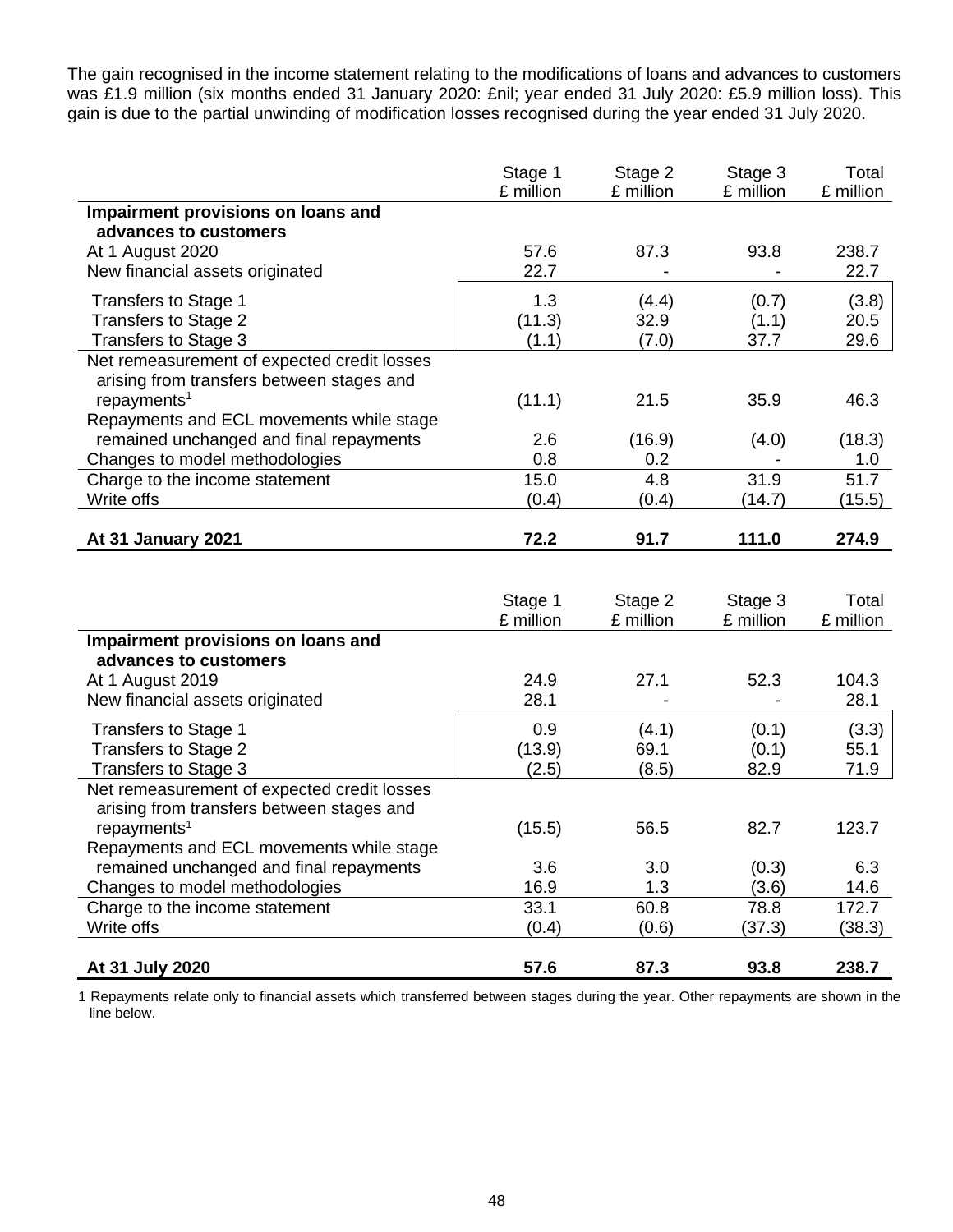The gain recognised in the income statement relating to the modifications of loans and advances to customers was £1.9 million (six months ended 31 January 2020: £nil; year ended 31 July 2020: £5.9 million loss). This gain is due to the partial unwinding of modification losses recognised during the year ended 31 July 2020.

| | Stage 1 £ million | Stage 2 £ million | Stage 3 £ million | Total £ million |
|---|---|---|---|---|
| **Impairment provisions on loans and advances to customers** | | | | |
| At 1 August 2020 | 57.6 | 87.3 | 93.8 | 238.7 |
| New financial assets originated | 22.7 | - | - | 22.7 |
| Transfers to Stage 1 | 1.3 | (4.4) | (0.7) | (3.8) |
| Transfers to Stage 2 | (11.3) | 32.9 | (1.1) | 20.5 |
| Transfers to Stage 3 | (1.1) | (7.0) | 37.7 | 29.6 |
| Net remeasurement of expected credit losses arising from transfers between stages and repayments[1] | (11.1) | 21.5 | 35.9 | 46.3 |
| Repayments and ECL movements while stage remained unchanged and final repayments | 2.6 | (16.9) | (4.0) | (18.3) |
| Changes to model methodologies | 0.8 | 0.2 | - | 1.0 |
| Charge to the income statement | 15.0 | 4.8 | 31.9 | 51.7 |
| Write offs | (0.4) | (0.4) | (14.7) | (15.5) |
| **At 31 January 2021** | **72.2** | **91.7** | **111.0** | **274.9** |

| | Stage 1 £ million | Stage 2 £ million | Stage 3 £ million | Total £ million |
|---|---|---|---|---|
| **Impairment provisions on loans and advances to customers** | | | | |
| At 1 August 2019 | 24.9 | 27.1 | 52.3 | 104.3 |
| New financial assets originated | 28.1 | - | - | 28.1 |
| Transfers to Stage 1 | 0.9 | (4.1) | (0.1) | (3.3) |
| Transfers to Stage 2 | (13.9) | 69.1 | (0.1) | 55.1 |
| Transfers to Stage 3 | (2.5) | (8.5) | 82.9 | 71.9 |
| Net remeasurement of expected credit losses arising from transfers between stages and repayments[1] | (15.5) | 56.5 | 82.7 | 123.7 |
| Repayments and ECL movements while stage remained unchanged and final repayments | 3.6 | 3.0 | (0.3) | 6.3 |
| Changes to model methodologies | 16.9 | 1.3 | (3.6) | 14.6 |
| Charge to the income statement | 33.1 | 60.8 | 78.8 | 172.7 |
| Write offs | (0.4) | (0.6) | (37.3) | (38.3) |
| **At 31 July 2020** | **57.6** | **87.3** | **93.8** | **238.7** |

1 Repayments relate only to financial assets which transferred between stages during the year. Other repayments are shown in the line below.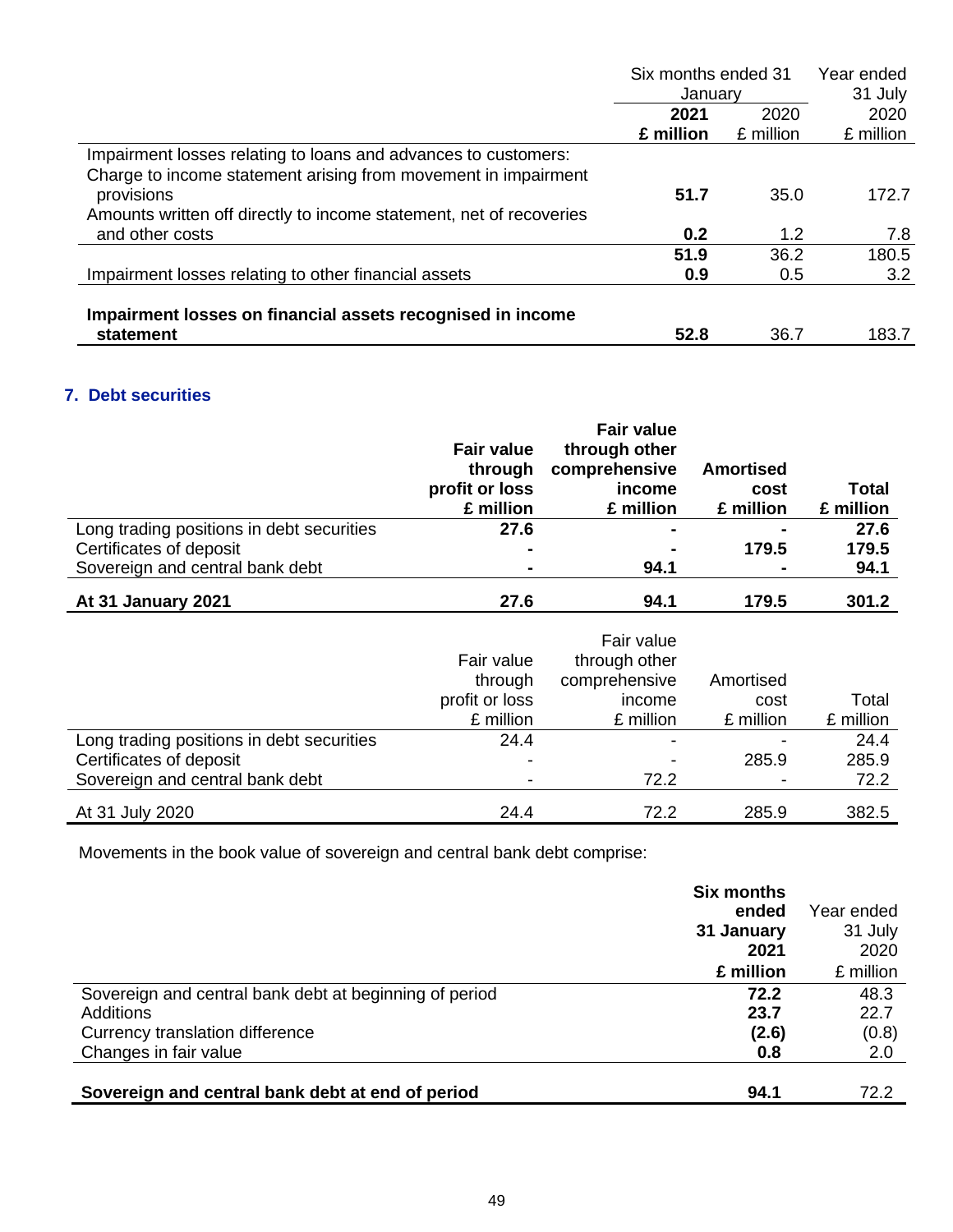| | Six months ended 31 January | | Year ended 31 July |
|---|---|---|---|
| | **2021** | 2020 | 2020 |
| | **£ million** | £ million | £ million |
| Impairment losses relating to loans and advances to customers: | | | |
| Charge to income statement arising from movement in impairment provisions | **51.7** | 35.0 | 172.7 |
| Amounts written off directly to income statement, net of recoveries and other costs | **0.2** | 1.2 | 7.8 |
| | **51.9** | 36.2 | 180.5 |
| Impairment losses relating to other financial assets | **0.9** | 0.5 | 3.2 |
| **Impairment losses on financial assets recognised in income statement** | **52.8** | 36.7 | 183.7 |

## 7. Debt securities

| | **Fair value through profit or loss £ million** | **Fair value through other comprehensive income £ million** | **Amortised cost £ million** | **Total £ million** |
|---|---|---|---|---|
| Long trading positions in debt securities | **27.6** | **-** | **-** | **27.6** |
| Certificates of deposit | **-** | **-** | **179.5** | **179.5** |
| Sovereign and central bank debt | **-** | **94.1** | **-** | **94.1** |
| **At 31 January 2021** | **27.6** | **94.1** | **179.5** | **301.2** |

| | Fair value through profit or loss £ million | Fair value through other comprehensive income £ million | Amortised cost £ million | Total £ million |
|---|---|---|---|---|
| Long trading positions in debt securities | 24.4 | - | - | 24.4 |
| Certificates of deposit | - | - | 285.9 | 285.9 |
| Sovereign and central bank debt | - | 72.2 | - | 72.2 |
| At 31 July 2020 | 24.4 | 72.2 | 285.9 | 382.5 |

Movements in the book value of sovereign and central bank debt comprise:

| | **Six months ended 31 January 2021 £ million** | Year ended 31 July 2020 £ million |
|---|---|---|
| Sovereign and central bank debt at beginning of period | **72.2** | 48.3 |
| Additions | **23.7** | 22.7 |
| Currency translation difference | **(2.6)** | (0.8) |
| Changes in fair value | **0.8** | 2.0 |
| **Sovereign and central bank debt at end of period** | **94.1** | 72.2 |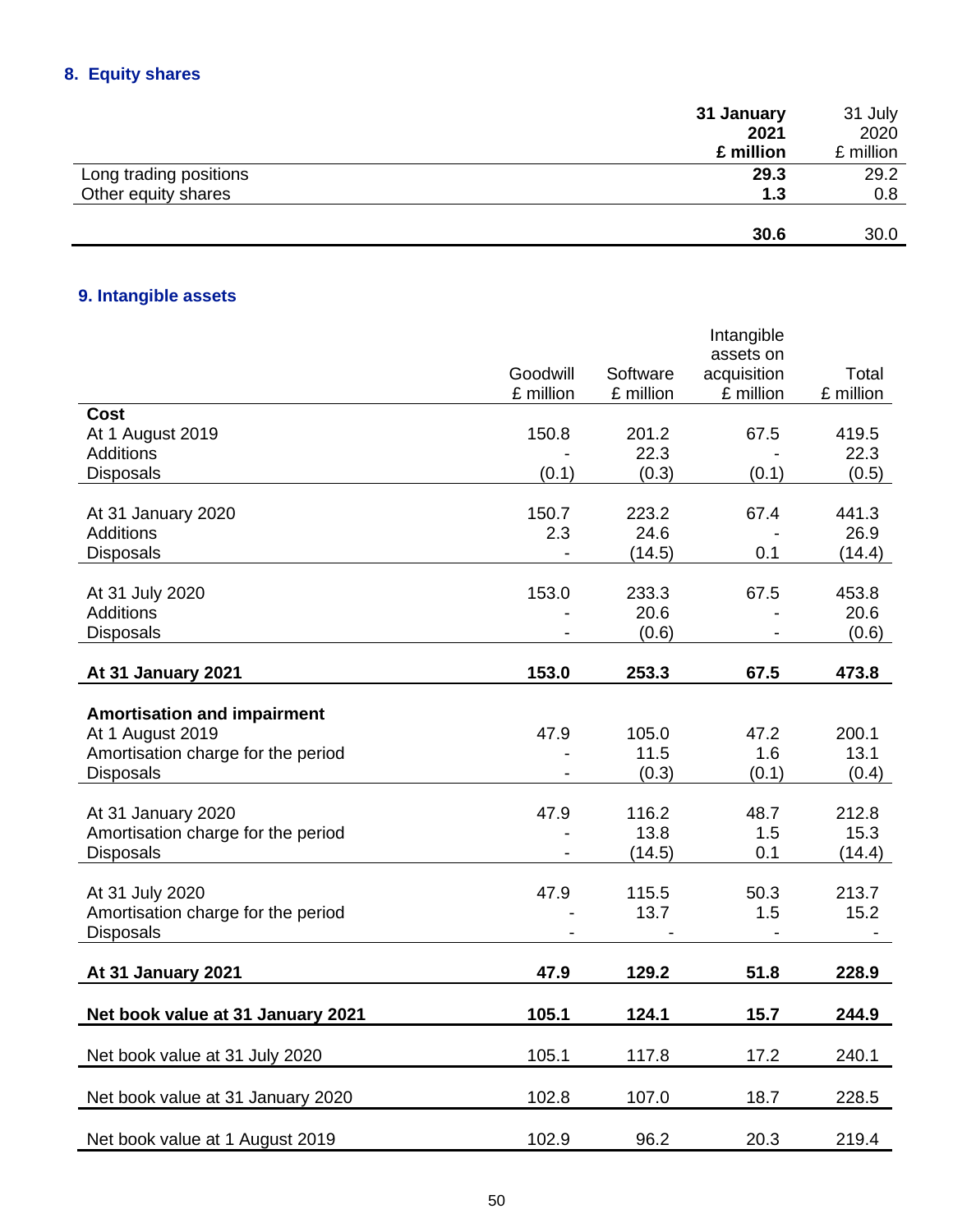## 8. Equity shares

| | 31 January 2021 £ million | 31 July 2020 £ million |
|---|---|---|
| Long trading positions | **29.3** | 29.2 |
| Other equity shares | **1.3** | 0.8 |
| | **30.6** | 30.0 |

## 9. Intangible assets

| | Goodwill £ million | Software £ million | Intangible assets on acquisition £ million | Total £ million |
|---|---|---|---|---|
| **Cost** | | | | |
| At 1 August 2019 | 150.8 | 201.2 | 67.5 | 419.5 |
| Additions | - | 22.3 | - | 22.3 |
| Disposals | (0.1) | (0.3) | (0.1) | (0.5) |
| At 31 January 2020 | 150.7 | 223.2 | 67.4 | 441.3 |
| Additions | 2.3 | 24.6 | - | 26.9 |
| Disposals | - | (14.5) | 0.1 | (14.4) |
| At 31 July 2020 | 153.0 | 233.3 | 67.5 | 453.8 |
| Additions | - | 20.6 | - | 20.6 |
| Disposals | - | (0.6) | - | (0.6) |
| **At 31 January 2021** | **153.0** | **253.3** | **67.5** | **473.8** |
| **Amortisation and impairment** | | | | |
| At 1 August 2019 | 47.9 | 105.0 | 47.2 | 200.1 |
| Amortisation charge for the period | - | 11.5 | 1.6 | 13.1 |
| Disposals | - | (0.3) | (0.1) | (0.4) |
| At 31 January 2020 | 47.9 | 116.2 | 48.7 | 212.8 |
| Amortisation charge for the period | - | 13.8 | 1.5 | 15.3 |
| Disposals | - | (14.5) | 0.1 | (14.4) |
| At 31 July 2020 | 47.9 | 115.5 | 50.3 | 213.7 |
| Amortisation charge for the period | - | 13.7 | 1.5 | 15.2 |
| Disposals | - | - | - | - |
| **At 31 January 2021** | **47.9** | **129.2** | **51.8** | **228.9** |
| **Net book value at 31 January 2021** | **105.1** | **124.1** | **15.7** | **244.9** |
| Net book value at 31 July 2020 | 105.1 | 117.8 | 17.2 | 240.1 |
| Net book value at 31 January 2020 | 102.8 | 107.0 | 18.7 | 228.5 |
| Net book value at 1 August 2019 | 102.9 | 96.2 | 20.3 | 219.4 |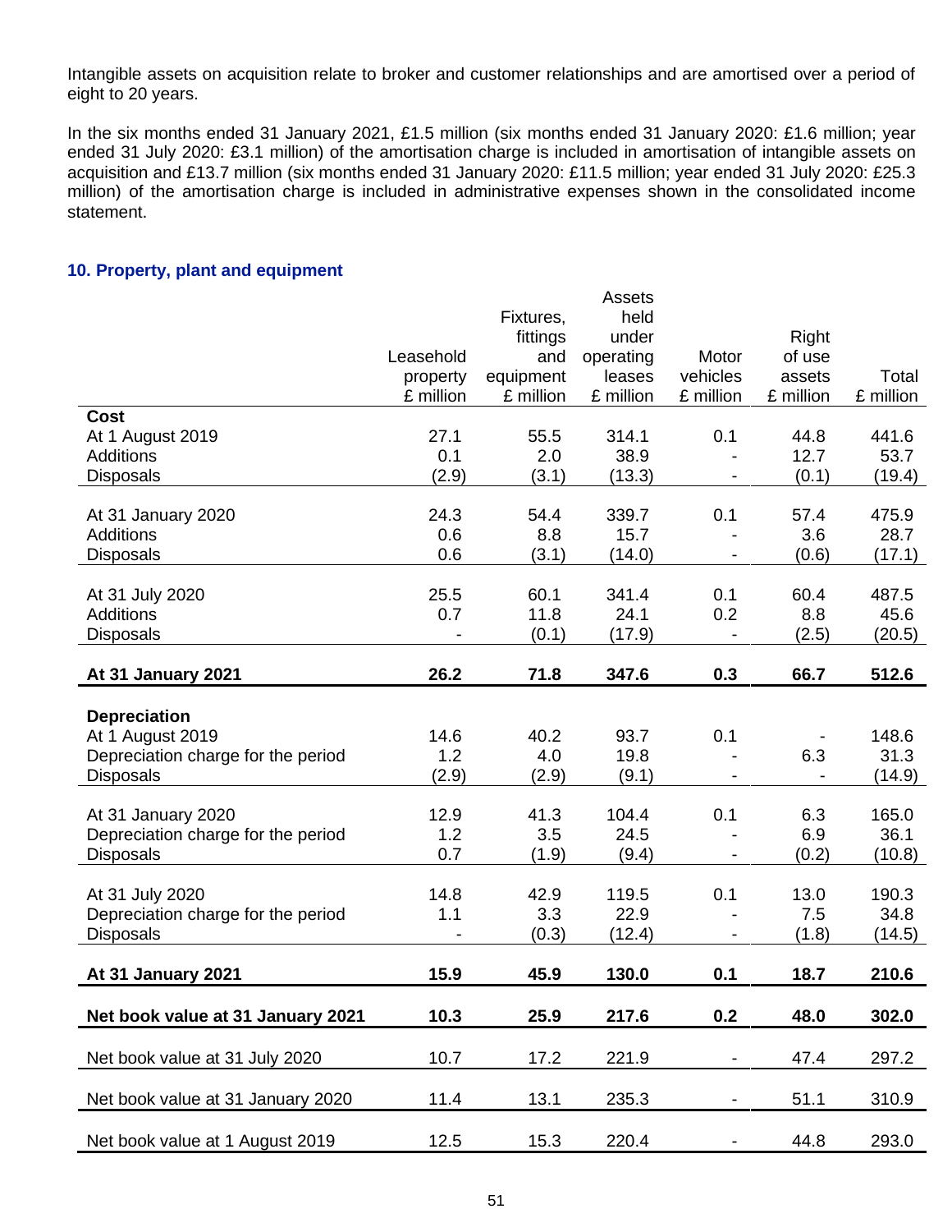Intangible assets on acquisition relate to broker and customer relationships and are amortised over a period of eight to 20 years.

In the six months ended 31 January 2021, £1.5 million (six months ended 31 January 2020: £1.6 million; year ended 31 July 2020: £3.1 million) of the amortisation charge is included in amortisation of intangible assets on acquisition and £13.7 million (six months ended 31 January 2020: £11.5 million; year ended 31 July 2020: £25.3 million) of the amortisation charge is included in administrative expenses shown in the consolidated income statement.

## 10. Property, plant and equipment

| | Leasehold property £ million | Fixtures, fittings and equipment £ million | Assets held under operating leases £ million | Motor vehicles £ million | Right of use assets £ million | Total £ million |
|---|---|---|---|---|---|---|
| **Cost** | | | | | | |
| At 1 August 2019 | 27.1 | 55.5 | 314.1 | 0.1 | 44.8 | 441.6 |
| Additions | 0.1 | 2.0 | 38.9 | - | 12.7 | 53.7 |
| Disposals | (2.9) | (3.1) | (13.3) | - | (0.1) | (19.4) |
| At 31 January 2020 | 24.3 | 54.4 | 339.7 | 0.1 | 57.4 | 475.9 |
| Additions | 0.6 | 8.8 | 15.7 | - | 3.6 | 28.7 |
| Disposals | 0.6 | (3.1) | (14.0) | - | (0.6) | (17.1) |
| At 31 July 2020 | 25.5 | 60.1 | 341.4 | 0.1 | 60.4 | 487.5 |
| Additions | 0.7 | 11.8 | 24.1 | 0.2 | 8.8 | 45.6 |
| Disposals | - | (0.1) | (17.9) | - | (2.5) | (20.5) |
| **At 31 January 2021** | **26.2** | **71.8** | **347.6** | **0.3** | **66.7** | **512.6** |
| **Depreciation** | | | | | | |
| At 1 August 2019 | 14.6 | 40.2 | 93.7 | 0.1 | - | 148.6 |
| Depreciation charge for the period | 1.2 | 4.0 | 19.8 | - | 6.3 | 31.3 |
| Disposals | (2.9) | (2.9) | (9.1) | - | - | (14.9) |
| At 31 January 2020 | 12.9 | 41.3 | 104.4 | 0.1 | 6.3 | 165.0 |
| Depreciation charge for the period | 1.2 | 3.5 | 24.5 | - | 6.9 | 36.1 |
| Disposals | 0.7 | (1.9) | (9.4) | - | (0.2) | (10.8) |
| At 31 July 2020 | 14.8 | 42.9 | 119.5 | 0.1 | 13.0 | 190.3 |
| Depreciation charge for the period | 1.1 | 3.3 | 22.9 | - | 7.5 | 34.8 |
| Disposals | - | (0.3) | (12.4) | - | (1.8) | (14.5) |
| **At 31 January 2021** | **15.9** | **45.9** | **130.0** | **0.1** | **18.7** | **210.6** |
| **Net book value at 31 January 2021** | **10.3** | **25.9** | **217.6** | **0.2** | **48.0** | **302.0** |
| Net book value at 31 July 2020 | 10.7 | 17.2 | 221.9 | - | 47.4 | 297.2 |
| Net book value at 31 January 2020 | 11.4 | 13.1 | 235.3 | - | 51.1 | 310.9 |
| Net book value at 1 August 2019 | 12.5 | 15.3 | 220.4 | - | 44.8 | 293.0 |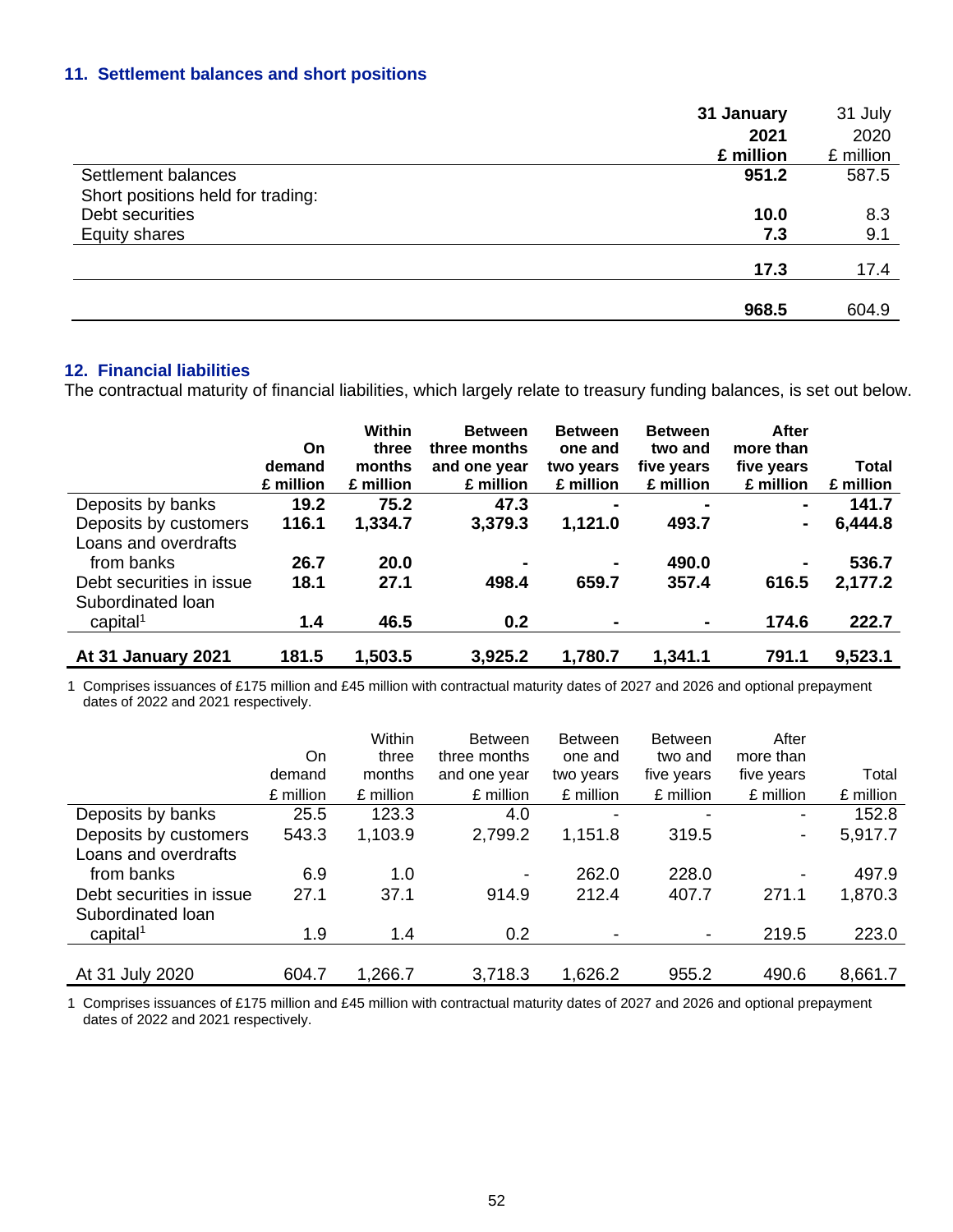## 11. Settlement balances and short positions

| | **31 January 2021 £ million** | 31 July 2020 £ million |
|---|---|---|
| Settlement balances | **951.2** | 587.5 |
| Short positions held for trading: | | |
| Debt securities | **10.0** | 8.3 |
| Equity shares | **7.3** | 9.1 |
| | **17.3** | 17.4 |
| | **968.5** | 604.9 |

## 12. Financial liabilities

The contractual maturity of financial liabilities, which largely relate to treasury funding balances, is set out below.

| | **On demand £ million** | **Within three months £ million** | **Between three months and one year £ million** | **Between one and two years £ million** | **Between two and five years £ million** | **After more than five years £ million** | **Total £ million** |
|---|---|---|---|---|---|---|---|
| Deposits by banks | **19.2** | **75.2** | **47.3** | **-** | **-** | **-** | **141.7** |
| Deposits by customers | **116.1** | **1,334.7** | **3,379.3** | **1,121.0** | **493.7** | **-** | **6,444.8** |
| Loans and overdrafts from banks | **26.7** | **20.0** | **-** | **-** | **490.0** | **-** | **536.7** |
| Debt securities in issue | **18.1** | **27.1** | **498.4** | **659.7** | **357.4** | **616.5** | **2,177.2** |
| Subordinated loan capital[1] | **1.4** | **46.5** | **0.2** | **-** | **-** | **174.6** | **222.7** |
| **At 31 January 2021** | **181.5** | **1,503.5** | **3,925.2** | **1,780.7** | **1,341.1** | **791.1** | **9,523.1** |

1 Comprises issuances of £175 million and £45 million with contractual maturity dates of 2027 and 2026 and optional prepayment dates of 2022 and 2021 respectively.

| | On demand £ million | Within three months £ million | Between three months and one year £ million | Between one and two years £ million | Between two and five years £ million | After more than five years £ million | Total £ million |
|---|---|---|---|---|---|---|---|
| Deposits by banks | 25.5 | 123.3 | 4.0 | - | - | - | 152.8 |
| Deposits by customers | 543.3 | 1,103.9 | 2,799.2 | 1,151.8 | 319.5 | - | 5,917.7 |
| Loans and overdrafts from banks | 6.9 | 1.0 | - | 262.0 | 228.0 | - | 497.9 |
| Debt securities in issue | 27.1 | 37.1 | 914.9 | 212.4 | 407.7 | 271.1 | 1,870.3 |
| Subordinated loan capital[1] | 1.9 | 1.4 | 0.2 | - | - | 219.5 | 223.0 |
| At 31 July 2020 | 604.7 | 1,266.7 | 3,718.3 | 1,626.2 | 955.2 | 490.6 | 8,661.7 |

1 Comprises issuances of £175 million and £45 million with contractual maturity dates of 2027 and 2026 and optional prepayment dates of 2022 and 2021 respectively.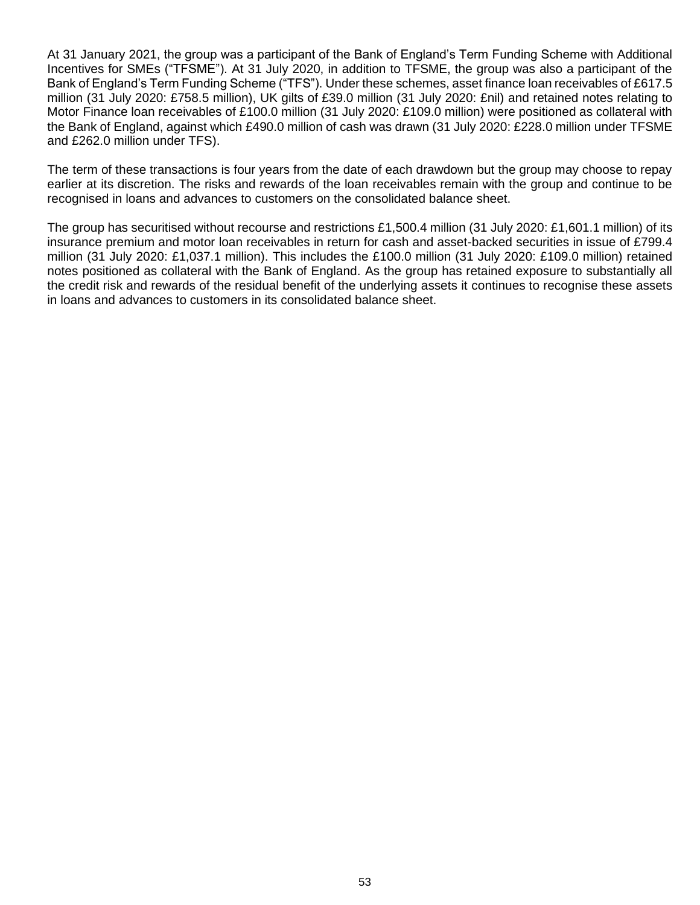At 31 January 2021, the group was a participant of the Bank of England's Term Funding Scheme with Additional Incentives for SMEs ("TFSME"). At 31 July 2020, in addition to TFSME, the group was also a participant of the Bank of England's Term Funding Scheme ("TFS"). Under these schemes, asset finance loan receivables of £617.5 million (31 July 2020: £758.5 million), UK gilts of £39.0 million (31 July 2020: £nil) and retained notes relating to Motor Finance loan receivables of £100.0 million (31 July 2020: £109.0 million) were positioned as collateral with the Bank of England, against which £490.0 million of cash was drawn (31 July 2020: £228.0 million under TFSME and £262.0 million under TFS).

The term of these transactions is four years from the date of each drawdown but the group may choose to repay earlier at its discretion. The risks and rewards of the loan receivables remain with the group and continue to be recognised in loans and advances to customers on the consolidated balance sheet.

The group has securitised without recourse and restrictions £1,500.4 million (31 July 2020: £1,601.1 million) of its insurance premium and motor loan receivables in return for cash and asset-backed securities in issue of £799.4 million (31 July 2020: £1,037.1 million). This includes the £100.0 million (31 July 2020: £109.0 million) retained notes positioned as collateral with the Bank of England. As the group has retained exposure to substantially all the credit risk and rewards of the residual benefit of the underlying assets it continues to recognise these assets in loans and advances to customers in its consolidated balance sheet.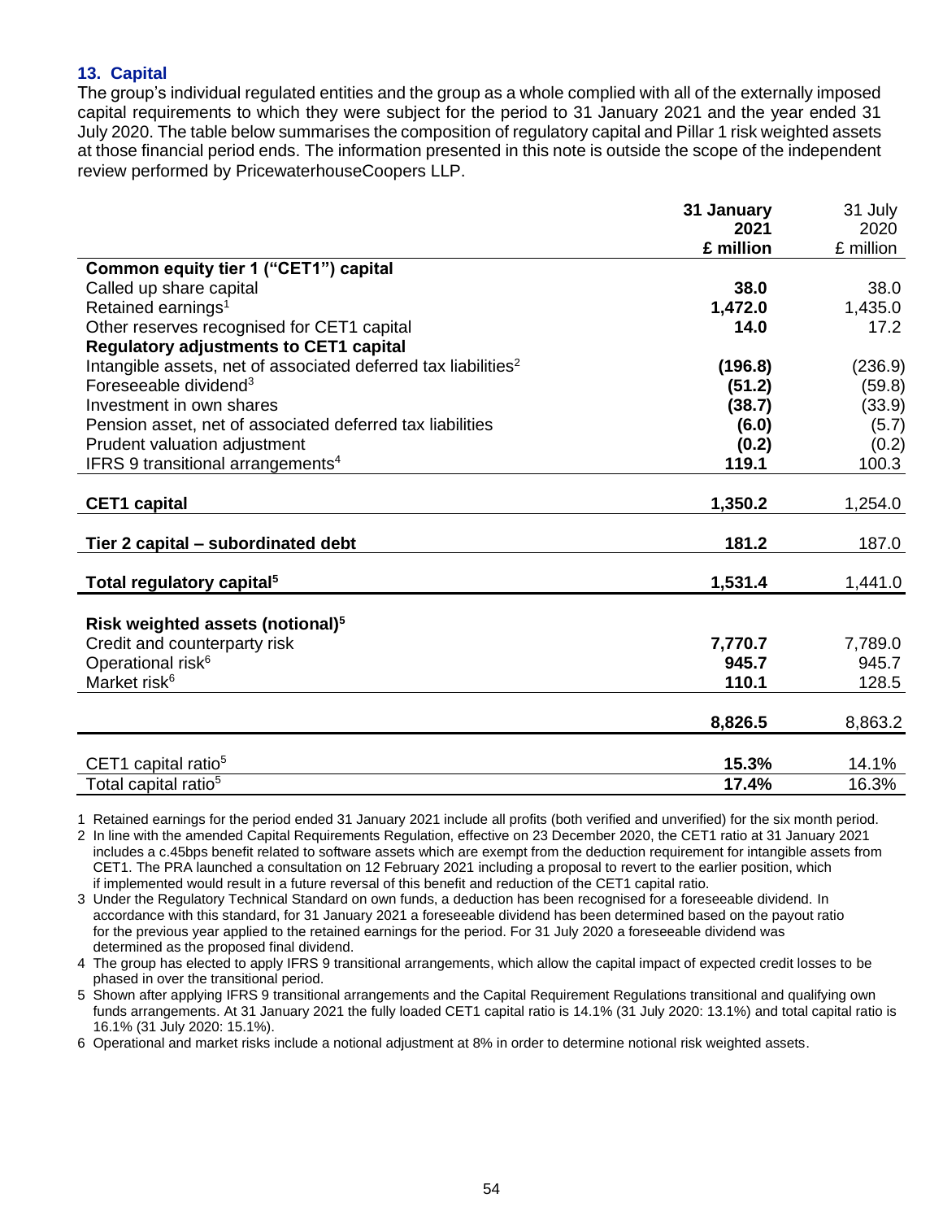### 13. Capital

The group's individual regulated entities and the group as a whole complied with all of the externally imposed capital requirements to which they were subject for the period to 31 January 2021 and the year ended 31 July 2020. The table below summarises the composition of regulatory capital and Pillar 1 risk weighted assets at those financial period ends. The information presented in this note is outside the scope of the independent review performed by PricewaterhouseCoopers LLP.

| | **31 January 2021 £ million** | 31 July 2020 £ million |
|---|---|---|
| **Common equity tier 1 ("CET1") capital** | | |
| Called up share capital | **38.0** | 38.0 |
| Retained earnings[1] | **1,472.0** | 1,435.0 |
| Other reserves recognised for CET1 capital | **14.0** | 17.2 |
| **Regulatory adjustments to CET1 capital** | | |
| Intangible assets, net of associated deferred tax liabilities[2] | **(196.8)** | (236.9) |
| Foreseeable dividend[3] | **(51.2)** | (59.8) |
| Investment in own shares | **(38.7)** | (33.9) |
| Pension asset, net of associated deferred tax liabilities | **(6.0)** | (5.7) |
| Prudent valuation adjustment | **(0.2)** | (0.2) |
| IFRS 9 transitional arrangements[4] | **119.1** | 100.3 |
| **CET1 capital** | **1,350.2** | 1,254.0 |
| **Tier 2 capital – subordinated debt** | **181.2** | 187.0 |
| **Total regulatory capital[5]** | **1,531.4** | 1,441.0 |
| **Risk weighted assets (notional)[5]** | | |
| Credit and counterparty risk | **7,770.7** | 7,789.0 |
| Operational risk[6] | **945.7** | 945.7 |
| Market risk[6] | **110.1** | 128.5 |
| | **8,826.5** | 8,863.2 |
| CET1 capital ratio[5] | **15.3%** | 14.1% |
| Total capital ratio[5] | **17.4%** | 16.3% |

1 Retained earnings for the period ended 31 January 2021 include all profits (both verified and unverified) for the six month period.

2 In line with the amended Capital Requirements Regulation, effective on 23 December 2020, the CET1 ratio at 31 January 2021 includes a c.45bps benefit related to software assets which are exempt from the deduction requirement for intangible assets from CET1. The PRA launched a consultation on 12 February 2021 including a proposal to revert to the earlier position, which if implemented would result in a future reversal of this benefit and reduction of the CET1 capital ratio.

3 Under the Regulatory Technical Standard on own funds, a deduction has been recognised for a foreseeable dividend. In accordance with this standard, for 31 January 2021 a foreseeable dividend has been determined based on the payout ratio for the previous year applied to the retained earnings for the period. For 31 July 2020 a foreseeable dividend was determined as the proposed final dividend.

4 The group has elected to apply IFRS 9 transitional arrangements, which allow the capital impact of expected credit losses to be phased in over the transitional period.

5 Shown after applying IFRS 9 transitional arrangements and the Capital Requirement Regulations transitional and qualifying own funds arrangements. At 31 January 2021 the fully loaded CET1 capital ratio is 14.1% (31 July 2020: 13.1%) and total capital ratio is 16.1% (31 July 2020: 15.1%).

6 Operational and market risks include a notional adjustment at 8% in order to determine notional risk weighted assets.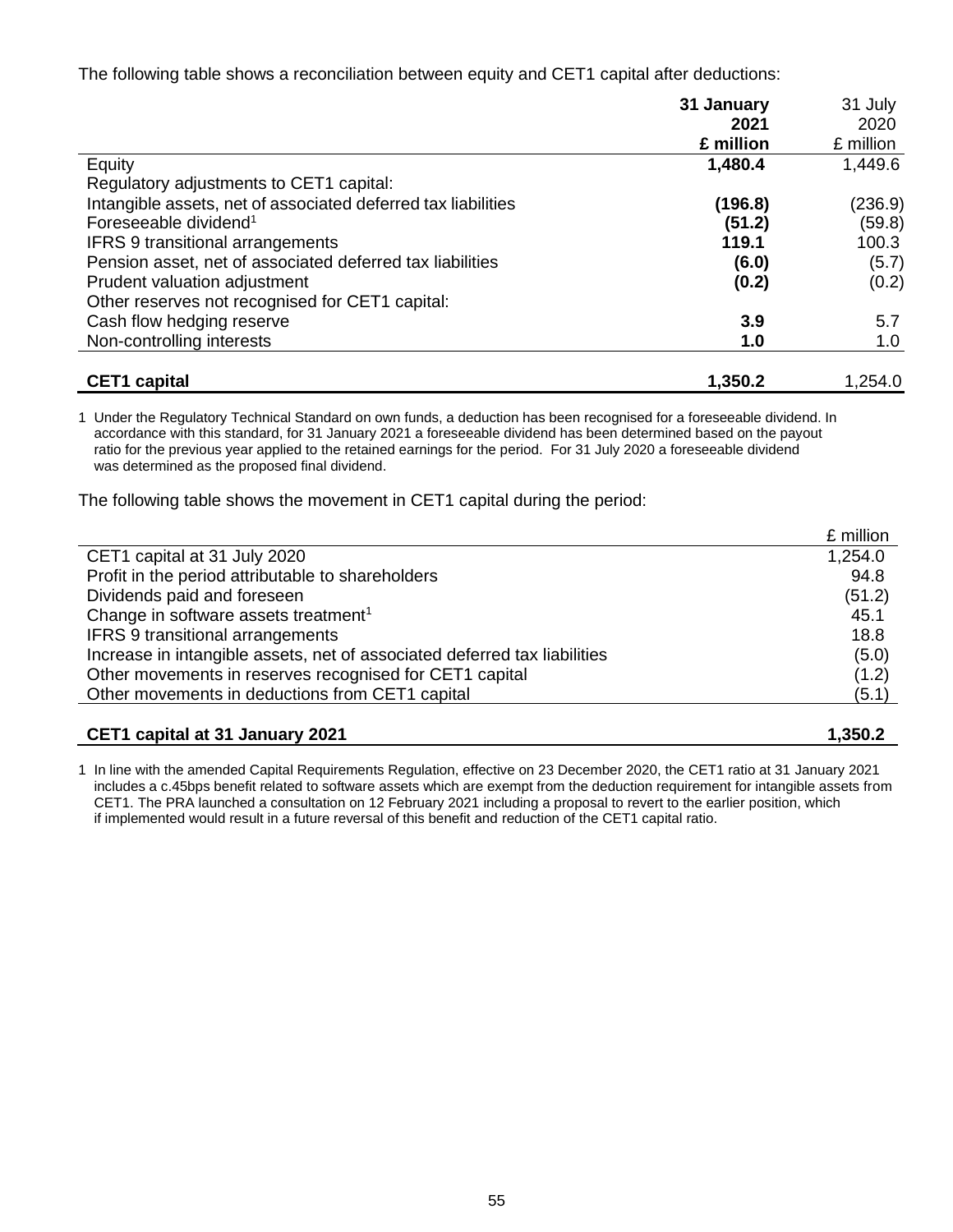The following table shows a reconciliation between equity and CET1 capital after deductions:

| | **31 January 2021 £ million** | 31 July 2020 £ million |
|---|---|---|
| Equity | **1,480.4** | 1,449.6 |
| Regulatory adjustments to CET1 capital: | | |
| Intangible assets, net of associated deferred tax liabilities | **(196.8)** | (236.9) |
| Foreseeable dividend[1] | **(51.2)** | (59.8) |
| IFRS 9 transitional arrangements | **119.1** | 100.3 |
| Pension asset, net of associated deferred tax liabilities | **(6.0)** | (5.7) |
| Prudent valuation adjustment | **(0.2)** | (0.2) |
| Other reserves not recognised for CET1 capital: | | |
| Cash flow hedging reserve | **3.9** | 5.7 |
| Non-controlling interests | **1.0** | 1.0 |
| **CET1 capital** | **1,350.2** | 1,254.0 |

1 Under the Regulatory Technical Standard on own funds, a deduction has been recognised for a foreseeable dividend. In accordance with this standard, for 31 January 2021 a foreseeable dividend has been determined based on the payout ratio for the previous year applied to the retained earnings for the period. For 31 July 2020 a foreseeable dividend was determined as the proposed final dividend.

The following table shows the movement in CET1 capital during the period:

| | £ million |
|---|---|
| CET1 capital at 31 July 2020 | 1,254.0 |
| Profit in the period attributable to shareholders | 94.8 |
| Dividends paid and foreseen | (51.2) |
| Change in software assets treatment[1] | 45.1 |
| IFRS 9 transitional arrangements | 18.8 |
| Increase in intangible assets, net of associated deferred tax liabilities | (5.0) |
| Other movements in reserves recognised for CET1 capital | (1.2) |
| Other movements in deductions from CET1 capital | (5.1) |
| **CET1 capital at 31 January 2021** | **1,350.2** |

1 In line with the amended Capital Requirements Regulation, effective on 23 December 2020, the CET1 ratio at 31 January 2021 includes a c.45bps benefit related to software assets which are exempt from the deduction requirement for intangible assets from CET1. The PRA launched a consultation on 12 February 2021 including a proposal to revert to the earlier position, which if implemented would result in a future reversal of this benefit and reduction of the CET1 capital ratio.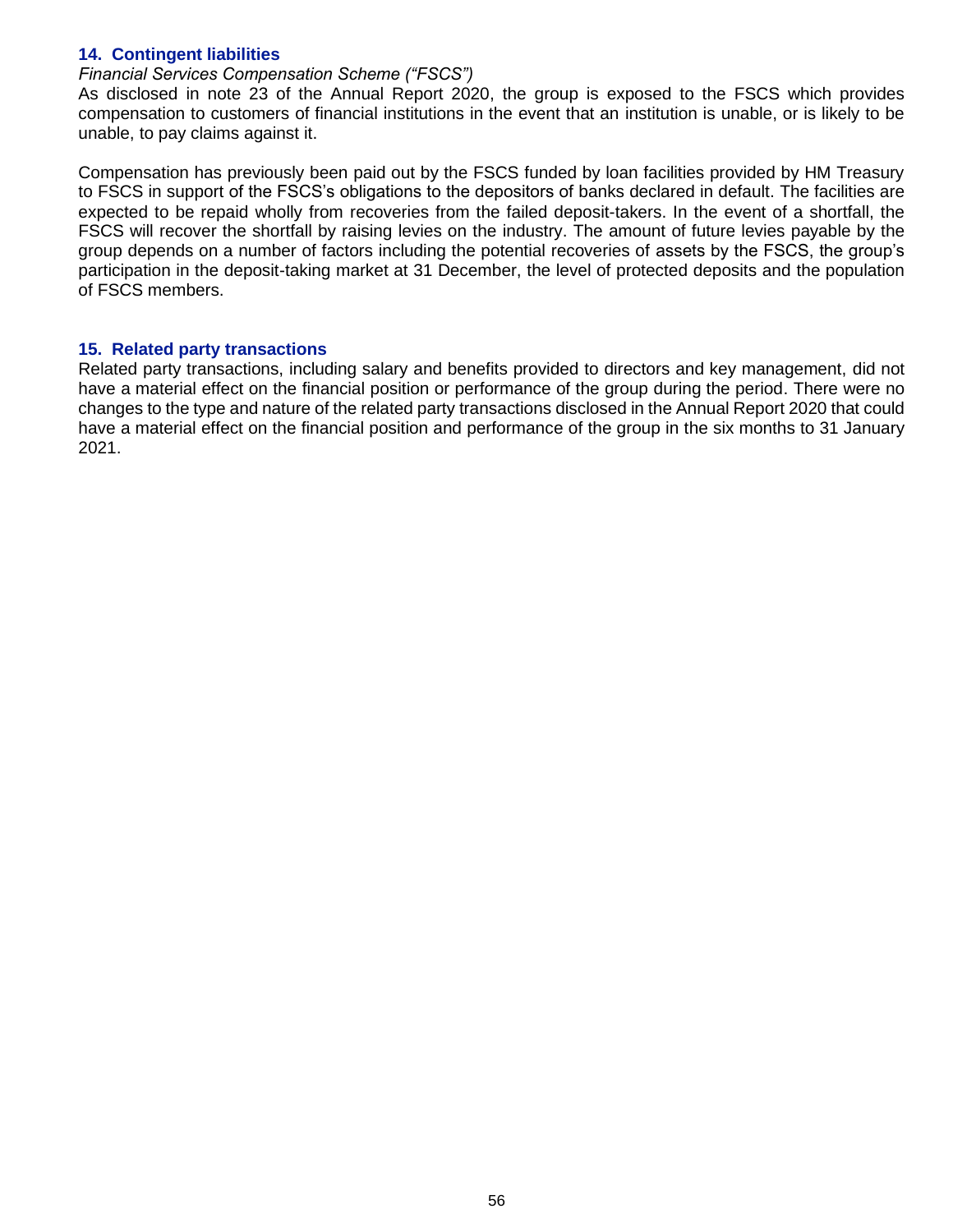## 14. Contingent liabilities

*Financial Services Compensation Scheme ("FSCS")*

As disclosed in note 23 of the Annual Report 2020, the group is exposed to the FSCS which provides compensation to customers of financial institutions in the event that an institution is unable, or is likely to be unable, to pay claims against it.

Compensation has previously been paid out by the FSCS funded by loan facilities provided by HM Treasury to FSCS in support of the FSCS's obligations to the depositors of banks declared in default. The facilities are expected to be repaid wholly from recoveries from the failed deposit-takers. In the event of a shortfall, the FSCS will recover the shortfall by raising levies on the industry. The amount of future levies payable by the group depends on a number of factors including the potential recoveries of assets by the FSCS, the group's participation in the deposit-taking market at 31 December, the level of protected deposits and the population of FSCS members.

## 15. Related party transactions

Related party transactions, including salary and benefits provided to directors and key management, did not have a material effect on the financial position or performance of the group during the period. There were no changes to the type and nature of the related party transactions disclosed in the Annual Report 2020 that could have a material effect on the financial position and performance of the group in the six months to 31 January 2021.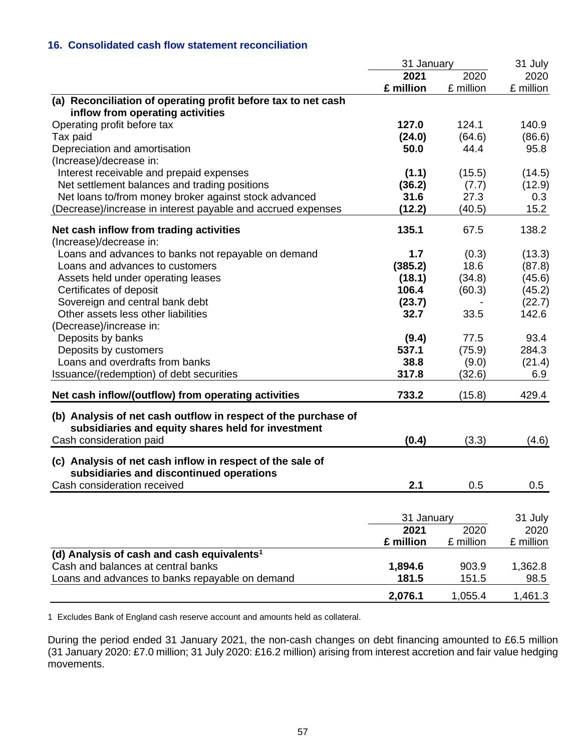## 16. Consolidated cash flow statement reconciliation

| | 31 January | | 31 July |
|---|---|---|---|
| | **2021** | 2020 | 2020 |
| | **£ million** | £ million | £ million |
| **(a) Reconciliation of operating profit before tax to net cash inflow from operating activities** | | | |
| Operating profit before tax | **127.0** | 124.1 | 140.9 |
| Tax paid | **(24.0)** | (64.6) | (86.6) |
| Depreciation and amortisation | **50.0** | 44.4 | 95.8 |
| (Increase)/decrease in: | | | |
| Interest receivable and prepaid expenses | **(1.1)** | (15.5) | (14.5) |
| Net settlement balances and trading positions | **(36.2)** | (7.7) | (12.9) |
| Net loans to/from money broker against stock advanced | **31.6** | 27.3 | 0.3 |
| (Decrease)/increase in interest payable and accrued expenses | **(12.2)** | (40.5) | 15.2 |
| **Net cash inflow from trading activities** | **135.1** | 67.5 | 138.2 |
| (Increase)/decrease in: | | | |
| Loans and advances to banks not repayable on demand | **1.7** | (0.3) | (13.3) |
| Loans and advances to customers | **(385.2)** | 18.6 | (87.8) |
| Assets held under operating leases | **(18.1)** | (34.8) | (45.6) |
| Certificates of deposit | **106.4** | (60.3) | (45.2) |
| Sovereign and central bank debt | **(23.7)** | - | (22.7) |
| Other assets less other liabilities | **32.7** | 33.5 | 142.6 |
| (Decrease)/increase in: | | | |
| Deposits by banks | **(9.4)** | 77.5 | 93.4 |
| Deposits by customers | **537.1** | (75.9) | 284.3 |
| Loans and overdrafts from banks | **38.8** | (9.0) | (21.4) |
| Issuance/(redemption) of debt securities | **317.8** | (32.6) | 6.9 |
| **Net cash inflow/(outflow) from operating activities** | **733.2** | (15.8) | 429.4 |
| **(b) Analysis of net cash outflow in respect of the purchase of subsidiaries and equity shares held for investment** | | | |
| Cash consideration paid | **(0.4)** | (3.3) | (4.6) |
| **(c) Analysis of net cash inflow in respect of the sale of subsidiaries and discontinued operations** | | | |
| Cash consideration received | **2.1** | 0.5 | 0.5 |

| | 31 January | | 31 July |
|---|---|---|---|
| | **2021** | 2020 | 2020 |
| | **£ million** | £ million | £ million |
| **(d) Analysis of cash and cash equivalents[1]** | | | |
| Cash and balances at central banks | **1,894.6** | 903.9 | 1,362.8 |
| Loans and advances to banks repayable on demand | **181.5** | 151.5 | 98.5 |
| | **2,076.1** | 1,055.4 | 1,461.3 |

1 Excludes Bank of England cash reserve account and amounts held as collateral.

During the period ended 31 January 2021, the non-cash changes on debt financing amounted to £6.5 million (31 January 2020: £7.0 million; 31 July 2020: £16.2 million) arising from interest accretion and fair value hedging movements.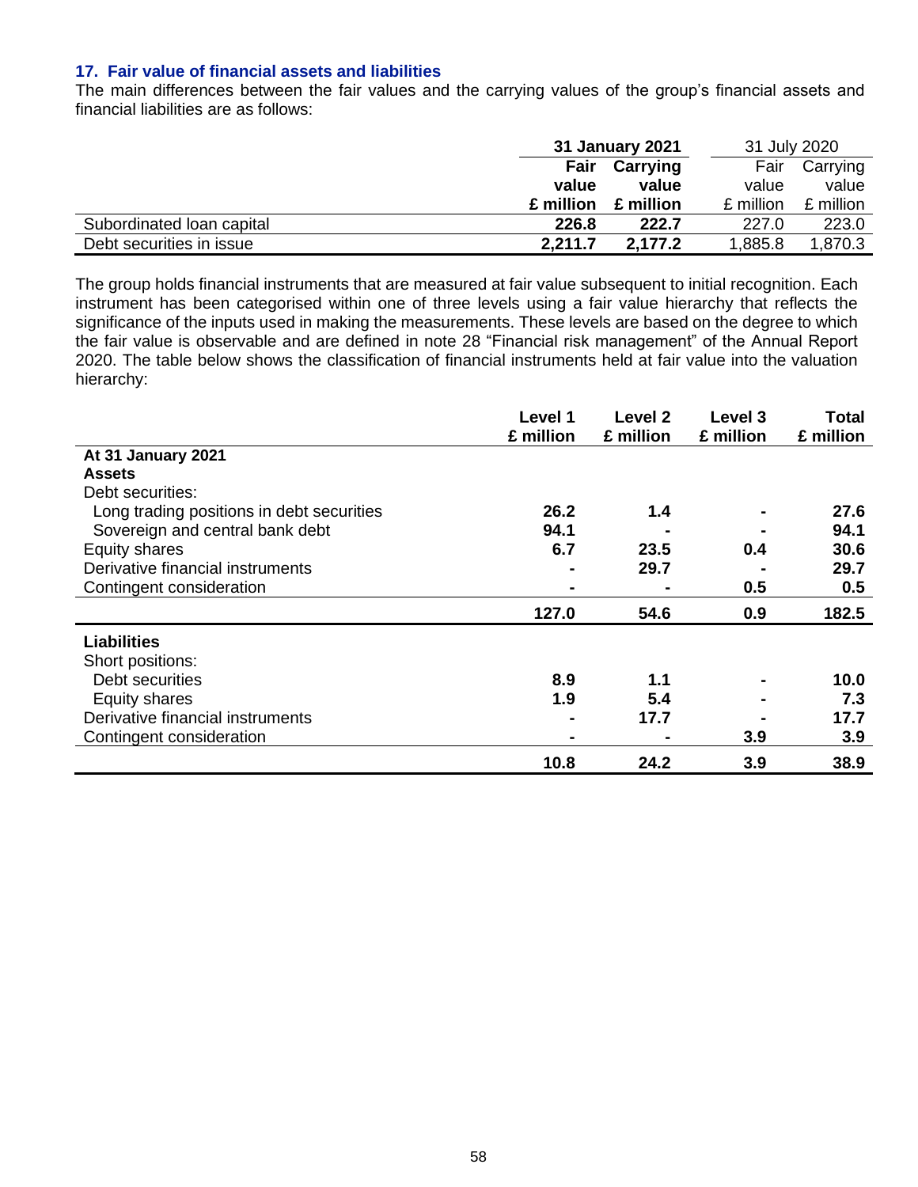### 17. Fair value of financial assets and liabilities

The main differences between the fair values and the carrying values of the group's financial assets and financial liabilities are as follows:

| | **31 January 2021** | | 31 July 2020 | |
|---|---|---|---|---|
| | **Fair value £ million** | **Carrying value £ million** | Fair value £ million | Carrying value £ million |
| Subordinated loan capital | **226.8** | **222.7** | 227.0 | 223.0 |
| Debt securities in issue | **2,211.7** | **2,177.2** | 1,885.8 | 1,870.3 |

The group holds financial instruments that are measured at fair value subsequent to initial recognition. Each instrument has been categorised within one of three levels using a fair value hierarchy that reflects the significance of the inputs used in making the measurements. These levels are based on the degree to which the fair value is observable and are defined in note 28 "Financial risk management" of the Annual Report 2020. The table below shows the classification of financial instruments held at fair value into the valuation hierarchy:

| | **Level 1 £ million** | **Level 2 £ million** | **Level 3 £ million** | **Total £ million** |
|---|---|---|---|---|
| **At 31 January 2021** | | | | |
| **Assets** | | | | |
| Debt securities: | | | | |
| Long trading positions in debt securities | **26.2** | **1.4** | **-** | **27.6** |
| Sovereign and central bank debt | **94.1** | **-** | **-** | **94.1** |
| Equity shares | **6.7** | **23.5** | **0.4** | **30.6** |
| Derivative financial instruments | **-** | **29.7** | **-** | **29.7** |
| Contingent consideration | **-** | **-** | **0.5** | **0.5** |
| | **127.0** | **54.6** | **0.9** | **182.5** |
| **Liabilities** | | | | |
| Short positions: | | | | |
| Debt securities | **8.9** | **1.1** | **-** | **10.0** |
| Equity shares | **1.9** | **5.4** | **-** | **7.3** |
| Derivative financial instruments | **-** | **17.7** | **-** | **17.7** |
| Contingent consideration | **-** | **-** | **3.9** | **3.9** |
| | **10.8** | **24.2** | **3.9** | **38.9** |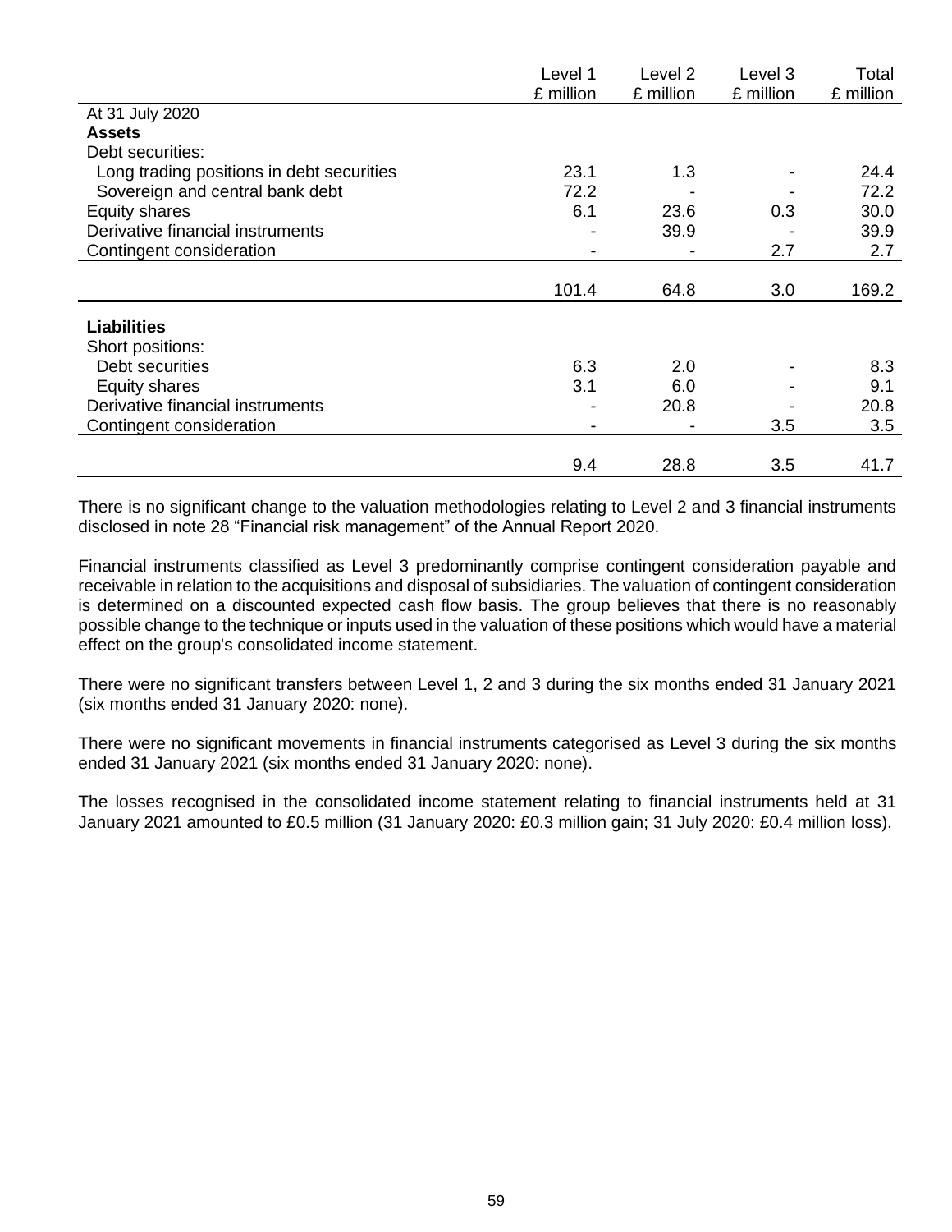| | Level 1 £ million | Level 2 £ million | Level 3 £ million | Total £ million |
|---|---|---|---|---|
| At 31 July 2020 | | | | |
| **Assets** | | | | |
| Debt securities: | | | | |
| Long trading positions in debt securities | 23.1 | 1.3 | - | 24.4 |
| Sovereign and central bank debt | 72.2 | - | - | 72.2 |
| Equity shares | 6.1 | 23.6 | 0.3 | 30.0 |
| Derivative financial instruments | - | 39.9 | - | 39.9 |
| Contingent consideration | - | - | 2.7 | 2.7 |
| | 101.4 | 64.8 | 3.0 | 169.2 |
| **Liabilities** | | | | |
| Short positions: | | | | |
| Debt securities | 6.3 | 2.0 | - | 8.3 |
| Equity shares | 3.1 | 6.0 | - | 9.1 |
| Derivative financial instruments | - | 20.8 | - | 20.8 |
| Contingent consideration | - | - | 3.5 | 3.5 |
| | 9.4 | 28.8 | 3.5 | 41.7 |

There is no significant change to the valuation methodologies relating to Level 2 and 3 financial instruments disclosed in note 28 "Financial risk management" of the Annual Report 2020.

Financial instruments classified as Level 3 predominantly comprise contingent consideration payable and receivable in relation to the acquisitions and disposal of subsidiaries. The valuation of contingent consideration is determined on a discounted expected cash flow basis. The group believes that there is no reasonably possible change to the technique or inputs used in the valuation of these positions which would have a material effect on the group's consolidated income statement.

There were no significant transfers between Level 1, 2 and 3 during the six months ended 31 January 2021 (six months ended 31 January 2020: none).

There were no significant movements in financial instruments categorised as Level 3 during the six months ended 31 January 2021 (six months ended 31 January 2020: none).

The losses recognised in the consolidated income statement relating to financial instruments held at 31 January 2021 amounted to £0.5 million (31 January 2020: £0.3 million gain; 31 July 2020: £0.4 million loss).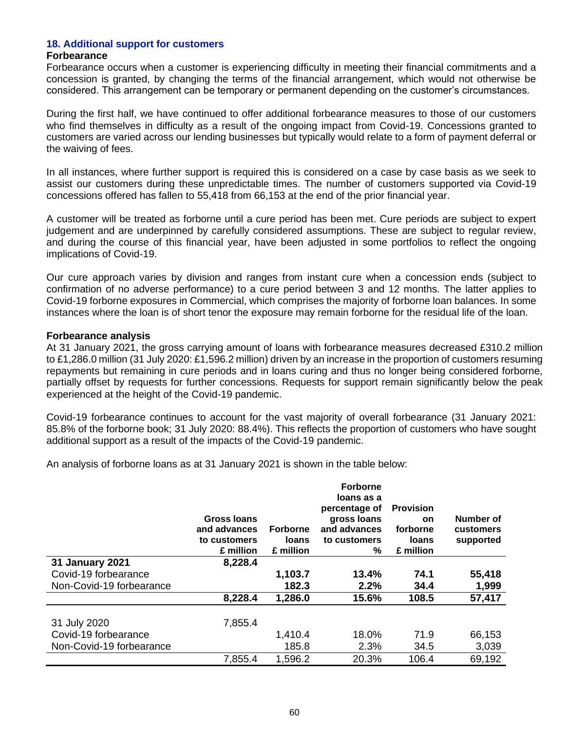## 18. Additional support for customers

### Forbearance

Forbearance occurs when a customer is experiencing difficulty in meeting their financial commitments and a concession is granted, by changing the terms of the financial arrangement, which would not otherwise be considered. This arrangement can be temporary or permanent depending on the customer's circumstances.

During the first half, we have continued to offer additional forbearance measures to those of our customers who find themselves in difficulty as a result of the ongoing impact from Covid-19. Concessions granted to customers are varied across our lending businesses but typically would relate to a form of payment deferral or the waiving of fees.

In all instances, where further support is required this is considered on a case by case basis as we seek to assist our customers during these unpredictable times. The number of customers supported via Covid-19 concessions offered has fallen to 55,418 from 66,153 at the end of the prior financial year.

A customer will be treated as forborne until a cure period has been met. Cure periods are subject to expert judgement and are underpinned by carefully considered assumptions. These are subject to regular review, and during the course of this financial year, have been adjusted in some portfolios to reflect the ongoing implications of Covid-19.

Our cure approach varies by division and ranges from instant cure when a concession ends (subject to confirmation of no adverse performance) to a cure period between 3 and 12 months. The latter applies to Covid-19 forborne exposures in Commercial, which comprises the majority of forborne loan balances. In some instances where the loan is of short tenor the exposure may remain forborne for the residual life of the loan.

### Forbearance analysis

At 31 January 2021, the gross carrying amount of loans with forbearance measures decreased £310.2 million to £1,286.0 million (31 July 2020: £1,596.2 million) driven by an increase in the proportion of customers resuming repayments but remaining in cure periods and in loans curing and thus no longer being considered forborne, partially offset by requests for further concessions. Requests for support remain significantly below the peak experienced at the height of the Covid-19 pandemic.

Covid-19 forbearance continues to account for the vast majority of overall forbearance (31 January 2021: 85.8% of the forborne book; 31 July 2020: 88.4%). This reflects the proportion of customers who have sought additional support as a result of the impacts of the Covid-19 pandemic.

An analysis of forborne loans as at 31 January 2021 is shown in the table below:

| | Gross loans and advances to customers £ million | Forborne loans £ million | Forborne loans as a percentage of gross loans and advances to customers % | Provision on forborne loans £ million | Number of customers supported |
|---|---|---|---|---|---|
| **31 January 2021** | **8,228.4** | | | | |
| Covid-19 forbearance | | **1,103.7** | **13.4%** | **74.1** | **55,418** |
| Non-Covid-19 forbearance | | **182.3** | **2.2%** | **34.4** | **1,999** |
| | **8,228.4** | **1,286.0** | **15.6%** | **108.5** | **57,417** |
| | | | | | |
| 31 July 2020 | 7,855.4 | | | | |
| Covid-19 forbearance | | 1,410.4 | 18.0% | 71.9 | 66,153 |
| Non-Covid-19 forbearance | | 185.8 | 2.3% | 34.5 | 3,039 |
| | 7,855.4 | 1,596.2 | 20.3% | 106.4 | 69,192 |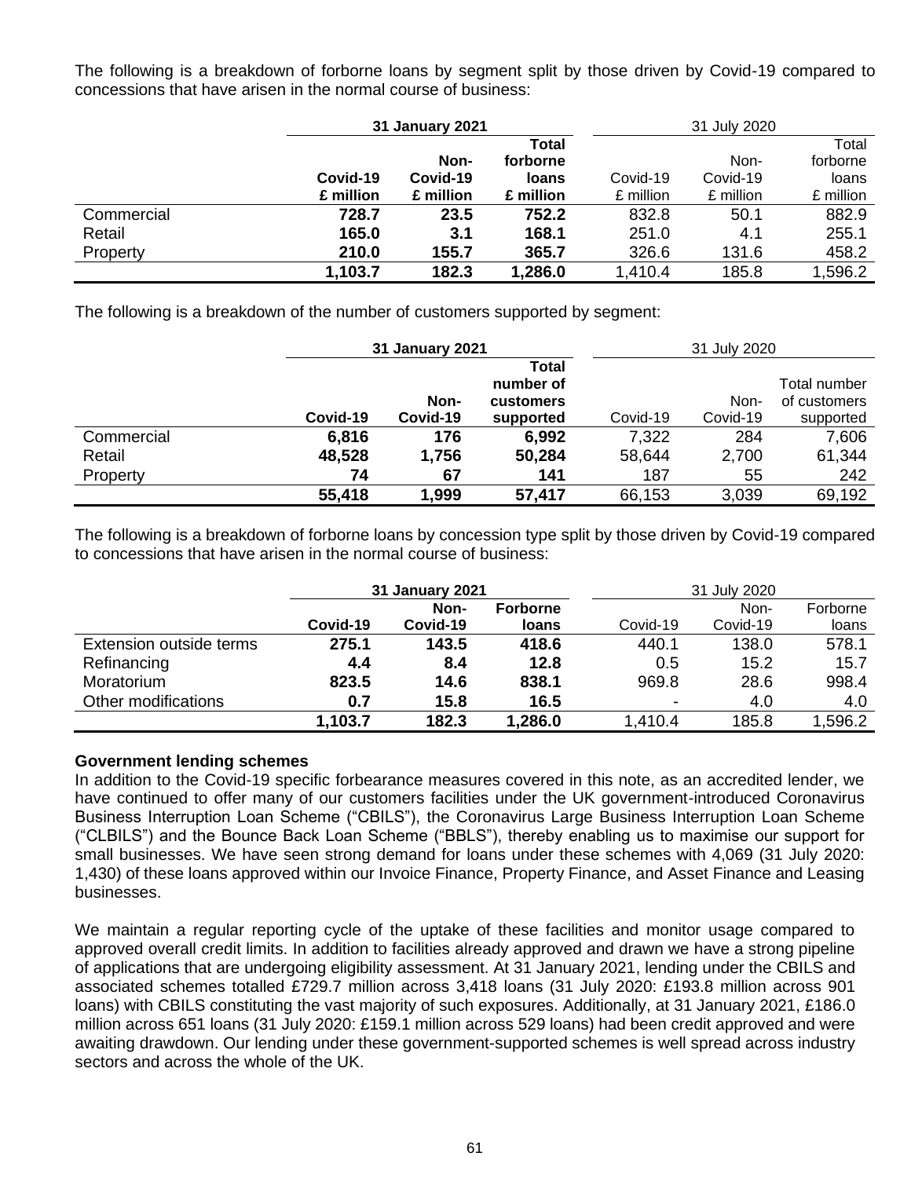The following is a breakdown of forborne loans by segment split by those driven by Covid-19 compared to concessions that have arisen in the normal course of business:

| | **31 January 2021** | | | 31 July 2020 | | |
|---|---|---|---|---|---|---|
| | **Covid-19 £ million** | **Non-Covid-19 £ million** | **Total forborne loans £ million** | Covid-19 £ million | Non-Covid-19 £ million | Total forborne loans £ million |
| Commercial | **728.7** | **23.5** | **752.2** | 832.8 | 50.1 | 882.9 |
| Retail | **165.0** | **3.1** | **168.1** | 251.0 | 4.1 | 255.1 |
| Property | **210.0** | **155.7** | **365.7** | 326.6 | 131.6 | 458.2 |
| | **1,103.7** | **182.3** | **1,286.0** | 1,410.4 | 185.8 | 1,596.2 |

The following is a breakdown of the number of customers supported by segment:

| | **31 January 2021** | | | 31 July 2020 | | |
|---|---|---|---|---|---|---|
| | **Covid-19** | **Non-Covid-19** | **Total number of customers supported** | Covid-19 | Non-Covid-19 | Total number of customers supported |
| Commercial | **6,816** | **176** | **6,992** | 7,322 | 284 | 7,606 |
| Retail | **48,528** | **1,756** | **50,284** | 58,644 | 2,700 | 61,344 |
| Property | **74** | **67** | **141** | 187 | 55 | 242 |
| | **55,418** | **1,999** | **57,417** | 66,153 | 3,039 | 69,192 |

The following is a breakdown of forborne loans by concession type split by those driven by Covid-19 compared to concessions that have arisen in the normal course of business:

| | **31 January 2021** | | | 31 July 2020 | | |
|---|---|---|---|---|---|---|
| | **Covid-19** | **Non-Covid-19** | **Forborne loans** | Covid-19 | Non-Covid-19 | Forborne loans |
| Extension outside terms | **275.1** | **143.5** | **418.6** | 440.1 | 138.0 | 578.1 |
| Refinancing | **4.4** | **8.4** | **12.8** | 0.5 | 15.2 | 15.7 |
| Moratorium | **823.5** | **14.6** | **838.1** | 969.8 | 28.6 | 998.4 |
| Other modifications | **0.7** | **15.8** | **16.5** | - | 4.0 | 4.0 |
| | **1,103.7** | **182.3** | **1,286.0** | 1,410.4 | 185.8 | 1,596.2 |

**Government lending schemes**

In addition to the Covid-19 specific forbearance measures covered in this note, as an accredited lender, we have continued to offer many of our customers facilities under the UK government-introduced Coronavirus Business Interruption Loan Scheme ("CBILS"), the Coronavirus Large Business Interruption Loan Scheme ("CLBILS") and the Bounce Back Loan Scheme ("BBLS"), thereby enabling us to maximise our support for small businesses. We have seen strong demand for loans under these schemes with 4,069 (31 July 2020: 1,430) of these loans approved within our Invoice Finance, Property Finance, and Asset Finance and Leasing businesses.

We maintain a regular reporting cycle of the uptake of these facilities and monitor usage compared to approved overall credit limits. In addition to facilities already approved and drawn we have a strong pipeline of applications that are undergoing eligibility assessment. At 31 January 2021, lending under the CBILS and associated schemes totalled £729.7 million across 3,418 loans (31 July 2020: £193.8 million across 901 loans) with CBILS constituting the vast majority of such exposures. Additionally, at 31 January 2021, £186.0 million across 651 loans (31 July 2020: £159.1 million across 529 loans) had been credit approved and were awaiting drawdown. Our lending under these government-supported schemes is well spread across industry sectors and across the whole of the UK.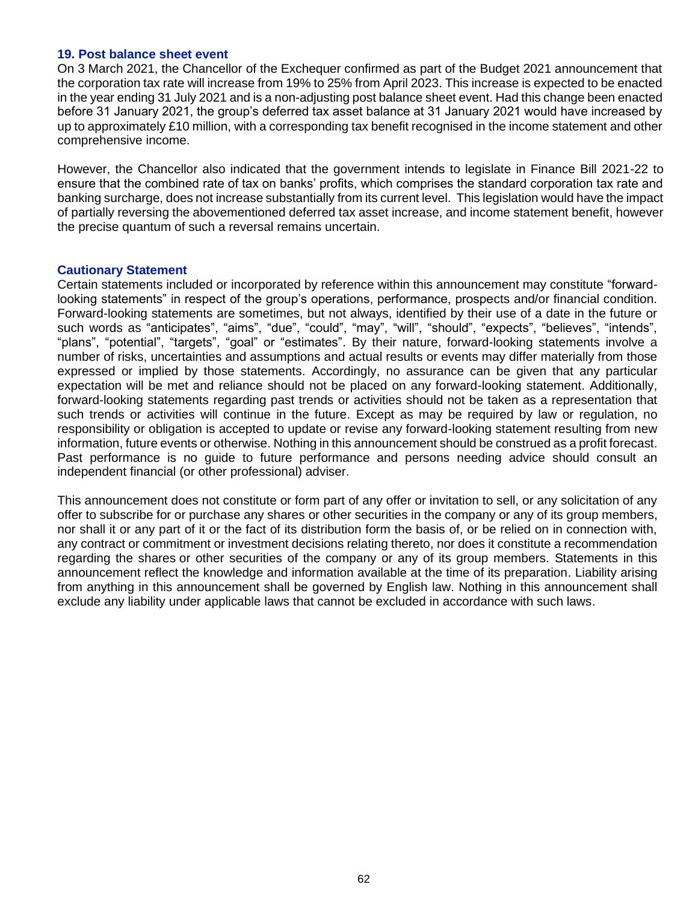## 19. Post balance sheet event

On 3 March 2021, the Chancellor of the Exchequer confirmed as part of the Budget 2021 announcement that the corporation tax rate will increase from 19% to 25% from April 2023. This increase is expected to be enacted in the year ending 31 July 2021 and is a non-adjusting post balance sheet event. Had this change been enacted before 31 January 2021, the group's deferred tax asset balance at 31 January 2021 would have increased by up to approximately £10 million, with a corresponding tax benefit recognised in the income statement and other comprehensive income.

However, the Chancellor also indicated that the government intends to legislate in Finance Bill 2021-22 to ensure that the combined rate of tax on banks' profits, which comprises the standard corporation tax rate and banking surcharge, does not increase substantially from its current level. This legislation would have the impact of partially reversing the abovementioned deferred tax asset increase, and income statement benefit, however the precise quantum of such a reversal remains uncertain.

## Cautionary Statement

Certain statements included or incorporated by reference within this announcement may constitute "forward-looking statements" in respect of the group's operations, performance, prospects and/or financial condition. Forward-looking statements are sometimes, but not always, identified by their use of a date in the future or such words as "anticipates", "aims", "due", "could", "may", "will", "should", "expects", "believes", "intends", "plans", "potential", "targets", "goal" or "estimates". By their nature, forward-looking statements involve a number of risks, uncertainties and assumptions and actual results or events may differ materially from those expressed or implied by those statements. Accordingly, no assurance can be given that any particular expectation will be met and reliance should not be placed on any forward-looking statement. Additionally, forward-looking statements regarding past trends or activities should not be taken as a representation that such trends or activities will continue in the future. Except as may be required by law or regulation, no responsibility or obligation is accepted to update or revise any forward-looking statement resulting from new information, future events or otherwise. Nothing in this announcement should be construed as a profit forecast. Past performance is no guide to future performance and persons needing advice should consult an independent financial (or other professional) adviser.

This announcement does not constitute or form part of any offer or invitation to sell, or any solicitation of any offer to subscribe for or purchase any shares or other securities in the company or any of its group members, nor shall it or any part of it or the fact of its distribution form the basis of, or be relied on in connection with, any contract or commitment or investment decisions relating thereto, nor does it constitute a recommendation regarding the shares or other securities of the company or any of its group members. Statements in this announcement reflect the knowledge and information available at the time of its preparation. Liability arising from anything in this announcement shall be governed by English law. Nothing in this announcement shall exclude any liability under applicable laws that cannot be excluded in accordance with such laws.